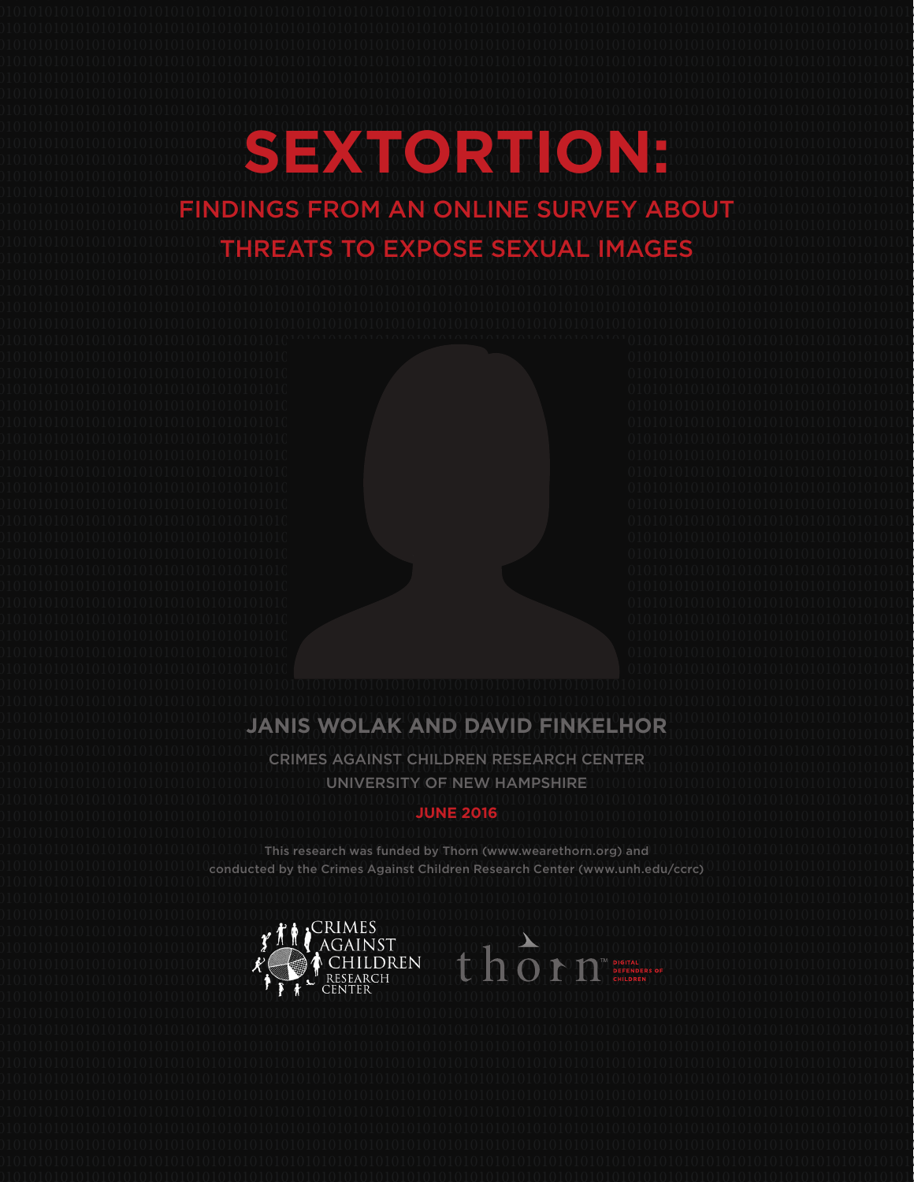# SEXTORTION:

## FINDINGS FROM AN ONLINE SURVEY ABOUT THREATS TO EXPOSE SEXUAL IMAGES

**JANIS WOLAK AND DAVID FINKELHOR**

CRIMES AGAINST CHILDREN RESEARCH CENTER
UNIVERSITY OF NEW HAMPSHIRE

**JUNE 2016**

This research was funded by Thorn (www.wearethorn.org) and conducted by the Crimes Against Children Research Center (www.unh.edu/ccrc)

CRIMES AGAINST CHILDREN RESEARCH CENTER

thorn™ DIGITAL DEFENDERS OF CHILDREN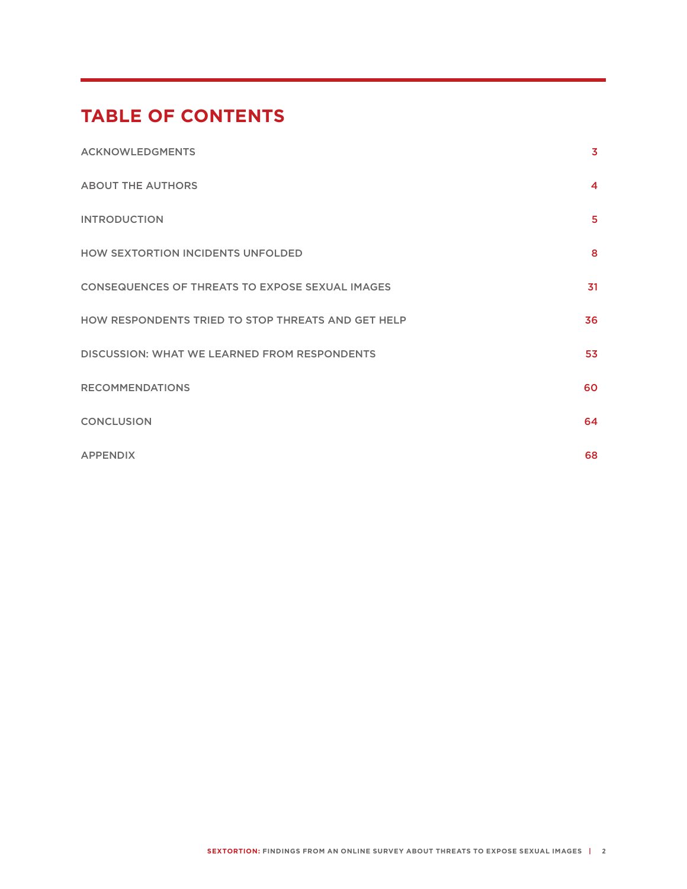# TABLE OF CONTENTS

| | |
|---|---|
| ACKNOWLEDGMENTS | 3 |
| ABOUT THE AUTHORS | 4 |
| INTRODUCTION | 5 |
| HOW SEXTORTION INCIDENTS UNFOLDED | 8 |
| CONSEQUENCES OF THREATS TO EXPOSE SEXUAL IMAGES | 31 |
| HOW RESPONDENTS TRIED TO STOP THREATS AND GET HELP | 36 |
| DISCUSSION: WHAT WE LEARNED FROM RESPONDENTS | 53 |
| RECOMMENDATIONS | 60 |
| CONCLUSION | 64 |
| APPENDIX | 68 |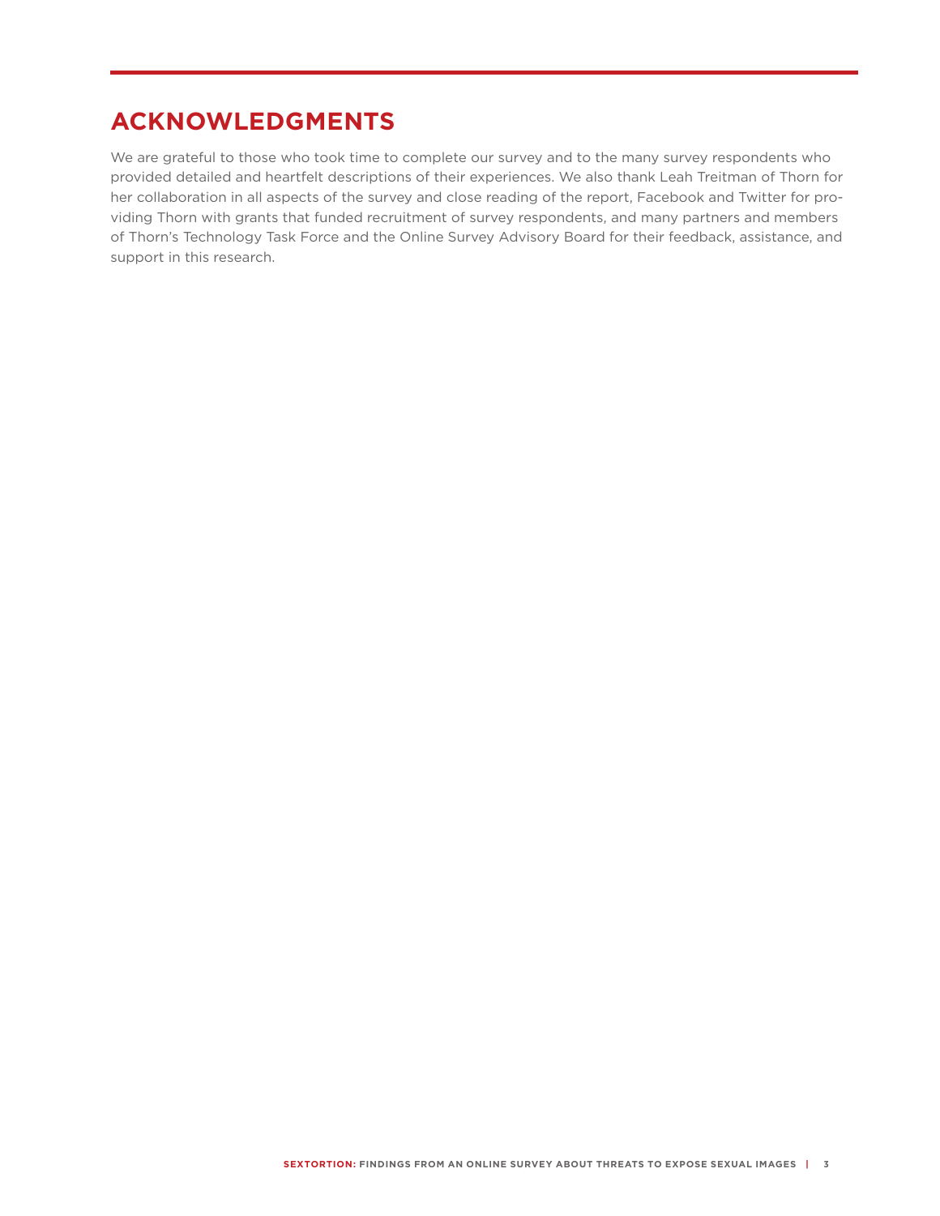# ACKNOWLEDGMENTS

We are grateful to those who took time to complete our survey and to the many survey respondents who provided detailed and heartfelt descriptions of their experiences. We also thank Leah Treitman of Thorn for her collaboration in all aspects of the survey and close reading of the report, Facebook and Twitter for providing Thorn with grants that funded recruitment of survey respondents, and many partners and members of Thorn's Technology Task Force and the Online Survey Advisory Board for their feedback, assistance, and support in this research.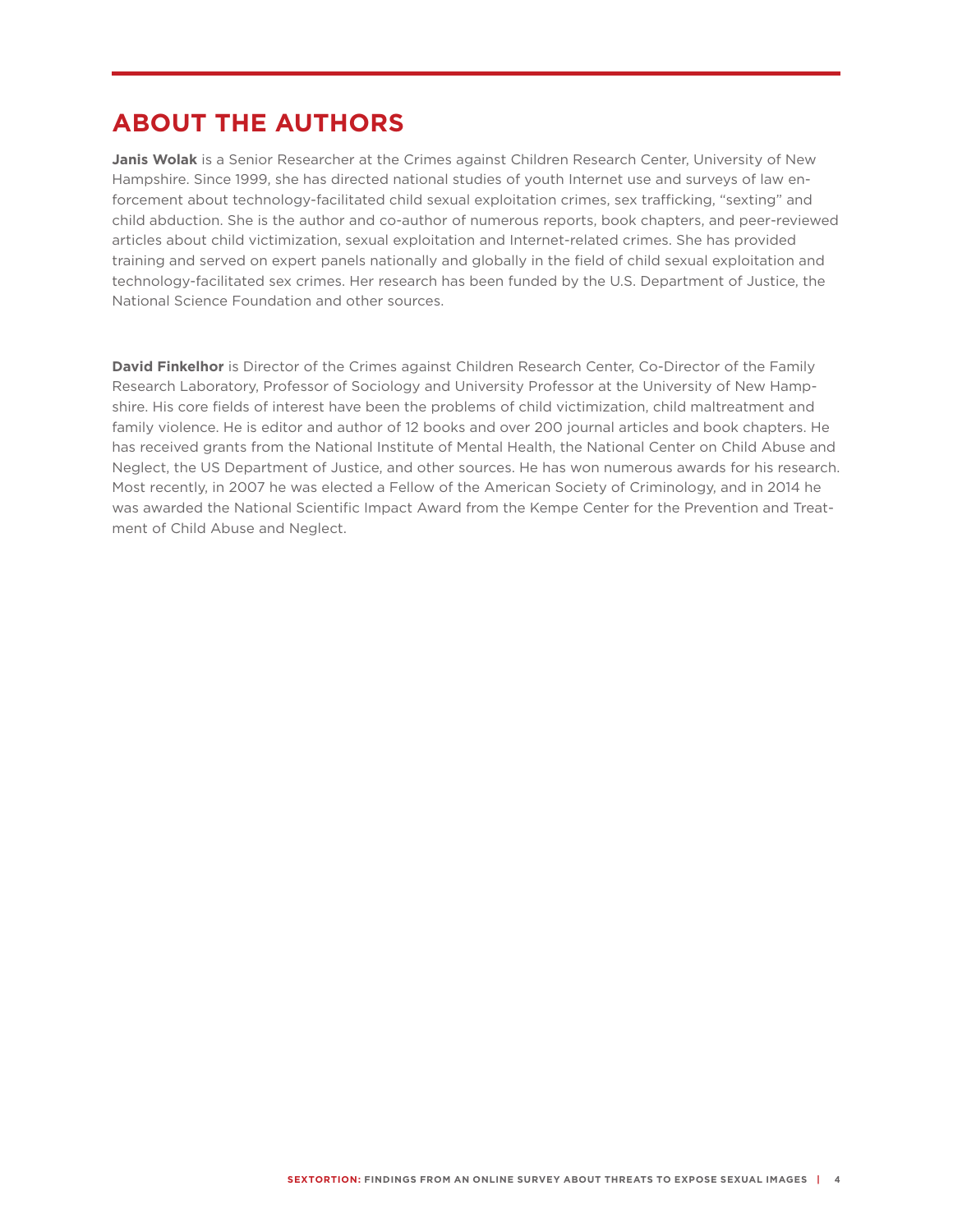## ABOUT THE AUTHORS

**Janis Wolak** is a Senior Researcher at the Crimes against Children Research Center, University of New Hampshire. Since 1999, she has directed national studies of youth Internet use and surveys of law enforcement about technology-facilitated child sexual exploitation crimes, sex trafficking, "sexting" and child abduction. She is the author and co-author of numerous reports, book chapters, and peer-reviewed articles about child victimization, sexual exploitation and Internet-related crimes. She has provided training and served on expert panels nationally and globally in the field of child sexual exploitation and technology-facilitated sex crimes. Her research has been funded by the U.S. Department of Justice, the National Science Foundation and other sources.

**David Finkelhor** is Director of the Crimes against Children Research Center, Co-Director of the Family Research Laboratory, Professor of Sociology and University Professor at the University of New Hampshire. His core fields of interest have been the problems of child victimization, child maltreatment and family violence. He is editor and author of 12 books and over 200 journal articles and book chapters. He has received grants from the National Institute of Mental Health, the National Center on Child Abuse and Neglect, the US Department of Justice, and other sources. He has won numerous awards for his research. Most recently, in 2007 he was elected a Fellow of the American Society of Criminology, and in 2014 he was awarded the National Scientific Impact Award from the Kempe Center for the Prevention and Treatment of Child Abuse and Neglect.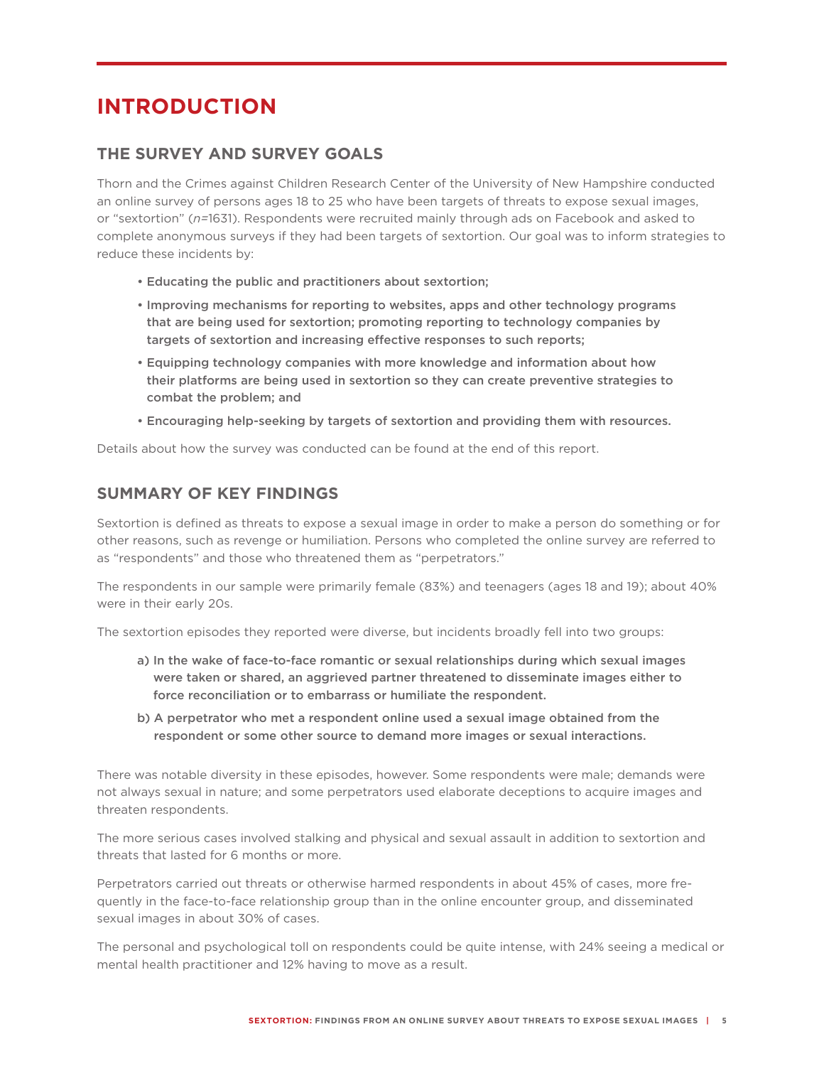# INTRODUCTION

## THE SURVEY AND SURVEY GOALS

Thorn and the Crimes against Children Research Center of the University of New Hampshire conducted an online survey of persons ages 18 to 25 who have been targets of threats to expose sexual images, or "sextortion" (*n*=1631). Respondents were recruited mainly through ads on Facebook and asked to complete anonymous surveys if they had been targets of sextortion. Our goal was to inform strategies to reduce these incidents by:

- **Educating the public and practitioners about sextortion;**
- **Improving mechanisms for reporting to websites, apps and other technology programs that are being used for sextortion; promoting reporting to technology companies by targets of sextortion and increasing effective responses to such reports;**
- **Equipping technology companies with more knowledge and information about how their platforms are being used in sextortion so they can create preventive strategies to combat the problem; and**
- **Encouraging help-seeking by targets of sextortion and providing them with resources.**

Details about how the survey was conducted can be found at the end of this report.

## SUMMARY OF KEY FINDINGS

Sextortion is defined as threats to expose a sexual image in order to make a person do something or for other reasons, such as revenge or humiliation. Persons who completed the online survey are referred to as "respondents" and those who threatened them as "perpetrators."

The respondents in our sample were primarily female (83%) and teenagers (ages 18 and 19); about 40% were in their early 20s.

The sextortion episodes they reported were diverse, but incidents broadly fell into two groups:

a) **In the wake of face-to-face romantic or sexual relationships during which sexual images were taken or shared, an aggrieved partner threatened to disseminate images either to force reconciliation or to embarrass or humiliate the respondent.**

b) **A perpetrator who met a respondent online used a sexual image obtained from the respondent or some other source to demand more images or sexual interactions.**

There was notable diversity in these episodes, however. Some respondents were male; demands were not always sexual in nature; and some perpetrators used elaborate deceptions to acquire images and threaten respondents.

The more serious cases involved stalking and physical and sexual assault in addition to sextortion and threats that lasted for 6 months or more.

Perpetrators carried out threats or otherwise harmed respondents in about 45% of cases, more frequently in the face-to-face relationship group than in the online encounter group, and disseminated sexual images in about 30% of cases.

The personal and psychological toll on respondents could be quite intense, with 24% seeing a medical or mental health practitioner and 12% having to move as a result.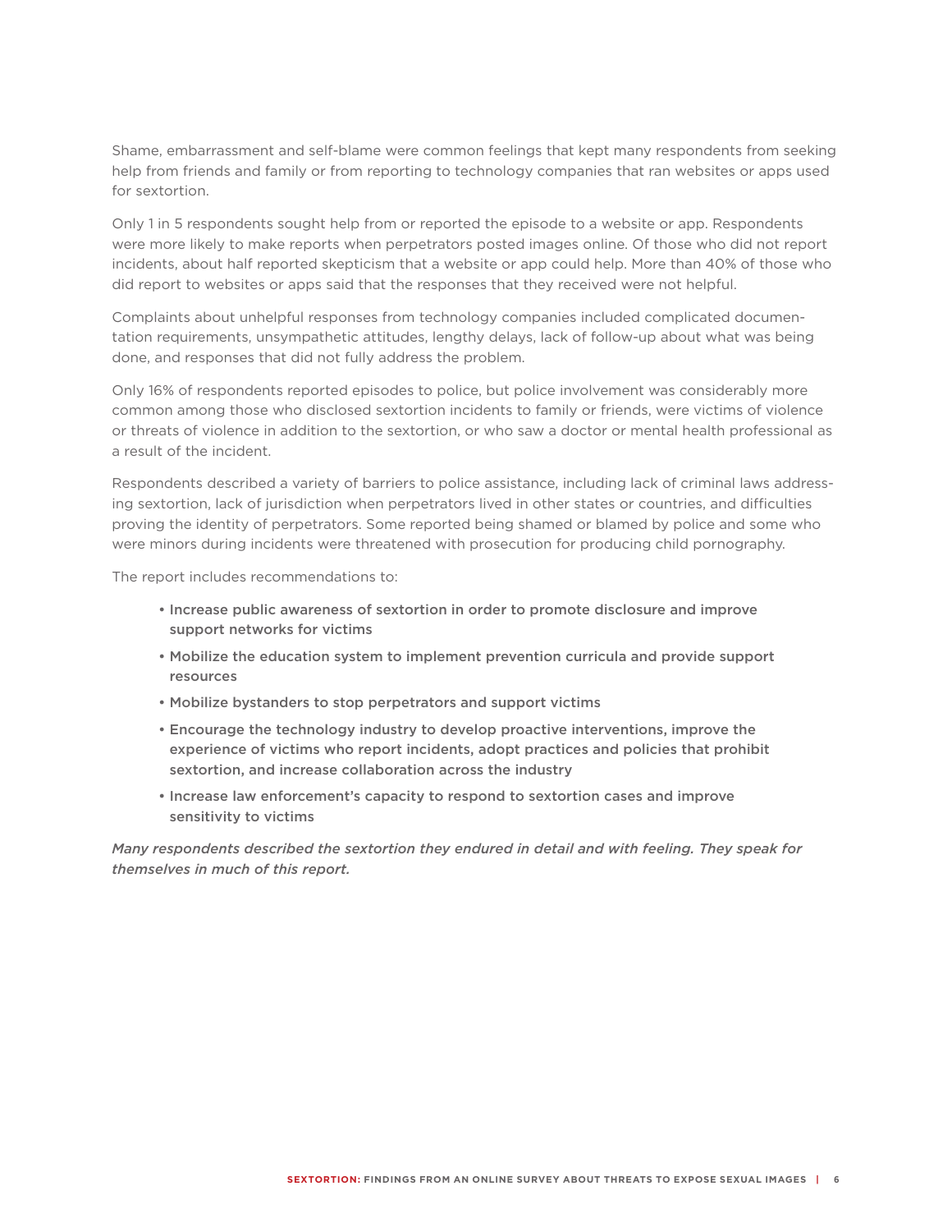Shame, embarrassment and self-blame were common feelings that kept many respondents from seeking help from friends and family or from reporting to technology companies that ran websites or apps used for sextortion.

Only 1 in 5 respondents sought help from or reported the episode to a website or app. Respondents were more likely to make reports when perpetrators posted images online. Of those who did not report incidents, about half reported skepticism that a website or app could help. More than 40% of those who did report to websites or apps said that the responses that they received were not helpful.

Complaints about unhelpful responses from technology companies included complicated documentation requirements, unsympathetic attitudes, lengthy delays, lack of follow-up about what was being done, and responses that did not fully address the problem.

Only 16% of respondents reported episodes to police, but police involvement was considerably more common among those who disclosed sextortion incidents to family or friends, were victims of violence or threats of violence in addition to the sextortion, or who saw a doctor or mental health professional as a result of the incident.

Respondents described a variety of barriers to police assistance, including lack of criminal laws addressing sextortion, lack of jurisdiction when perpetrators lived in other states or countries, and difficulties proving the identity of perpetrators. Some reported being shamed or blamed by police and some who were minors during incidents were threatened with prosecution for producing child pornography.

The report includes recommendations to:

- Increase public awareness of sextortion in order to promote disclosure and improve support networks for victims
- Mobilize the education system to implement prevention curricula and provide support resources
- Mobilize bystanders to stop perpetrators and support victims
- Encourage the technology industry to develop proactive interventions, improve the experience of victims who report incidents, adopt practices and policies that prohibit sextortion, and increase collaboration across the industry
- Increase law enforcement's capacity to respond to sextortion cases and improve sensitivity to victims

*Many respondents described the sextortion they endured in detail and with feeling. They speak for themselves in much of this report.*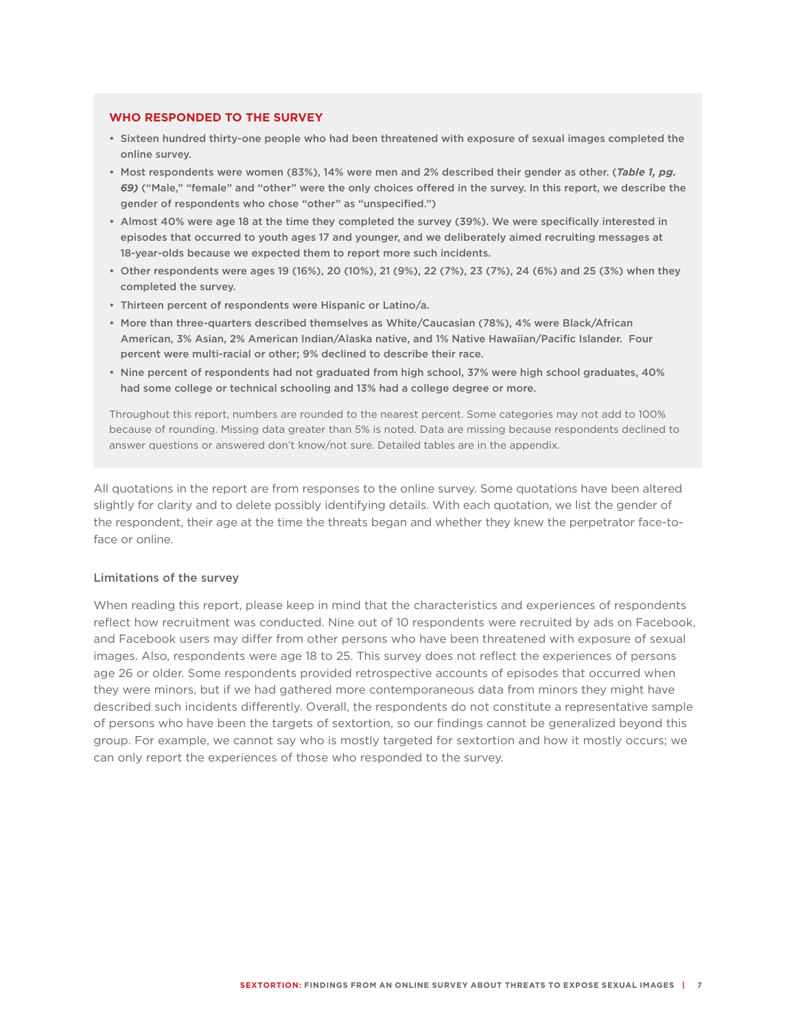## WHO RESPONDED TO THE SURVEY

- **Sixteen hundred thirty-one people who had been threatened with exposure of sexual images completed the online survey.**
- **Most respondents were women (83%), 14% were men and 2% described their gender as other. (*Table 1, pg. 69*) ("Male," "female" and "other" were the only choices offered in the survey. In this report, we describe the gender of respondents who chose "other" as "unspecified.")**
- **Almost 40% were age 18 at the time they completed the survey (39%). We were specifically interested in episodes that occurred to youth ages 17 and younger, and we deliberately aimed recruiting messages at 18-year-olds because we expected them to report more such incidents.**
- **Other respondents were ages 19 (16%), 20 (10%), 21 (9%), 22 (7%), 23 (7%), 24 (6%) and 25 (3%) when they completed the survey.**
- **Thirteen percent of respondents were Hispanic or Latino/a.**
- **More than three-quarters described themselves as White/Caucasian (78%), 4% were Black/African American, 3% Asian, 2% American Indian/Alaska native, and 1% Native Hawaiian/Pacific Islander. Four percent were multi-racial or other; 9% declined to describe their race.**
- **Nine percent of respondents had not graduated from high school, 37% were high school graduates, 40% had some college or technical schooling and 13% had a college degree or more.**

Throughout this report, numbers are rounded to the nearest percent. Some categories may not add to 100% because of rounding. Missing data greater than 5% is noted. Data are missing because respondents declined to answer questions or answered don't know/not sure. Detailed tables are in the appendix.

All quotations in the report are from responses to the online survey. Some quotations have been altered slightly for clarity and to delete possibly identifying details. With each quotation, we list the gender of the respondent, their age at the time the threats began and whether they knew the perpetrator face-to-face or online.

### Limitations of the survey

When reading this report, please keep in mind that the characteristics and experiences of respondents reflect how recruitment was conducted. Nine out of 10 respondents were recruited by ads on Facebook, and Facebook users may differ from other persons who have been threatened with exposure of sexual images. Also, respondents were age 18 to 25. This survey does not reflect the experiences of persons age 26 or older. Some respondents provided retrospective accounts of episodes that occurred when they were minors, but if we had gathered more contemporaneous data from minors they might have described such incidents differently. Overall, the respondents do not constitute a representative sample of persons who have been the targets of sextortion, so our findings cannot be generalized beyond this group. For example, we cannot say who is mostly targeted for sextortion and how it mostly occurs; we can only report the experiences of those who responded to the survey.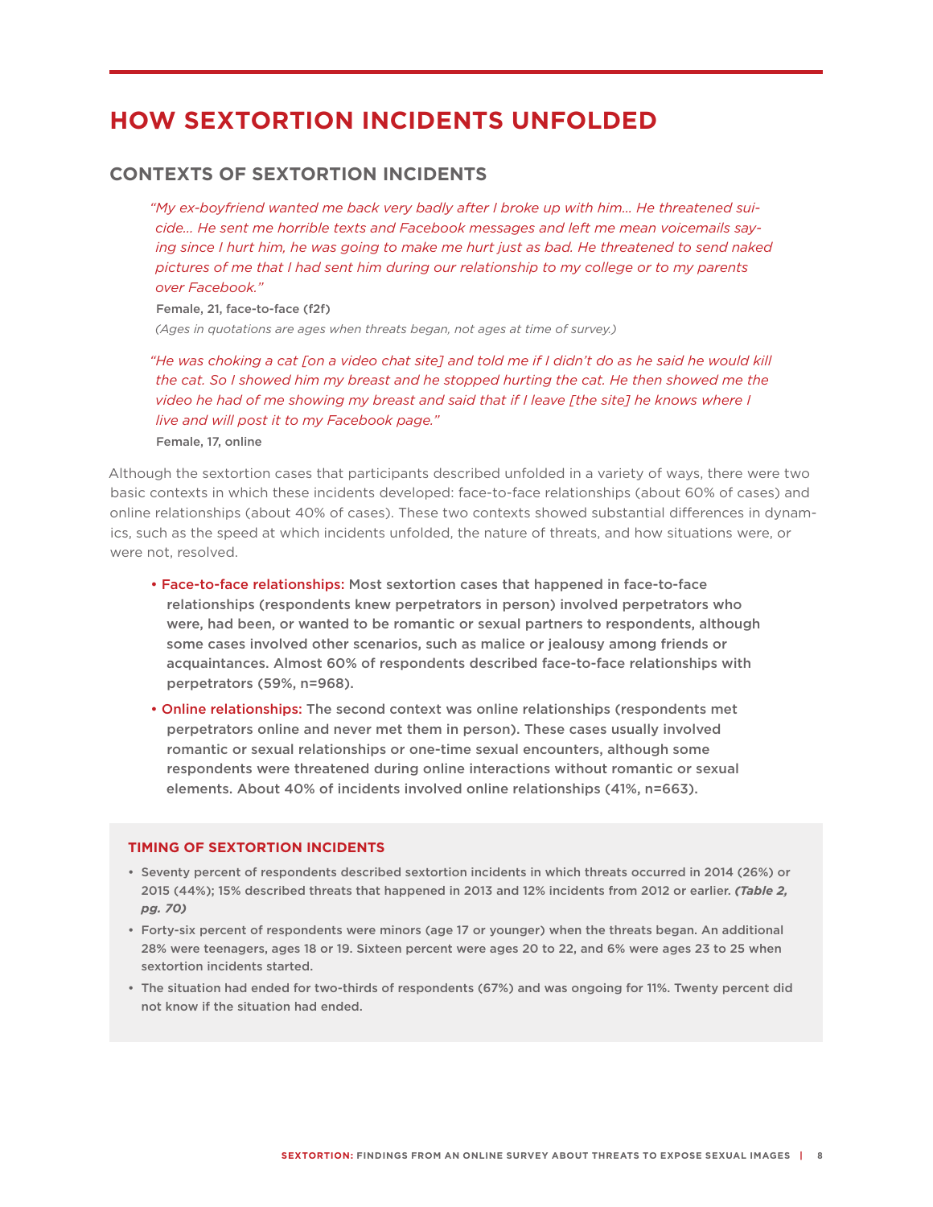# HOW SEXTORTION INCIDENTS UNFOLDED

## CONTEXTS OF SEXTORTION INCIDENTS

> *"My ex-boyfriend wanted me back very badly after I broke up with him... He threatened suicide... He sent me horrible texts and Facebook messages and left me mean voicemails saying since I hurt him, he was going to make me hurt just as bad. He threatened to send naked pictures of me that I had sent him during our relationship to my college or to my parents over Facebook."*
>
> **Female, 21, face-to-face (f2f)**
>
> *(Ages in quotations are ages when threats began, not ages at time of survey.)*

> *"He was choking a cat [on a video chat site] and told me if I didn't do as he said he would kill the cat. So I showed him my breast and he stopped hurting the cat. He then showed me the video he had of me showing my breast and said that if I leave [the site] he knows where I live and will post it to my Facebook page."*
>
> **Female, 17, online**

Although the sextortion cases that participants described unfolded in a variety of ways, there were two basic contexts in which these incidents developed: face-to-face relationships (about 60% of cases) and online relationships (about 40% of cases). These two contexts showed substantial differences in dynamics, such as the speed at which incidents unfolded, the nature of threats, and how situations were, or were not, resolved.

- **Face-to-face relationships:** Most sextortion cases that happened in face-to-face relationships (respondents knew perpetrators in person) involved perpetrators who were, had been, or wanted to be romantic or sexual partners to respondents, although some cases involved other scenarios, such as malice or jealousy among friends or acquaintances. Almost 60% of respondents described face-to-face relationships with perpetrators (59%, n=968).
- **Online relationships:** The second context was online relationships (respondents met perpetrators online and never met them in person). These cases usually involved romantic or sexual relationships or one-time sexual encounters, although some respondents were threatened during online interactions without romantic or sexual elements. About 40% of incidents involved online relationships (41%, n=663).

### TIMING OF SEXTORTION INCIDENTS

- Seventy percent of respondents described sextortion incidents in which threats occurred in 2014 (26%) or 2015 (44%); 15% described threats that happened in 2013 and 12% incidents from 2012 or earlier. ***(Table 2, pg. 70)***
- Forty-six percent of respondents were minors (age 17 or younger) when the threats began. An additional 28% were teenagers, ages 18 or 19. Sixteen percent were ages 20 to 22, and 6% were ages 23 to 25 when sextortion incidents started.
- The situation had ended for two-thirds of respondents (67%) and was ongoing for 11%. Twenty percent did not know if the situation had ended.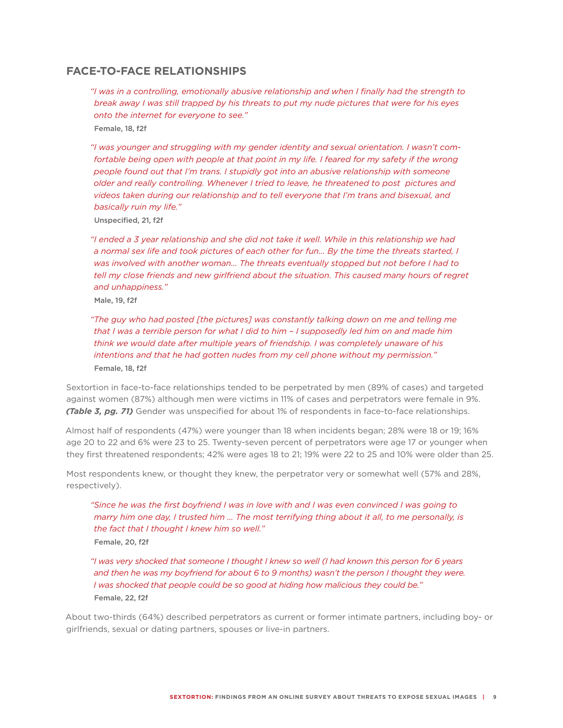## FACE-TO-FACE RELATIONSHIPS

> *"I was in a controlling, emotionally abusive relationship and when I finally had the strength to break away I was still trapped by his threats to put my nude pictures that were for his eyes onto the internet for everyone to see."*
>
> **Female, 18, f2f**

> *"I was younger and struggling with my gender identity and sexual orientation. I wasn't comfortable being open with people at that point in my life. I feared for my safety if the wrong people found out that I'm trans. I stupidly got into an abusive relationship with someone older and really controlling. Whenever I tried to leave, he threatened to post pictures and videos taken during our relationship and to tell everyone that I'm trans and bisexual, and basically ruin my life."*
>
> **Unspecified, 21, f2f**

> *"I ended a 3 year relationship and she did not take it well. While in this relationship we had a normal sex life and took pictures of each other for fun… By the time the threats started, I was involved with another woman… The threats eventually stopped but not before I had to tell my close friends and new girlfriend about the situation. This caused many hours of regret and unhappiness."*
>
> **Male, 19, f2f**

> *"The guy who had posted [the pictures] was constantly talking down on me and telling me that I was a terrible person for what I did to him – I supposedly led him on and made him think we would date after multiple years of friendship. I was completely unaware of his intentions and that he had gotten nudes from my cell phone without my permission."*
>
> **Female, 18, f2f**

Sextortion in face-to-face relationships tended to be perpetrated by men (89% of cases) and targeted against women (87%) although men were victims in 11% of cases and perpetrators were female in 9%. ***(Table 3, pg. 71)*** Gender was unspecified for about 1% of respondents in face-to-face relationships.

Almost half of respondents (47%) were younger than 18 when incidents began; 28% were 18 or 19; 16% age 20 to 22 and 6% were 23 to 25. Twenty-seven percent of perpetrators were age 17 or younger when they first threatened respondents; 42% were ages 18 to 21; 19% were 22 to 25 and 10% were older than 25.

Most respondents knew, or thought they knew, the perpetrator very or somewhat well (57% and 28%, respectively).

> *"Since he was the first boyfriend I was in love with and I was even convinced I was going to marry him one day, I trusted him … The most terrifying thing about it all, to me personally, is the fact that I thought I knew him so well."*
>
> **Female, 20, f2f**

> *"I was very shocked that someone I thought I knew so well (I had known this person for 6 years and then he was my boyfriend for about 6 to 9 months) wasn't the person I thought they were. I was shocked that people could be so good at hiding how malicious they could be."*
>
> **Female, 22, f2f**

About two-thirds (64%) described perpetrators as current or former intimate partners, including boy- or girlfriends, sexual or dating partners, spouses or live-in partners.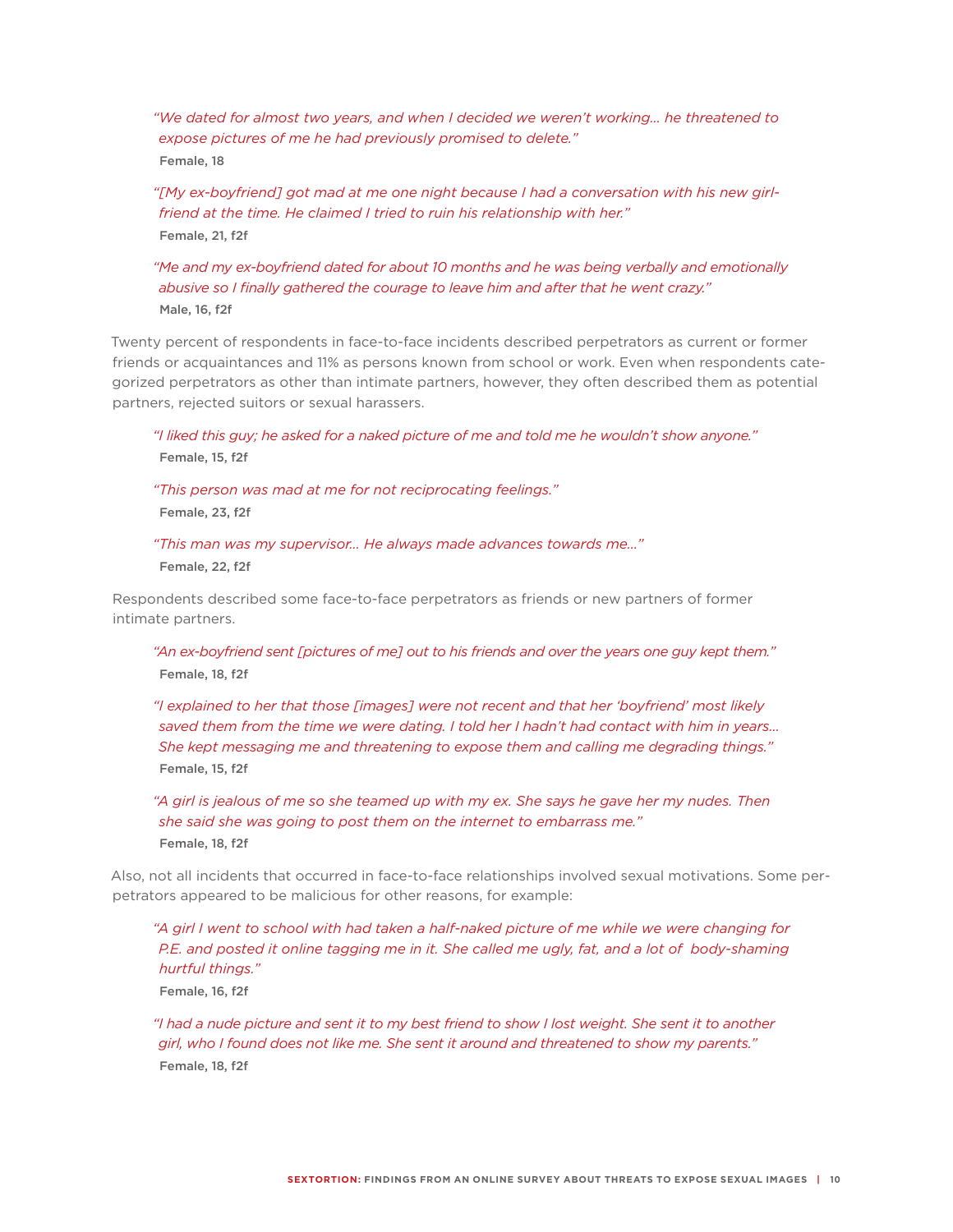*"We dated for almost two years, and when I decided we weren't working... he threatened to expose pictures of me he had previously promised to delete."*
Female, 18

*"[My ex-boyfriend] got mad at me one night because I had a conversation with his new girlfriend at the time. He claimed I tried to ruin his relationship with her."*
Female, 21, f2f

*"Me and my ex-boyfriend dated for about 10 months and he was being verbally and emotionally abusive so I finally gathered the courage to leave him and after that he went crazy."*
Male, 16, f2f

Twenty percent of respondents in face-to-face incidents described perpetrators as current or former friends or acquaintances and 11% as persons known from school or work. Even when respondents categorized perpetrators as other than intimate partners, however, they often described them as potential partners, rejected suitors or sexual harassers.

*"I liked this guy; he asked for a naked picture of me and told me he wouldn't show anyone."*
Female, 15, f2f

*"This person was mad at me for not reciprocating feelings."*
Female, 23, f2f

*"This man was my supervisor... He always made advances towards me..."*
Female, 22, f2f

Respondents described some face-to-face perpetrators as friends or new partners of former intimate partners.

*"An ex-boyfriend sent [pictures of me] out to his friends and over the years one guy kept them."*
Female, 18, f2f

*"I explained to her that those [images] were not recent and that her 'boyfriend' most likely saved them from the time we were dating. I told her I hadn't had contact with him in years... She kept messaging me and threatening to expose them and calling me degrading things."*
Female, 15, f2f

*"A girl is jealous of me so she teamed up with my ex. She says he gave her my nudes. Then she said she was going to post them on the internet to embarrass me."*
Female, 18, f2f

Also, not all incidents that occurred in face-to-face relationships involved sexual motivations. Some perpetrators appeared to be malicious for other reasons, for example:

*"A girl I went to school with had taken a half-naked picture of me while we were changing for P.E. and posted it online tagging me in it. She called me ugly, fat, and a lot of body-shaming hurtful things."*
Female, 16, f2f

*"I had a nude picture and sent it to my best friend to show I lost weight. She sent it to another girl, who I found does not like me. She sent it around and threatened to show my parents."*
Female, 18, f2f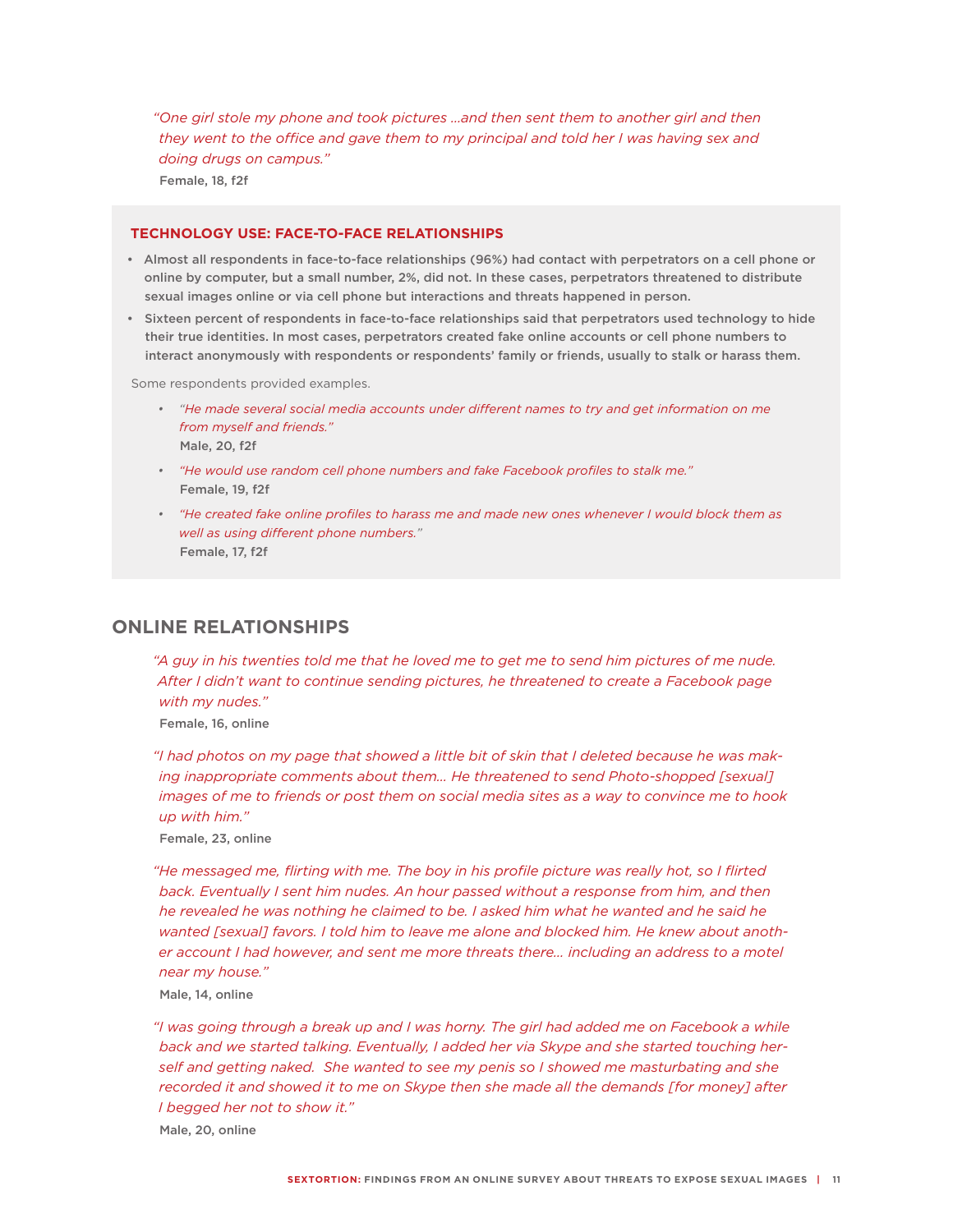*"One girl stole my phone and took pictures …and then sent them to another girl and then they went to the office and gave them to my principal and told her I was having sex and doing drugs on campus."*

**Female, 18, f2f**

### TECHNOLOGY USE: FACE-TO-FACE RELATIONSHIPS

- **Almost all respondents in face-to-face relationships (96%) had contact with perpetrators on a cell phone or online by computer, but a small number, 2%, did not. In these cases, perpetrators threatened to distribute sexual images online or via cell phone but interactions and threats happened in person.**
- **Sixteen percent of respondents in face-to-face relationships said that perpetrators used technology to hide their true identities. In most cases, perpetrators created fake online accounts or cell phone numbers to interact anonymously with respondents or respondents' family or friends, usually to stalk or harass them.**

Some respondents provided examples.

- *"He made several social media accounts under different names to try and get information on me from myself and friends."*
  **Male, 20, f2f**
- *"He would use random cell phone numbers and fake Facebook profiles to stalk me."*
  **Female, 19, f2f**
- *"He created fake online profiles to harass me and made new ones whenever I would block them as well as using different phone numbers."*
  **Female, 17, f2f**

## ONLINE RELATIONSHIPS

*"A guy in his twenties told me that he loved me to get me to send him pictures of me nude. After I didn't want to continue sending pictures, he threatened to create a Facebook page with my nudes."*

**Female, 16, online**

*"I had photos on my page that showed a little bit of skin that I deleted because he was making inappropriate comments about them… He threatened to send Photo-shopped [sexual] images of me to friends or post them on social media sites as a way to convince me to hook up with him."*

**Female, 23, online**

*"He messaged me, flirting with me. The boy in his profile picture was really hot, so I flirted back. Eventually I sent him nudes. An hour passed without a response from him, and then he revealed he was nothing he claimed to be. I asked him what he wanted and he said he wanted [sexual] favors. I told him to leave me alone and blocked him. He knew about another account I had however, and sent me more threats there… including an address to a motel near my house."*

**Male, 14, online**

*"I was going through a break up and I was horny. The girl had added me on Facebook a while back and we started talking. Eventually, I added her via Skype and she started touching herself and getting naked. She wanted to see my penis so I showed me masturbating and she recorded it and showed it to me on Skype then she made all the demands [for money] after I begged her not to show it."*

**Male, 20, online**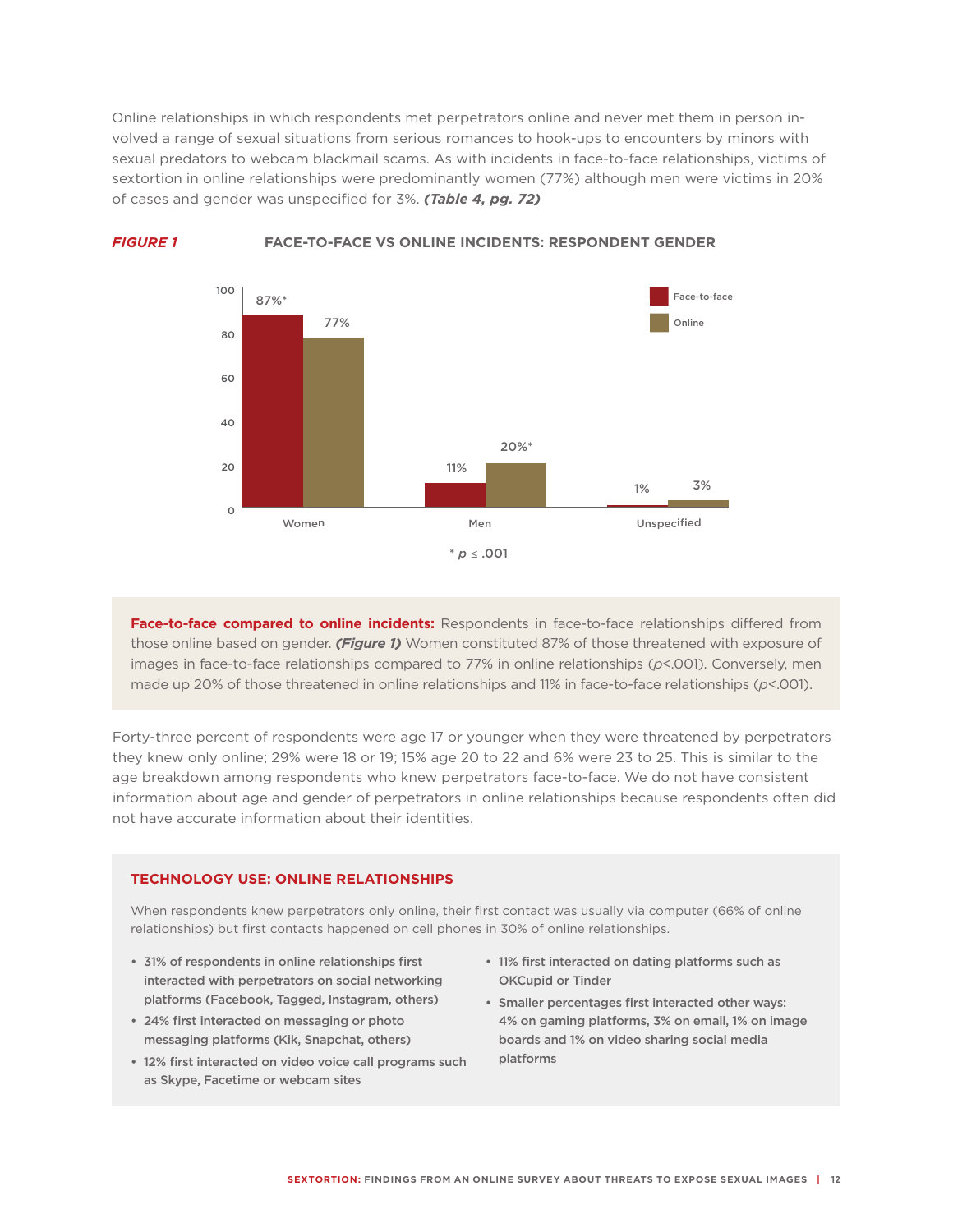Online relationships in which respondents met perpetrators online and never met them in person involved a range of sexual situations from serious romances to hook-ups to encounters by minors with sexual predators to webcam blackmail scams. As with incidents in face-to-face relationships, victims of sextortion in online relationships were predominantly women (77%) although men were victims in 20% of cases and gender was unspecified for 3%. ***(Table 4, pg. 72)***

***FIGURE 1*** **FACE-TO-FACE VS ONLINE INCIDENTS: RESPONDENT GENDER**

| | Face-to-face | Online |
|---|---|---|
| Women | 87%* | 77% |
| Men | 11% | 20%* |
| Unspecified | 1% | 3% |

\* $p \leq .001$

**Face-to-face compared to online incidents:** Respondents in face-to-face relationships differed from those online based on gender. ***(Figure 1)*** Women constituted 87% of those threatened with exposure of images in face-to-face relationships compared to 77% in online relationships ($p<.001$). Conversely, men made up 20% of those threatened in online relationships and 11% in face-to-face relationships ($p<.001$).

Forty-three percent of respondents were age 17 or younger when they were threatened by perpetrators they knew only online; 29% were 18 or 19; 15% age 20 to 22 and 6% were 23 to 25. This is similar to the age breakdown among respondents who knew perpetrators face-to-face. We do not have consistent information about age and gender of perpetrators in online relationships because respondents often did not have accurate information about their identities.

## TECHNOLOGY USE: ONLINE RELATIONSHIPS

When respondents knew perpetrators only online, their first contact was usually via computer (66% of online relationships) but first contacts happened on cell phones in 30% of online relationships.

- **31% of respondents in online relationships first interacted with perpetrators on social networking platforms (Facebook, Tagged, Instagram, others)**
- **24% first interacted on messaging or photo messaging platforms (Kik, Snapchat, others)**
- **12% first interacted on video voice call programs such as Skype, Facetime or webcam sites**
- **11% first interacted on dating platforms such as OKCupid or Tinder**
- **Smaller percentages first interacted other ways: 4% on gaming platforms, 3% on email, 1% on image boards and 1% on video sharing social media platforms**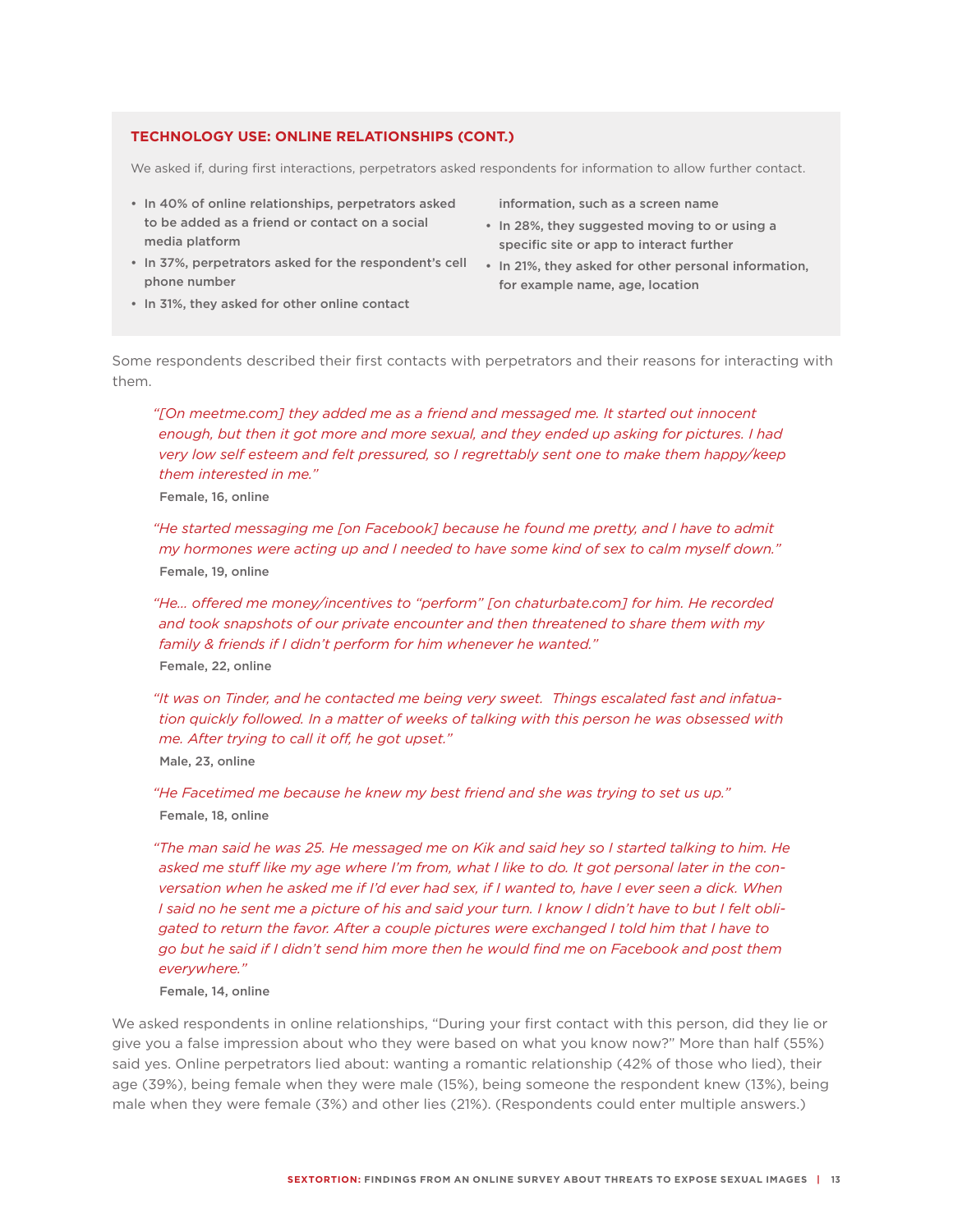### TECHNOLOGY USE: ONLINE RELATIONSHIPS (CONT.)

We asked if, during first interactions, perpetrators asked respondents for information to allow further contact.

- **In 40% of online relationships, perpetrators asked to be added as a friend or contact on a social media platform**
- **In 37%, perpetrators asked for the respondent's cell phone number**
- **In 31%, they asked for other online contact information, such as a screen name**
- **In 28%, they suggested moving to or using a specific site or app to interact further**
- **In 21%, they asked for other personal information, for example name, age, location**

Some respondents described their first contacts with perpetrators and their reasons for interacting with them.

> *"[On meetme.com] they added me as a friend and messaged me. It started out innocent enough, but then it got more and more sexual, and they ended up asking for pictures. I had very low self esteem and felt pressured, so I regrettably sent one to make them happy/keep them interested in me."*
>
> **Female, 16, online**

> *"He started messaging me [on Facebook] because he found me pretty, and I have to admit my hormones were acting up and I needed to have some kind of sex to calm myself down."*
>
> **Female, 19, online**

> *"He… offered me money/incentives to "perform" [on chaturbate.com] for him. He recorded and took snapshots of our private encounter and then threatened to share them with my family & friends if I didn't perform for him whenever he wanted."*
>
> **Female, 22, online**

> *"It was on Tinder, and he contacted me being very sweet. Things escalated fast and infatuation quickly followed. In a matter of weeks of talking with this person he was obsessed with me. After trying to call it off, he got upset."*
>
> **Male, 23, online**

> *"He Facetimed me because he knew my best friend and she was trying to set us up."*
>
> **Female, 18, online**

> *"The man said he was 25. He messaged me on Kik and said hey so I started talking to him. He asked me stuff like my age where I'm from, what I like to do. It got personal later in the conversation when he asked me if I'd ever had sex, if I wanted to, have I ever seen a dick. When I said no he sent me a picture of his and said your turn. I know I didn't have to but I felt obligated to return the favor. After a couple pictures were exchanged I told him that I have to go but he said if I didn't send him more then he would find me on Facebook and post them everywhere."*
>
> **Female, 14, online**

We asked respondents in online relationships, "During your first contact with this person, did they lie or give you a false impression about who they were based on what you know now?" More than half (55%) said yes. Online perpetrators lied about: wanting a romantic relationship (42% of those who lied), their age (39%), being female when they were male (15%), being someone the respondent knew (13%), being male when they were female (3%) and other lies (21%). (Respondents could enter multiple answers.)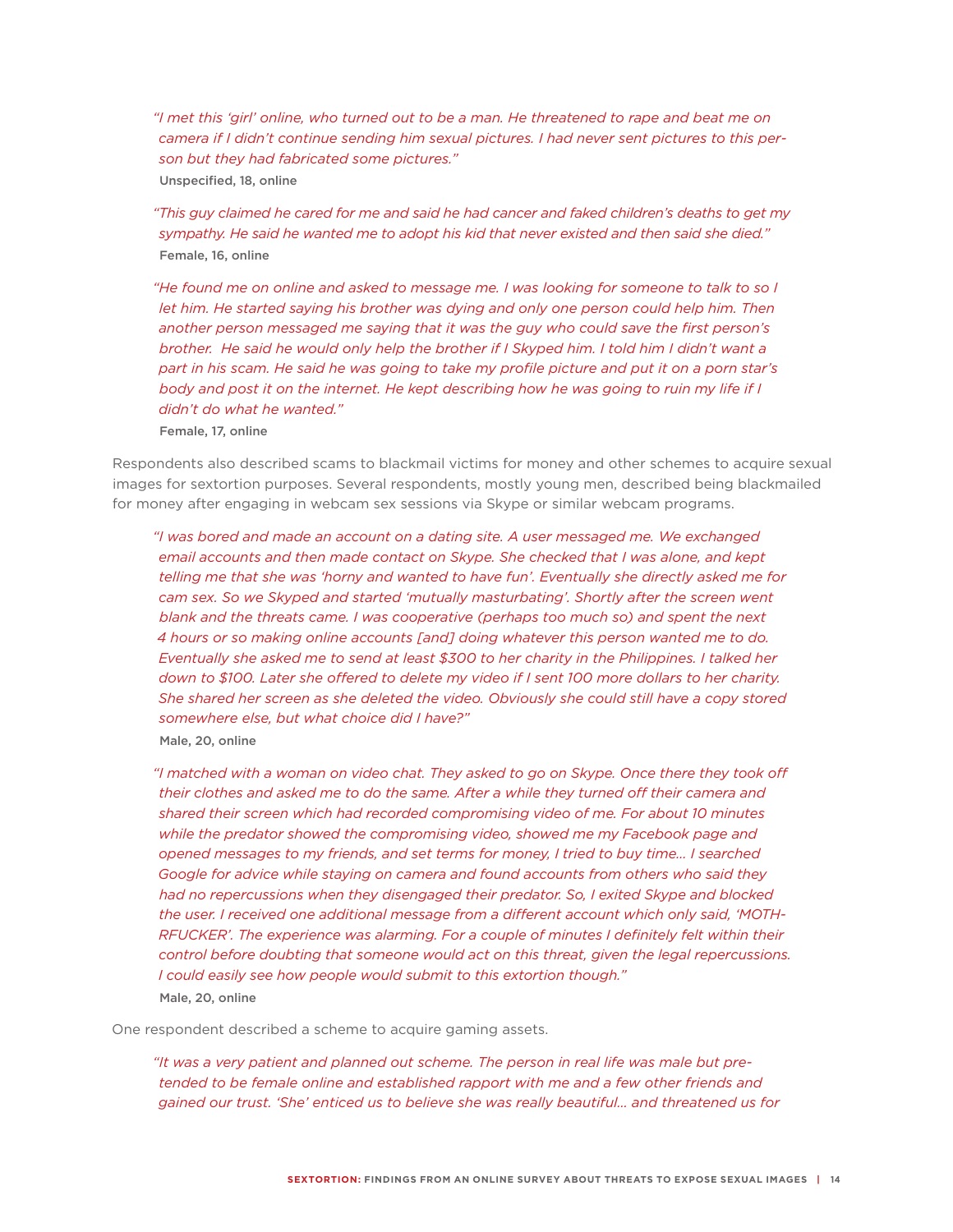*"I met this 'girl' online, who turned out to be a man. He threatened to rape and beat me on camera if I didn't continue sending him sexual pictures. I had never sent pictures to this person but they had fabricated some pictures."*

**Unspecified, 18, online**

*"This guy claimed he cared for me and said he had cancer and faked children's deaths to get my sympathy. He said he wanted me to adopt his kid that never existed and then said she died."*

**Female, 16, online**

*"He found me on online and asked to message me. I was looking for someone to talk to so I let him. He started saying his brother was dying and only one person could help him. Then another person messaged me saying that it was the guy who could save the first person's brother. He said he would only help the brother if I Skyped him. I told him I didn't want a part in his scam. He said he was going to take my profile picture and put it on a porn star's body and post it on the internet. He kept describing how he was going to ruin my life if I didn't do what he wanted."*

**Female, 17, online**

Respondents also described scams to blackmail victims for money and other schemes to acquire sexual images for sextortion purposes. Several respondents, mostly young men, described being blackmailed for money after engaging in webcam sex sessions via Skype or similar webcam programs.

*"I was bored and made an account on a dating site. A user messaged me. We exchanged email accounts and then made contact on Skype. She checked that I was alone, and kept telling me that she was 'horny and wanted to have fun'. Eventually she directly asked me for cam sex. So we Skyped and started 'mutually masturbating'. Shortly after the screen went blank and the threats came. I was cooperative (perhaps too much so) and spent the next 4 hours or so making online accounts [and] doing whatever this person wanted me to do. Eventually she asked me to send at least $300 to her charity in the Philippines. I talked her down to $100. Later she offered to delete my video if I sent 100 more dollars to her charity. She shared her screen as she deleted the video. Obviously she could still have a copy stored somewhere else, but what choice did I have?"*

**Male, 20, online**

*"I matched with a woman on video chat. They asked to go on Skype. Once there they took off their clothes and asked me to do the same. After a while they turned off their camera and shared their screen which had recorded compromising video of me. For about 10 minutes while the predator showed the compromising video, showed me my Facebook page and opened messages to my friends, and set terms for money, I tried to buy time... I searched Google for advice while staying on camera and found accounts from others who said they had no repercussions when they disengaged their predator. So, I exited Skype and blocked the user. I received one additional message from a different account which only said, 'MOTHRFUCKER'. The experience was alarming. For a couple of minutes I definitely felt within their control before doubting that someone would act on this threat, given the legal repercussions. I could easily see how people would submit to this extortion though."*

**Male, 20, online**

One respondent described a scheme to acquire gaming assets.

*"It was a very patient and planned out scheme. The person in real life was male but pretended to be female online and established rapport with me and a few other friends and gained our trust. 'She' enticed us to believe she was really beautiful... and threatened us for*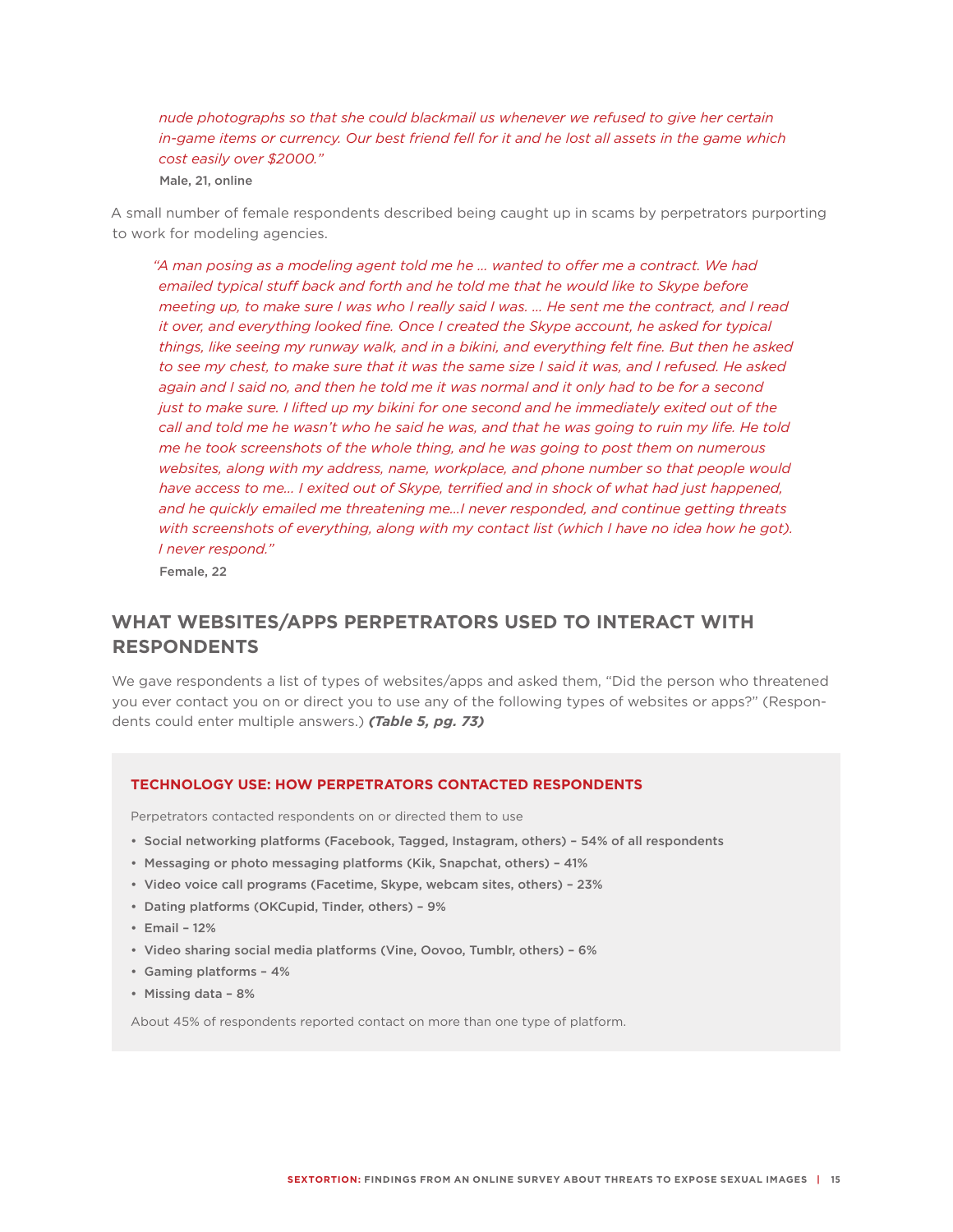*nude photographs so that she could blackmail us whenever we refused to give her certain in-game items or currency. Our best friend fell for it and he lost all assets in the game which cost easily over $2000."*

**Male, 21, online**

A small number of female respondents described being caught up in scams by perpetrators purporting to work for modeling agencies.

> *"A man posing as a modeling agent told me he … wanted to offer me a contract. We had emailed typical stuff back and forth and he told me that he would like to Skype before meeting up, to make sure I was who I really said I was. … He sent me the contract, and I read it over, and everything looked fine. Once I created the Skype account, he asked for typical things, like seeing my runway walk, and in a bikini, and everything felt fine. But then he asked to see my chest, to make sure that it was the same size I said it was, and I refused. He asked again and I said no, and then he told me it was normal and it only had to be for a second just to make sure. I lifted up my bikini for one second and he immediately exited out of the call and told me he wasn't who he said he was, and that he was going to ruin my life. He told me he took screenshots of the whole thing, and he was going to post them on numerous websites, along with my address, name, workplace, and phone number so that people would have access to me… I exited out of Skype, terrified and in shock of what had just happened, and he quickly emailed me threatening me…I never responded, and continue getting threats with screenshots of everything, along with my contact list (which I have no idea how he got). I never respond."*
>
> **Female, 22**

## WHAT WEBSITES/APPS PERPETRATORS USED TO INTERACT WITH RESPONDENTS

We gave respondents a list of types of websites/apps and asked them, "Did the person who threatened you ever contact you on or direct you to use any of the following types of websites or apps?" (Respondents could enter multiple answers.) ***(Table 5, pg. 73)***

### TECHNOLOGY USE: HOW PERPETRATORS CONTACTED RESPONDENTS

Perpetrators contacted respondents on or directed them to use

- **Social networking platforms (Facebook, Tagged, Instagram, others) – 54% of all respondents**
- **Messaging or photo messaging platforms (Kik, Snapchat, others) – 41%**
- **Video voice call programs (Facetime, Skype, webcam sites, others) – 23%**
- **Dating platforms (OKCupid, Tinder, others) – 9%**
- **Email – 12%**
- **Video sharing social media platforms (Vine, Oovoo, Tumblr, others) – 6%**
- **Gaming platforms – 4%**
- **Missing data – 8%**

About 45% of respondents reported contact on more than one type of platform.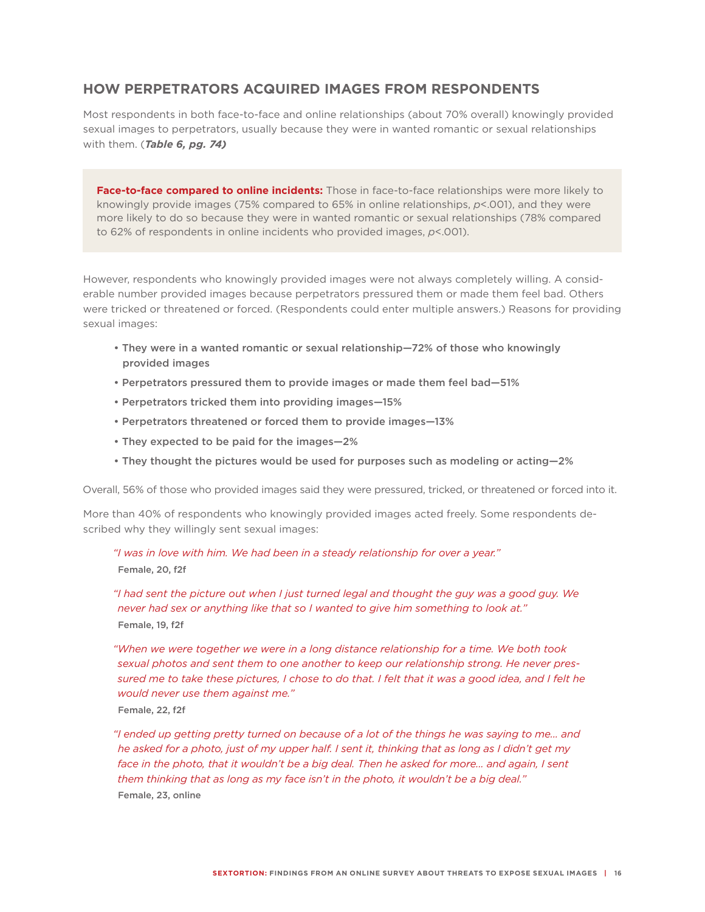## HOW PERPETRATORS ACQUIRED IMAGES FROM RESPONDENTS

Most respondents in both face-to-face and online relationships (about 70% overall) knowingly provided sexual images to perpetrators, usually because they were in wanted romantic or sexual relationships with them. (***Table 6, pg. 74)***

> **Face-to-face compared to online incidents:** Those in face-to-face relationships were more likely to knowingly provide images (75% compared to 65% in online relationships, $p<.001$), and they were more likely to do so because they were in wanted romantic or sexual relationships (78% compared to 62% of respondents in online incidents who provided images, $p<.001$).

However, respondents who knowingly provided images were not always completely willing. A considerable number provided images because perpetrators pressured them or made them feel bad. Others were tricked or threatened or forced. (Respondents could enter multiple answers.) Reasons for providing sexual images:

- **They were in a wanted romantic or sexual relationship—72% of those who knowingly provided images**
- **Perpetrators pressured them to provide images or made them feel bad—51%**
- **Perpetrators tricked them into providing images—15%**
- **Perpetrators threatened or forced them to provide images—13%**
- **They expected to be paid for the images—2%**
- **They thought the pictures would be used for purposes such as modeling or acting—2%**

Overall, 56% of those who provided images said they were pressured, tricked, or threatened or forced into it.

More than 40% of respondents who knowingly provided images acted freely. Some respondents described why they willingly sent sexual images:

> *"I was in love with him. We had been in a steady relationship for over a year."*
> **Female, 20, f2f**

> *"I had sent the picture out when I just turned legal and thought the guy was a good guy. We never had sex or anything like that so I wanted to give him something to look at."*
> **Female, 19, f2f**

> *"When we were together we were in a long distance relationship for a time. We both took sexual photos and sent them to one another to keep our relationship strong. He never pressured me to take these pictures, I chose to do that. I felt that it was a good idea, and I felt he would never use them against me."*
> **Female, 22, f2f**

> *"I ended up getting pretty turned on because of a lot of the things he was saying to me… and he asked for a photo, just of my upper half. I sent it, thinking that as long as I didn't get my face in the photo, that it wouldn't be a big deal. Then he asked for more… and again, I sent them thinking that as long as my face isn't in the photo, it wouldn't be a big deal."*
> **Female, 23, online**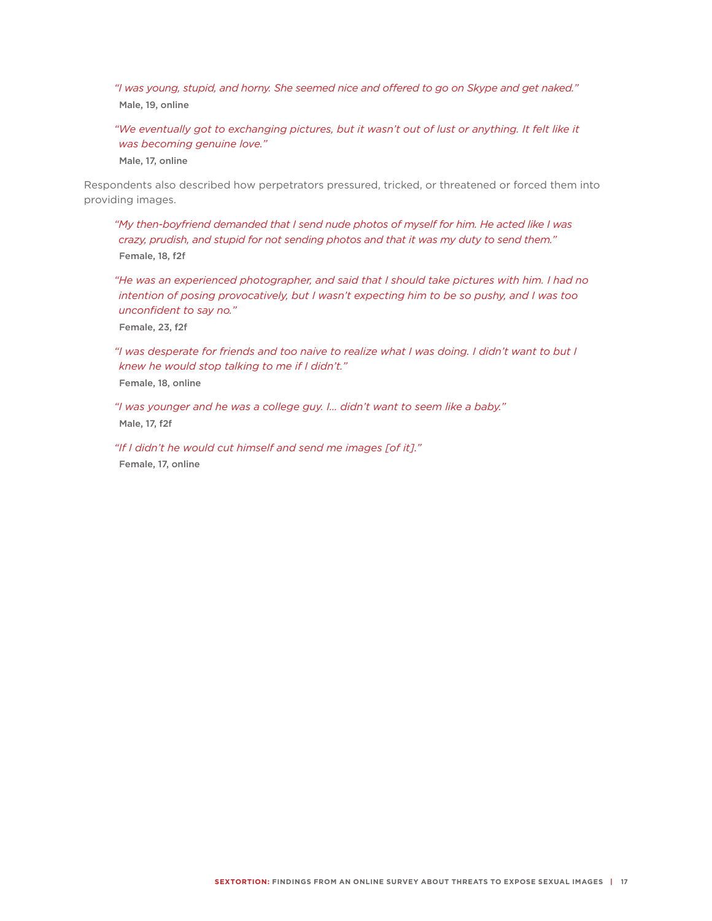> *"I was young, stupid, and horny. She seemed nice and offered to go on Skype and get naked."*
>
> **Male, 19, online**

> *"We eventually got to exchanging pictures, but it wasn't out of lust or anything. It felt like it was becoming genuine love."*
>
> **Male, 17, online**

Respondents also described how perpetrators pressured, tricked, or threatened or forced them into providing images.

> *"My then-boyfriend demanded that I send nude photos of myself for him. He acted like I was crazy, prudish, and stupid for not sending photos and that it was my duty to send them."*
>
> **Female, 18, f2f**

> *"He was an experienced photographer, and said that I should take pictures with him. I had no intention of posing provocatively, but I wasn't expecting him to be so pushy, and I was too unconfident to say no."*
>
> **Female, 23, f2f**

> *"I was desperate for friends and too naive to realize what I was doing. I didn't want to but I knew he would stop talking to me if I didn't."*
>
> **Female, 18, online**

> *"I was younger and he was a college guy. I... didn't want to seem like a baby."*
>
> **Male, 17, f2f**

> *"If I didn't he would cut himself and send me images [of it]."*
>
> **Female, 17, online**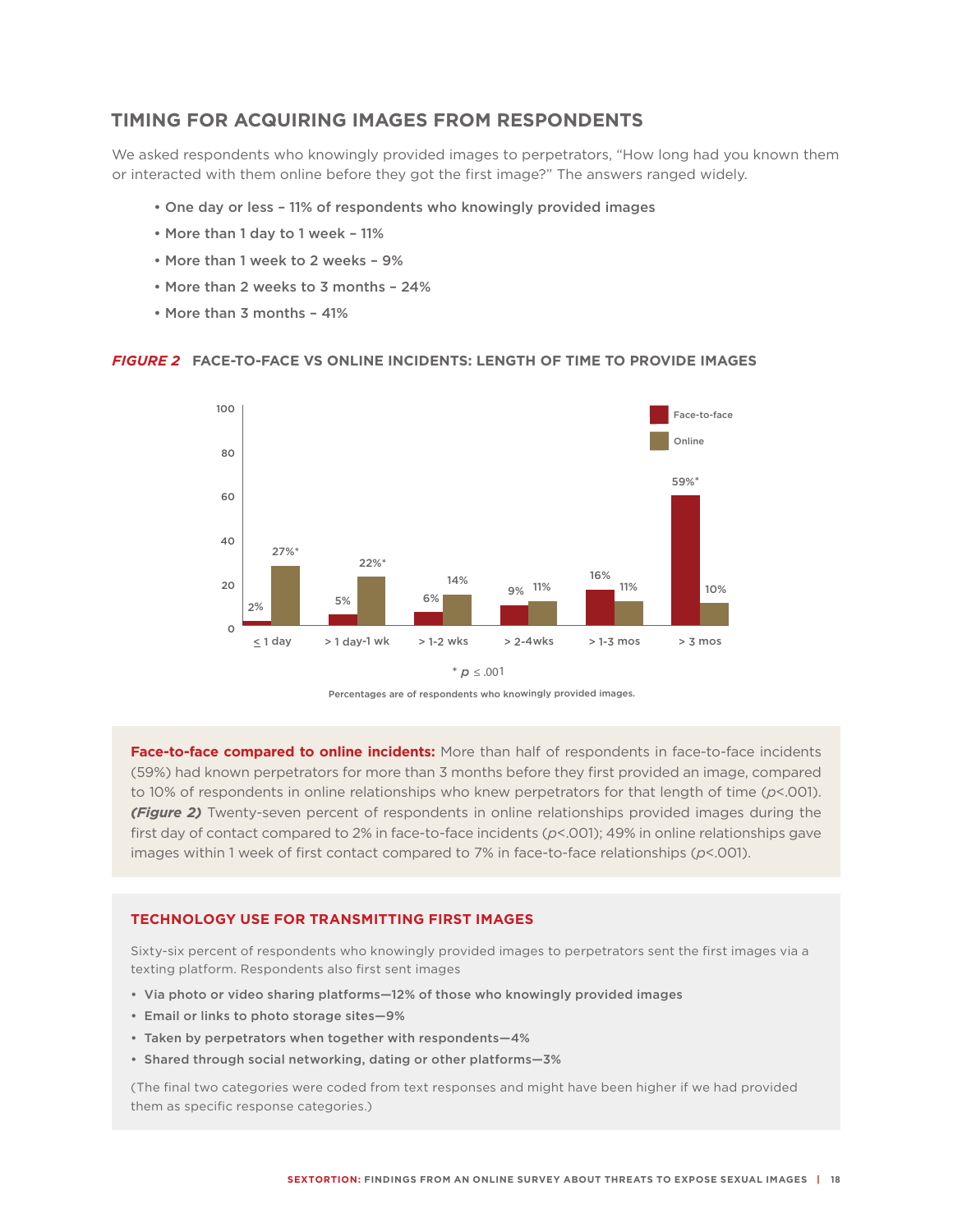## TIMING FOR ACQUIRING IMAGES FROM RESPONDENTS

We asked respondents who knowingly provided images to perpetrators, "How long had you known them or interacted with them online before they got the first image?" The answers ranged widely.

- One day or less – 11% of respondents who knowingly provided images
- More than 1 day to 1 week – 11%
- More than 1 week to 2 weeks – 9%
- More than 2 weeks to 3 months – 24%
- More than 3 months – 41%

***FIGURE 2*** **FACE-TO-FACE VS ONLINE INCIDENTS: LENGTH OF TIME TO PROVIDE IMAGES**

| | ≤ 1 day | > 1 day-1 wk | > 1-2 wks | > 2-4wks | > 1-3 mos | > 3 mos |
|---|---|---|---|---|---|---|
| Face-to-face | 2% | 5% | 6% | 9% | 16% | 59%* |
| Online | 27%* | 22%* | 14% | 11% | 11% | 10% |

* $p \leq .001$

Percentages are of respondents who knowingly provided images.

**Face-to-face compared to online incidents:** More than half of respondents in face-to-face incidents (59%) had known perpetrators for more than 3 months before they first provided an image, compared to 10% of respondents in online relationships who knew perpetrators for that length of time ($p<.001$). ***(Figure 2)*** Twenty-seven percent of respondents in online relationships provided images during the first day of contact compared to 2% in face-to-face incidents ($p<.001$); 49% in online relationships gave images within 1 week of first contact compared to 7% in face-to-face relationships ($p<.001$).

### TECHNOLOGY USE FOR TRANSMITTING FIRST IMAGES

Sixty-six percent of respondents who knowingly provided images to perpetrators sent the first images via a texting platform. Respondents also first sent images

- Via photo or video sharing platforms—12% of those who knowingly provided images
- Email or links to photo storage sites—9%
- Taken by perpetrators when together with respondents—4%
- Shared through social networking, dating or other platforms—3%

(The final two categories were coded from text responses and might have been higher if we had provided them as specific response categories.)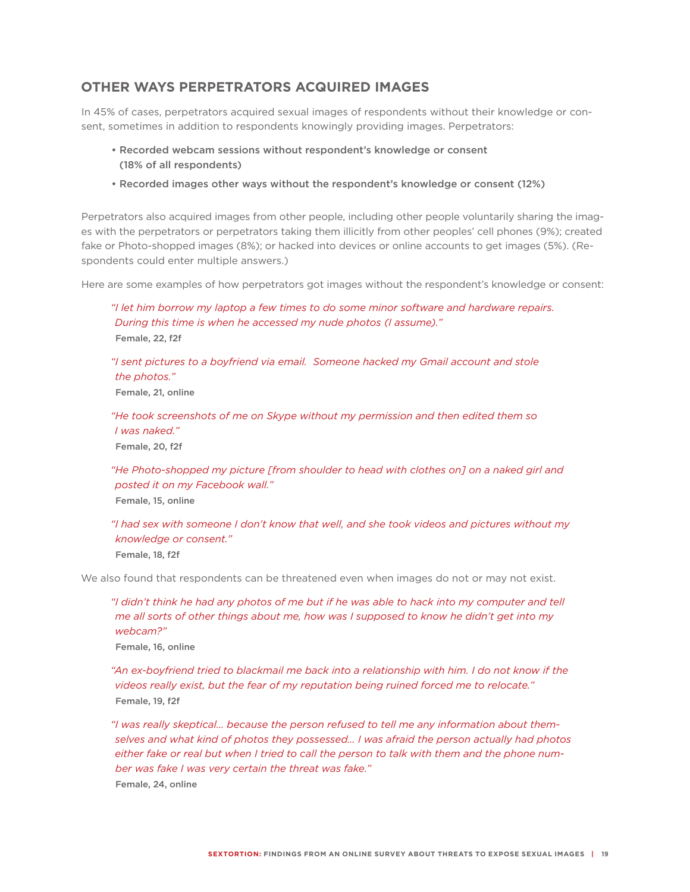## OTHER WAYS PERPETRATORS ACQUIRED IMAGES

In 45% of cases, perpetrators acquired sexual images of respondents without their knowledge or consent, sometimes in addition to respondents knowingly providing images. Perpetrators:

- Recorded webcam sessions without respondent's knowledge or consent (18% of all respondents)
- Recorded images other ways without the respondent's knowledge or consent (12%)

Perpetrators also acquired images from other people, including other people voluntarily sharing the images with the perpetrators or perpetrators taking them illicitly from other peoples' cell phones (9%); created fake or Photo-shopped images (8%); or hacked into devices or online accounts to get images (5%). (Respondents could enter multiple answers.)

Here are some examples of how perpetrators got images without the respondent's knowledge or consent:

> *"I let him borrow my laptop a few times to do some minor software and hardware repairs. During this time is when he accessed my nude photos (I assume)."*
>
> **Female, 22, f2f**

> *"I sent pictures to a boyfriend via email. Someone hacked my Gmail account and stole the photos."*
>
> **Female, 21, online**

> *"He took screenshots of me on Skype without my permission and then edited them so I was naked."*
>
> **Female, 20, f2f**

> *"He Photo-shopped my picture [from shoulder to head with clothes on] on a naked girl and posted it on my Facebook wall."*
>
> **Female, 15, online**

> *"I had sex with someone I don't know that well, and she took videos and pictures without my knowledge or consent."*
>
> **Female, 18, f2f**

We also found that respondents can be threatened even when images do not or may not exist.

> *"I didn't think he had any photos of me but if he was able to hack into my computer and tell me all sorts of other things about me, how was I supposed to know he didn't get into my webcam?"*
>
> **Female, 16, online**

> *"An ex-boyfriend tried to blackmail me back into a relationship with him. I do not know if the videos really exist, but the fear of my reputation being ruined forced me to relocate."*
>
> **Female, 19, f2f**

> *"I was really skeptical... because the person refused to tell me any information about themselves and what kind of photos they possessed... I was afraid the person actually had photos either fake or real but when I tried to call the person to talk with them and the phone number was fake I was very certain the threat was fake."*
>
> **Female, 24, online**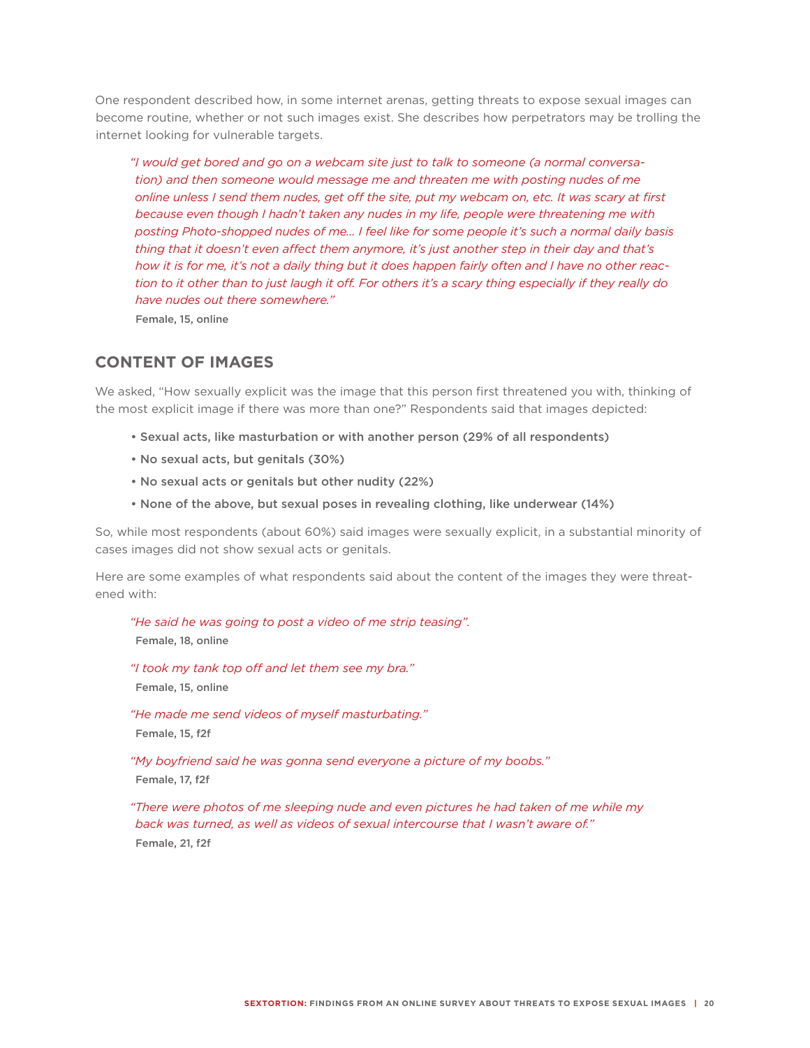One respondent described how, in some internet arenas, getting threats to expose sexual images can become routine, whether or not such images exist. She describes how perpetrators may be trolling the internet looking for vulnerable targets.

> *"I would get bored and go on a webcam site just to talk to someone (a normal conversation) and then someone would message me and threaten me with posting nudes of me online unless I send them nudes, get off the site, put my webcam on, etc. It was scary at first because even though I hadn't taken any nudes in my life, people were threatening me with posting Photo-shopped nudes of me… I feel like for some people it's such a normal daily basis thing that it doesn't even affect them anymore, it's just another step in their day and that's how it is for me, it's not a daily thing but it does happen fairly often and I have no other reaction to it other than to just laugh it off. For others it's a scary thing especially if they really do have nudes out there somewhere."*
>
> **Female, 15, online**

## CONTENT OF IMAGES

We asked, "How sexually explicit was the image that this person first threatened you with, thinking of the most explicit image if there was more than one?" Respondents said that images depicted:

- **Sexual acts, like masturbation or with another person (29% of all respondents)**
- **No sexual acts, but genitals (30%)**
- **No sexual acts or genitals but other nudity (22%)**
- **None of the above, but sexual poses in revealing clothing, like underwear (14%)**

So, while most respondents (about 60%) said images were sexually explicit, in a substantial minority of cases images did not show sexual acts or genitals.

Here are some examples of what respondents said about the content of the images they were threatened with:

> *"He said he was going to post a video of me strip teasing".*
>
> **Female, 18, online**

> *"I took my tank top off and let them see my bra."*
>
> **Female, 15, online**

> *"He made me send videos of myself masturbating."*
>
> **Female, 15, f2f**

> *"My boyfriend said he was gonna send everyone a picture of my boobs."*
>
> **Female, 17, f2f**

> *"There were photos of me sleeping nude and even pictures he had taken of me while my back was turned, as well as videos of sexual intercourse that I wasn't aware of."*
>
> **Female, 21, f2f**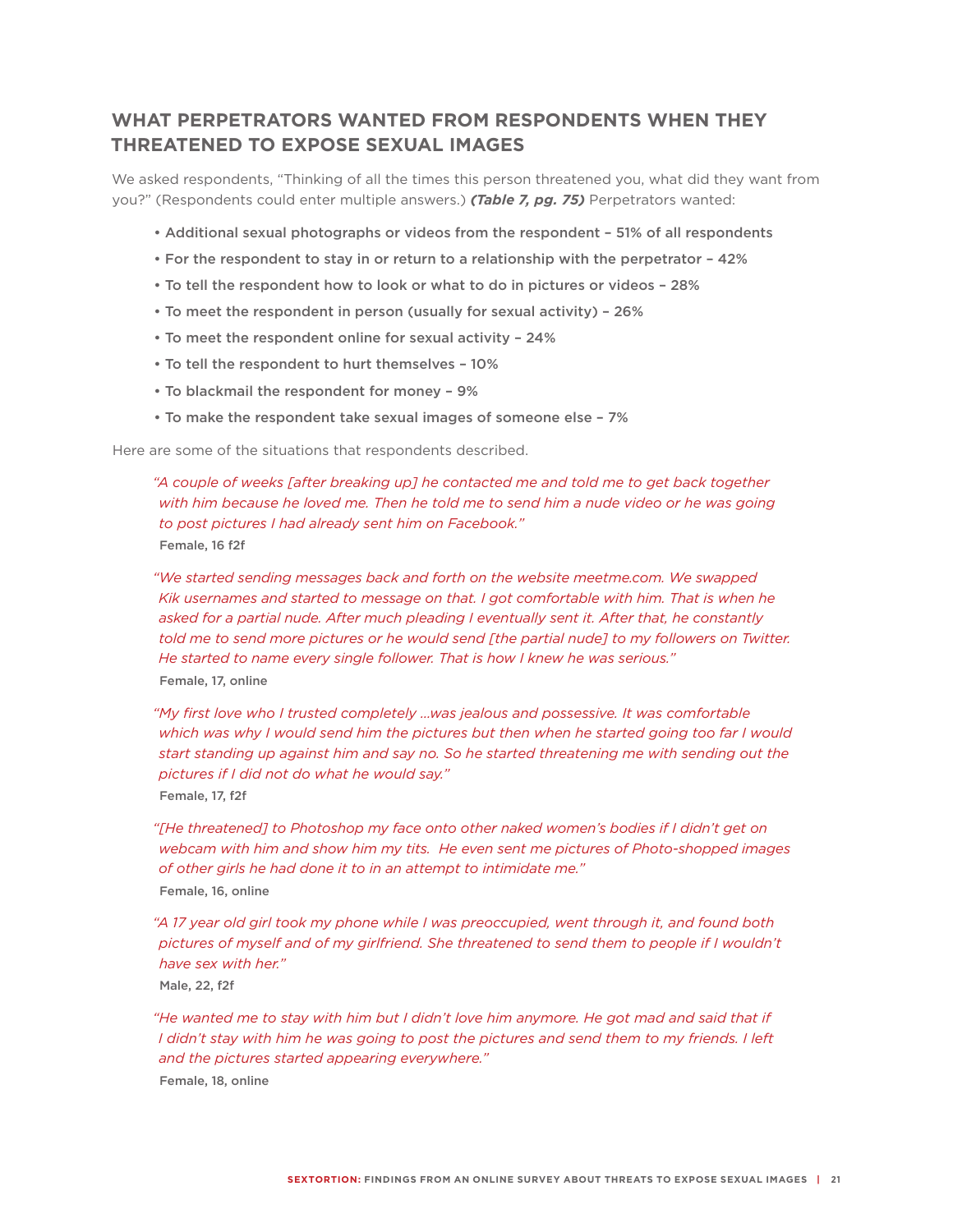## WHAT PERPETRATORS WANTED FROM RESPONDENTS WHEN THEY THREATENED TO EXPOSE SEXUAL IMAGES

We asked respondents, "Thinking of all the times this person threatened you, what did they want from you?" (Respondents could enter multiple answers.) ***(Table 7, pg. 75)*** Perpetrators wanted:

- Additional sexual photographs or videos from the respondent – 51% of all respondents
- For the respondent to stay in or return to a relationship with the perpetrator – 42%
- To tell the respondent how to look or what to do in pictures or videos – 28%
- To meet the respondent in person (usually for sexual activity) – 26%
- To meet the respondent online for sexual activity – 24%
- To tell the respondent to hurt themselves – 10%
- To blackmail the respondent for money – 9%
- To make the respondent take sexual images of someone else – 7%

Here are some of the situations that respondents described.

> *"A couple of weeks [after breaking up] he contacted me and told me to get back together with him because he loved me. Then he told me to send him a nude video or he was going to post pictures I had already sent him on Facebook."*
>
> **Female, 16 f2f**

> *"We started sending messages back and forth on the website meetme.com. We swapped Kik usernames and started to message on that. I got comfortable with him. That is when he asked for a partial nude. After much pleading I eventually sent it. After that, he constantly told me to send more pictures or he would send [the partial nude] to my followers on Twitter. He started to name every single follower. That is how I knew he was serious."*
>
> **Female, 17, online**

> *"My first love who I trusted completely …was jealous and possessive. It was comfortable which was why I would send him the pictures but then when he started going too far I would start standing up against him and say no. So he started threatening me with sending out the pictures if I did not do what he would say."*
>
> **Female, 17, f2f**

> *"[He threatened] to Photoshop my face onto other naked women's bodies if I didn't get on webcam with him and show him my tits. He even sent me pictures of Photo-shopped images of other girls he had done it to in an attempt to intimidate me."*
>
> **Female, 16, online**

> *"A 17 year old girl took my phone while I was preoccupied, went through it, and found both pictures of myself and of my girlfriend. She threatened to send them to people if I wouldn't have sex with her."*
>
> **Male, 22, f2f**

> *"He wanted me to stay with him but I didn't love him anymore. He got mad and said that if I didn't stay with him he was going to post the pictures and send them to my friends. I left and the pictures started appearing everywhere."*
>
> **Female, 18, online**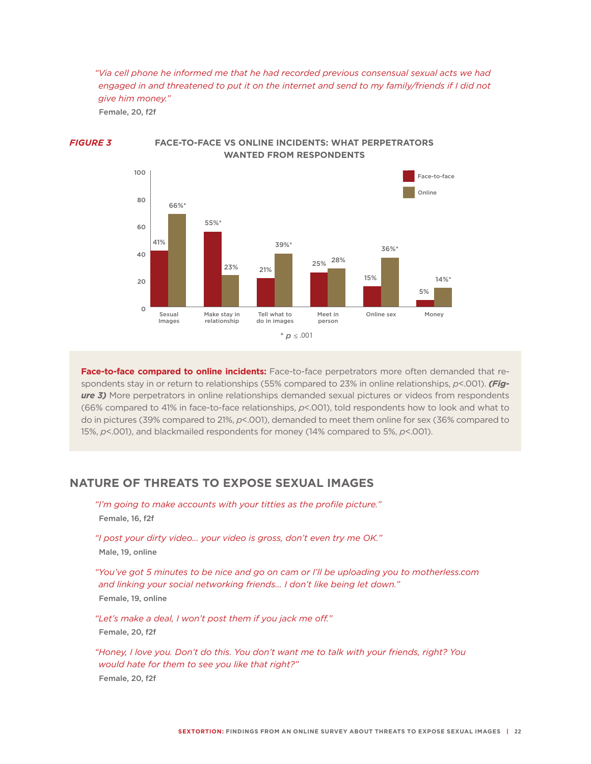*"Via cell phone he informed me that he had recorded previous consensual sexual acts we had engaged in and threatened to put it on the internet and send to my family/friends if I did not give him money."*

**Female, 20, f2f**

***FIGURE 3*** **FACE-TO-FACE VS ONLINE INCIDENTS: WHAT PERPETRATORS WANTED FROM RESPONDENTS**

| | Face-to-face | Online |
|---|---|---|
| Sexual Images | 41% | 66%* |
| Make stay in relationship | 55%* | 23% |
| Tell what to do in images | 21% | 39%* |
| Meet in person | 25% | 28% |
| Online sex | 15% | 36%* |
| Money | 5% | 14%* |

* $p \leq .001$

**Face-to-face compared to online incidents:** Face-to-face perpetrators more often demanded that respondents stay in or return to relationships (55% compared to 23% in online relationships, $p<.001$). ***(Figure 3)*** More perpetrators in online relationships demanded sexual pictures or videos from respondents (66% compared to 41% in face-to-face relationships, $p<.001$), told respondents how to look and what to do in pictures (39% compared to 21%, $p<.001$), demanded to meet them online for sex (36% compared to 15%, $p<.001$), and blackmailed respondents for money (14% compared to 5%, $p<.001$).

## NATURE OF THREATS TO EXPOSE SEXUAL IMAGES

*"I'm going to make accounts with your titties as the profile picture."*

**Female, 16, f2f**

*"I post your dirty video... your video is gross, don't even try me OK."*

**Male, 19, online**

*"You've got 5 minutes to be nice and go on cam or I'll be uploading you to motherless.com and linking your social networking friends... I don't like being let down."*

**Female, 19, online**

*"Let's make a deal, I won't post them if you jack me off."*

**Female, 20, f2f**

*"Honey, I love you. Don't do this. You don't want me to talk with your friends, right? You would hate for them to see you like that right?"*

**Female, 20, f2f**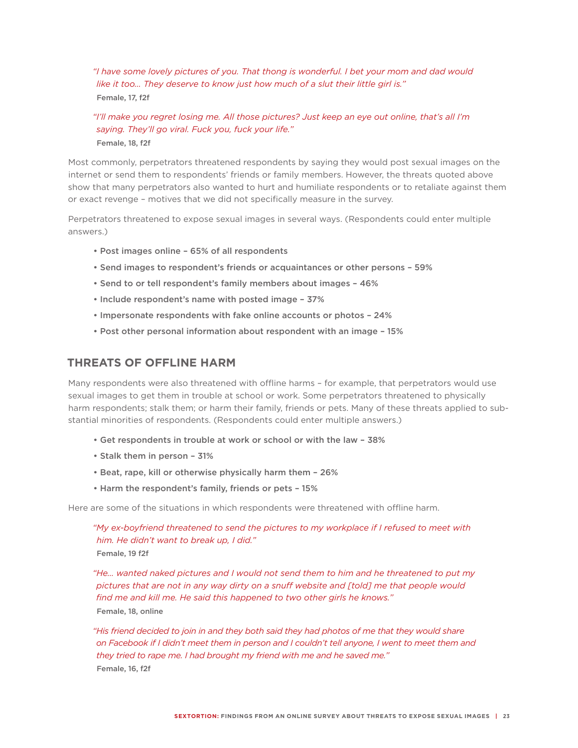*"I have some lovely pictures of you. That thong is wonderful. I bet your mom and dad would like it too… They deserve to know just how much of a slut their little girl is."*
**Female, 17, f2f**

*"I'll make you regret losing me. All those pictures? Just keep an eye out online, that's all I'm saying. They'll go viral. Fuck you, fuck your life."*
**Female, 18, f2f**

Most commonly, perpetrators threatened respondents by saying they would post sexual images on the internet or send them to respondents' friends or family members. However, the threats quoted above show that many perpetrators also wanted to hurt and humiliate respondents or to retaliate against them or exact revenge – motives that we did not specifically measure in the survey.

Perpetrators threatened to expose sexual images in several ways. (Respondents could enter multiple answers.)

- **Post images online – 65% of all respondents**
- **Send images to respondent's friends or acquaintances or other persons – 59%**
- **Send to or tell respondent's family members about images – 46%**
- **Include respondent's name with posted image – 37%**
- **Impersonate respondents with fake online accounts or photos – 24%**
- **Post other personal information about respondent with an image – 15%**

## THREATS OF OFFLINE HARM

Many respondents were also threatened with offline harms – for example, that perpetrators would use sexual images to get them in trouble at school or work. Some perpetrators threatened to physically harm respondents; stalk them; or harm their family, friends or pets. Many of these threats applied to substantial minorities of respondents. (Respondents could enter multiple answers.)

- **Get respondents in trouble at work or school or with the law – 38%**
- **Stalk them in person – 31%**
- **Beat, rape, kill or otherwise physically harm them – 26%**
- **Harm the respondent's family, friends or pets – 15%**

Here are some of the situations in which respondents were threatened with offline harm.

*"My ex-boyfriend threatened to send the pictures to my workplace if I refused to meet with him. He didn't want to break up, I did."*
**Female, 19 f2f**

*"He… wanted naked pictures and I would not send them to him and he threatened to put my pictures that are not in any way dirty on a snuff website and [told] me that people would find me and kill me. He said this happened to two other girls he knows."*
**Female, 18, online**

*"His friend decided to join in and they both said they had photos of me that they would share on Facebook if I didn't meet them in person and I couldn't tell anyone, I went to meet them and they tried to rape me. I had brought my friend with me and he saved me."*
**Female, 16, f2f**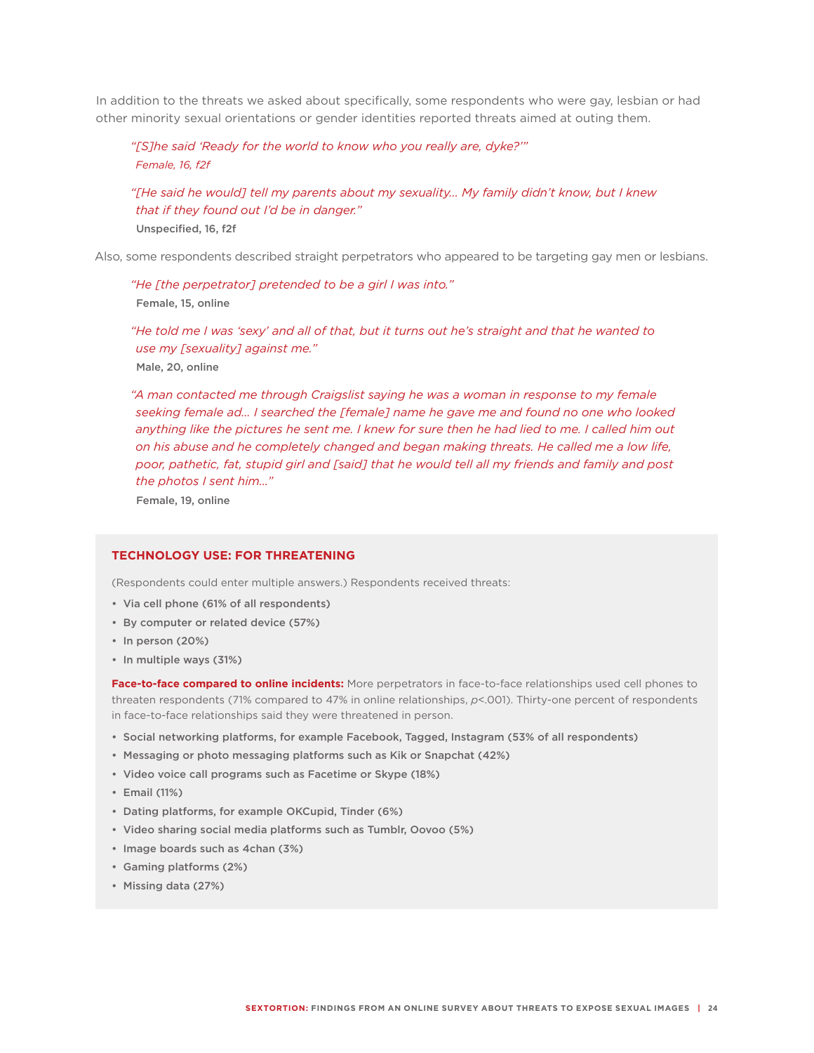In addition to the threats we asked about specifically, some respondents who were gay, lesbian or had other minority sexual orientations or gender identities reported threats aimed at outing them.

> *"[S]he said 'Ready for the world to know who you really are, dyke?'"*
> *Female, 16, f2f*

> *"[He said he would] tell my parents about my sexuality... My family didn't know, but I knew that if they found out I'd be in danger."*
> **Unspecified, 16, f2f**

Also, some respondents described straight perpetrators who appeared to be targeting gay men or lesbians.

> *"He [the perpetrator] pretended to be a girl I was into."*
> **Female, 15, online**

> *"He told me I was 'sexy' and all of that, but it turns out he's straight and that he wanted to use my [sexuality] against me."*
> **Male, 20, online**

> *"A man contacted me through Craigslist saying he was a woman in response to my female seeking female ad... I searched the [female] name he gave me and found no one who looked anything like the pictures he sent me. I knew for sure then he had lied to me. I called him out on his abuse and he completely changed and began making threats. He called me a low life, poor, pathetic, fat, stupid girl and [said] that he would tell all my friends and family and post the photos I sent him..."*
> **Female, 19, online**

### TECHNOLOGY USE: FOR THREATENING

(Respondents could enter multiple answers.) Respondents received threats:

- **Via cell phone (61% of all respondents)**
- **By computer or related device (57%)**
- **In person (20%)**
- **In multiple ways (31%)**

**Face-to-face compared to online incidents:** More perpetrators in face-to-face relationships used cell phones to threaten respondents (71% compared to 47% in online relationships, $p<.001$). Thirty-one percent of respondents in face-to-face relationships said they were threatened in person.

- **Social networking platforms, for example Facebook, Tagged, Instagram (53% of all respondents)**
- **Messaging or photo messaging platforms such as Kik or Snapchat (42%)**
- **Video voice call programs such as Facetime or Skype (18%)**
- **Email (11%)**
- **Dating platforms, for example OKCupid, Tinder (6%)**
- **Video sharing social media platforms such as Tumblr, Oovoo (5%)**
- **Image boards such as 4chan (3%)**
- **Gaming platforms (2%)**
- **Missing data (27%)**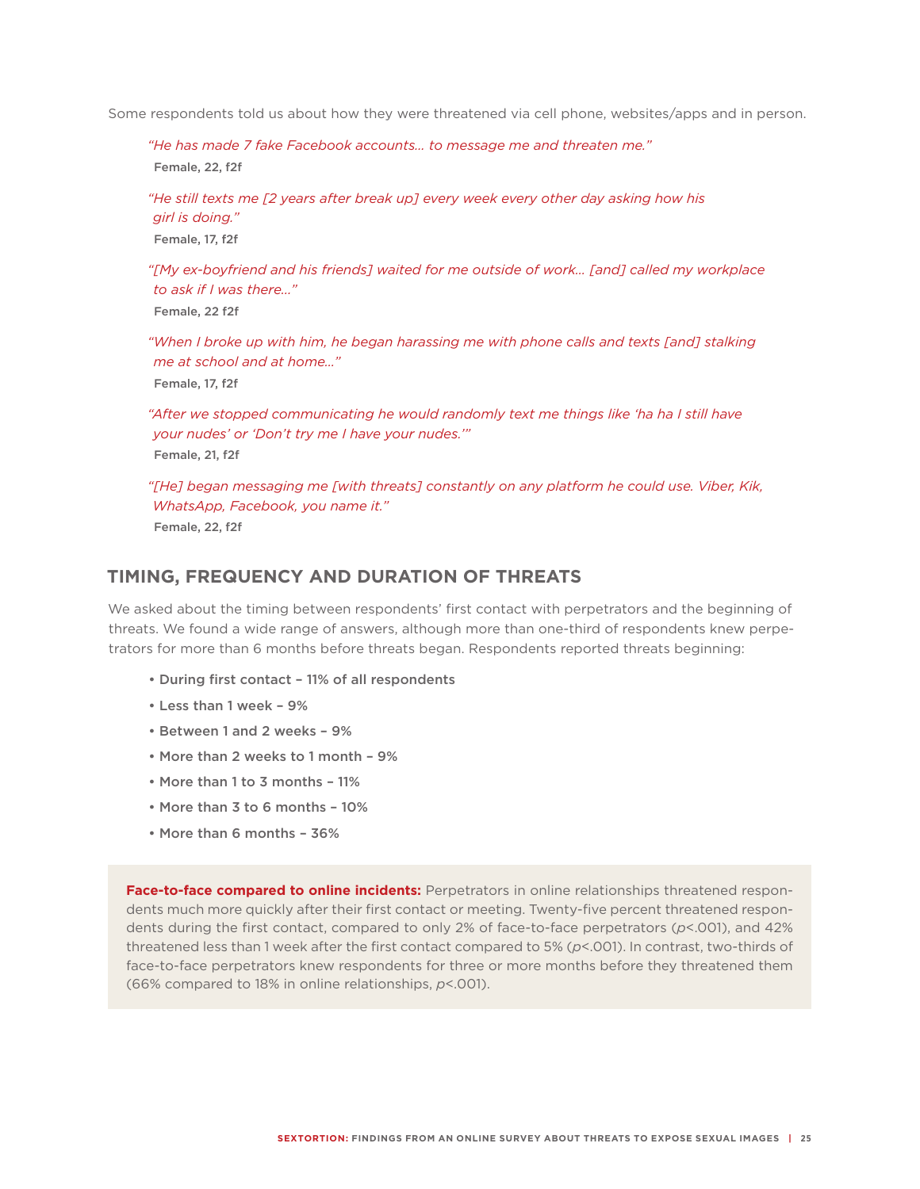Some respondents told us about how they were threatened via cell phone, websites/apps and in person.

> *"He has made 7 fake Facebook accounts… to message me and threaten me."*
> **Female, 22, f2f**

> *"He still texts me [2 years after break up] every week every other day asking how his girl is doing."*
> **Female, 17, f2f**

> *"[My ex-boyfriend and his friends] waited for me outside of work… [and] called my workplace to ask if I was there…"*
> **Female, 22 f2f**

> *"When I broke up with him, he began harassing me with phone calls and texts [and] stalking me at school and at home…"*
> **Female, 17, f2f**

> *"After we stopped communicating he would randomly text me things like 'ha ha I still have your nudes' or 'Don't try me I have your nudes.'"*
> **Female, 21, f2f**

> *"[He] began messaging me [with threats] constantly on any platform he could use. Viber, Kik, WhatsApp, Facebook, you name it."*
> **Female, 22, f2f**

## TIMING, FREQUENCY AND DURATION OF THREATS

We asked about the timing between respondents' first contact with perpetrators and the beginning of threats. We found a wide range of answers, although more than one-third of respondents knew perpetrators for more than 6 months before threats began. Respondents reported threats beginning:

- During first contact – 11% of all respondents
- Less than 1 week – 9%
- Between 1 and 2 weeks – 9%
- More than 2 weeks to 1 month – 9%
- More than 1 to 3 months – 11%
- More than 3 to 6 months – 10%
- More than 6 months – 36%

**Face-to-face compared to online incidents:** Perpetrators in online relationships threatened respondents much more quickly after their first contact or meeting. Twenty-five percent threatened respondents during the first contact, compared to only 2% of face-to-face perpetrators ($p<.001$), and 42% threatened less than 1 week after the first contact compared to 5% ($p<.001$). In contrast, two-thirds of face-to-face perpetrators knew respondents for three or more months before they threatened them (66% compared to 18% in online relationships, $p<.001$).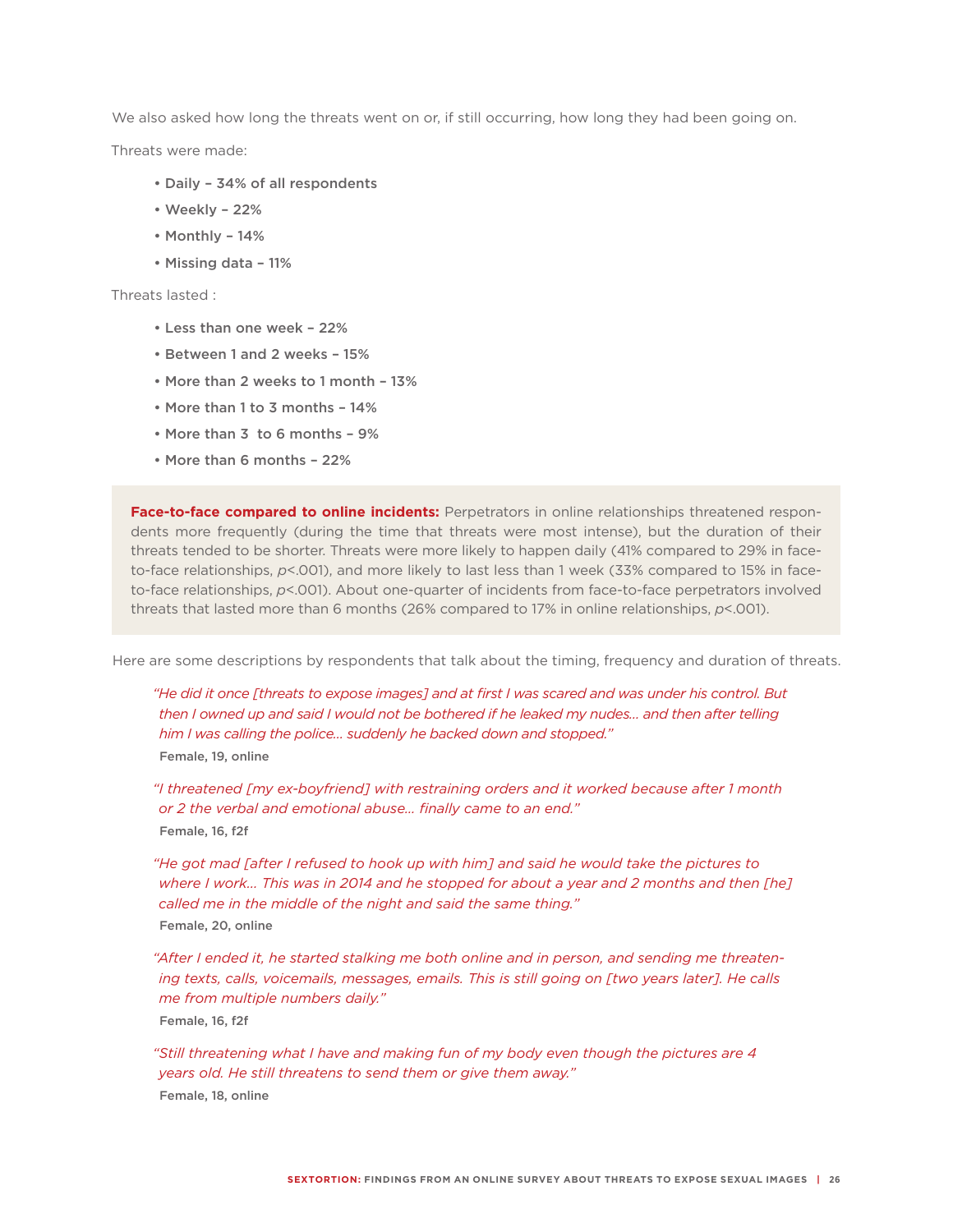We also asked how long the threats went on or, if still occurring, how long they had been going on.

Threats were made:

- **Daily – 34% of all respondents**
- **Weekly – 22%**
- **Monthly – 14%**
- **Missing data – 11%**

Threats lasted :

- **Less than one week – 22%**
- **Between 1 and 2 weeks – 15%**
- **More than 2 weeks to 1 month – 13%**
- **More than 1 to 3 months – 14%**
- **More than 3 to 6 months – 9%**
- **More than 6 months – 22%**

**Face-to-face compared to online incidents:** Perpetrators in online relationships threatened respondents more frequently (during the time that threats were most intense), but the duration of their threats tended to be shorter. Threats were more likely to happen daily (41% compared to 29% in face-to-face relationships, $p<.001$), and more likely to last less than 1 week (33% compared to 15% in face-to-face relationships, $p<.001$). About one-quarter of incidents from face-to-face perpetrators involved threats that lasted more than 6 months (26% compared to 17% in online relationships, $p<.001$).

Here are some descriptions by respondents that talk about the timing, frequency and duration of threats.

*"He did it once [threats to expose images] and at first I was scared and was under his control. But then I owned up and said I would not be bothered if he leaked my nudes... and then after telling him I was calling the police... suddenly he backed down and stopped."*
**Female, 19, online**

*"I threatened [my ex-boyfriend] with restraining orders and it worked because after 1 month or 2 the verbal and emotional abuse... finally came to an end."*
**Female, 16, f2f**

*"He got mad [after I refused to hook up with him] and said he would take the pictures to where I work... This was in 2014 and he stopped for about a year and 2 months and then [he] called me in the middle of the night and said the same thing."*
**Female, 20, online**

*"After I ended it, he started stalking me both online and in person, and sending me threatening texts, calls, voicemails, messages, emails. This is still going on [two years later]. He calls me from multiple numbers daily."*
**Female, 16, f2f**

*"Still threatening what I have and making fun of my body even though the pictures are 4 years old. He still threatens to send them or give them away."*
**Female, 18, online**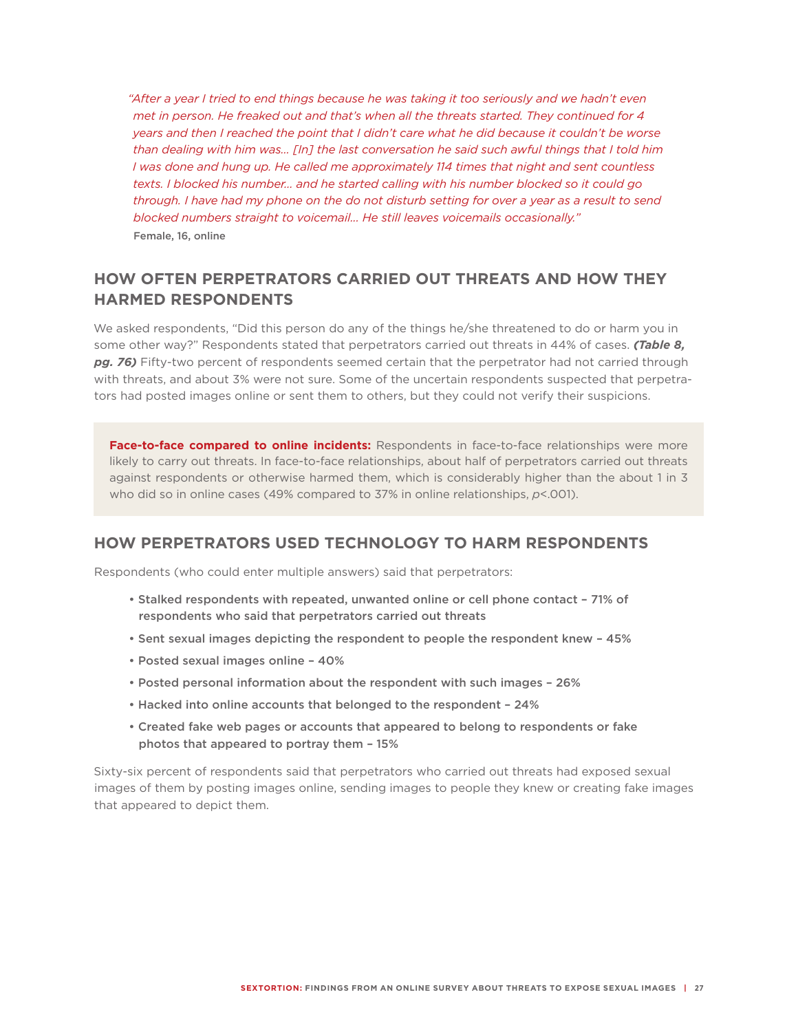*"After a year I tried to end things because he was taking it too seriously and we hadn't even met in person. He freaked out and that's when all the threats started. They continued for 4 years and then I reached the point that I didn't care what he did because it couldn't be worse than dealing with him was... [In] the last conversation he said such awful things that I told him I was done and hung up. He called me approximately 114 times that night and sent countless texts. I blocked his number... and he started calling with his number blocked so it could go through. I have had my phone on the do not disturb setting for over a year as a result to send blocked numbers straight to voicemail... He still leaves voicemails occasionally."*

Female, 16, online

## HOW OFTEN PERPETRATORS CARRIED OUT THREATS AND HOW THEY HARMED RESPONDENTS

We asked respondents, "Did this person do any of the things he/she threatened to do or harm you in some other way?" Respondents stated that perpetrators carried out threats in 44% of cases. ***(Table 8, pg. 76)*** Fifty-two percent of respondents seemed certain that the perpetrator had not carried through with threats, and about 3% were not sure. Some of the uncertain respondents suspected that perpetrators had posted images online or sent them to others, but they could not verify their suspicions.

**Face-to-face compared to online incidents:** Respondents in face-to-face relationships were more likely to carry out threats. In face-to-face relationships, about half of perpetrators carried out threats against respondents or otherwise harmed them, which is considerably higher than the about 1 in 3 who did so in online cases (49% compared to 37% in online relationships, $p<.001$).

## HOW PERPETRATORS USED TECHNOLOGY TO HARM RESPONDENTS

Respondents (who could enter multiple answers) said that perpetrators:

- Stalked respondents with repeated, unwanted online or cell phone contact – 71% of respondents who said that perpetrators carried out threats
- Sent sexual images depicting the respondent to people the respondent knew – 45%
- Posted sexual images online – 40%
- Posted personal information about the respondent with such images – 26%
- Hacked into online accounts that belonged to the respondent – 24%
- Created fake web pages or accounts that appeared to belong to respondents or fake photos that appeared to portray them – 15%

Sixty-six percent of respondents said that perpetrators who carried out threats had exposed sexual images of them by posting images online, sending images to people they knew or creating fake images that appeared to depict them.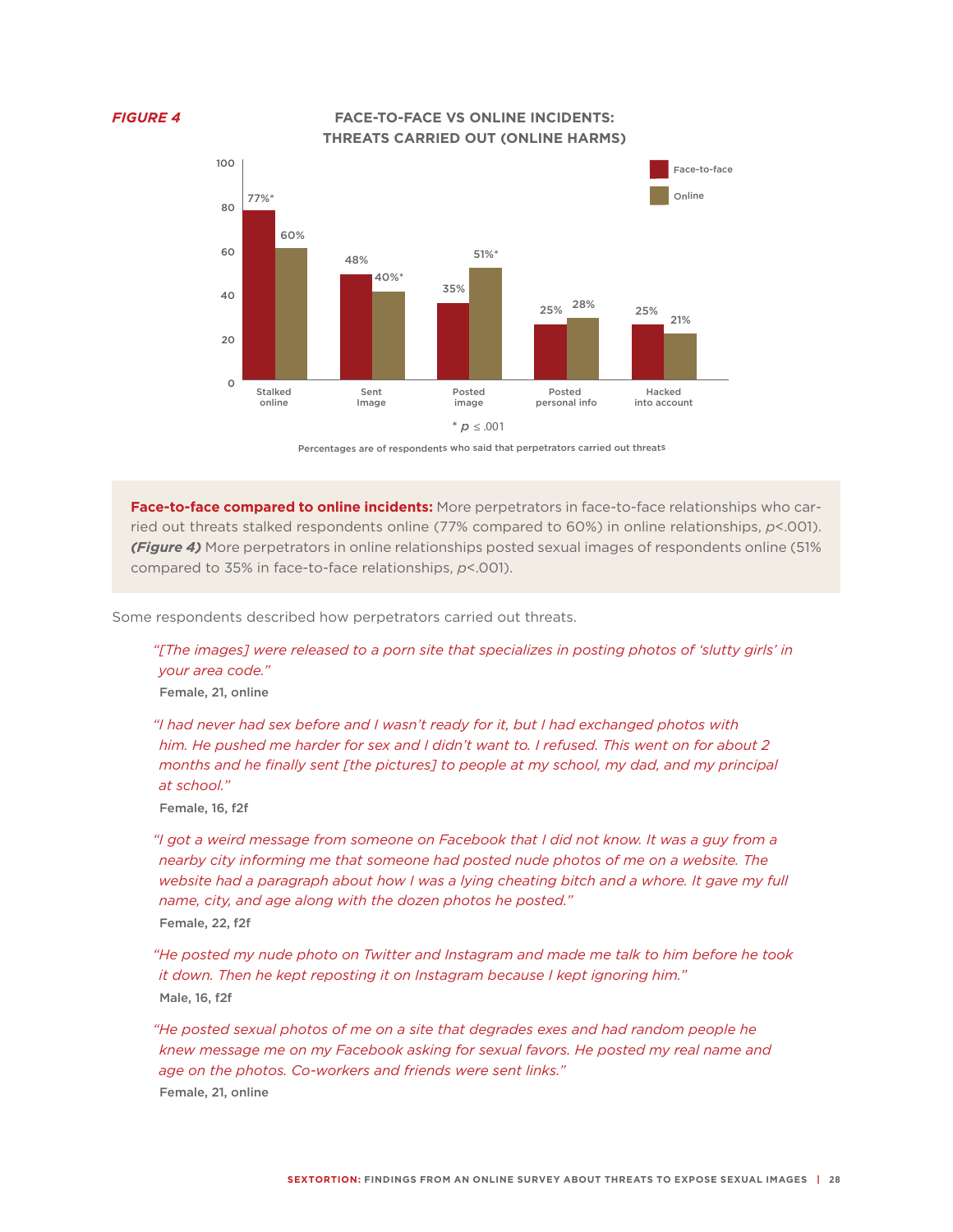*FIGURE 4*

**FACE-TO-FACE VS ONLINE INCIDENTS: THREATS CARRIED OUT (ONLINE HARMS)**

| | Face-to-face | Online |
|---|---|---|
| Stalked online | 77%* | 60% |
| Sent Image | 48% | 40%* |
| Posted image | 35% | 51%* |
| Posted personal info | 25% | 28% |
| Hacked into account | 25% | 21% |

\* *p* ≤ .001

Percentages are of respondents who said that perpetrators carried out threats

**Face-to-face compared to online incidents:** More perpetrators in face-to-face relationships who carried out threats stalked respondents online (77% compared to 60%) in online relationships, $p<.001$). ***(Figure 4)*** More perpetrators in online relationships posted sexual images of respondents online (51% compared to 35% in face-to-face relationships, $p<.001$).

Some respondents described how perpetrators carried out threats.

> *"[The images] were released to a porn site that specializes in posting photos of 'slutty girls' in your area code."*
>
> **Female, 21, online**

> *"I had never had sex before and I wasn't ready for it, but I had exchanged photos with him. He pushed me harder for sex and I didn't want to. I refused. This went on for about 2 months and he finally sent [the pictures] to people at my school, my dad, and my principal at school."*
>
> **Female, 16, f2f**

> *"I got a weird message from someone on Facebook that I did not know. It was a guy from a nearby city informing me that someone had posted nude photos of me on a website. The website had a paragraph about how I was a lying cheating bitch and a whore. It gave my full name, city, and age along with the dozen photos he posted."*
>
> **Female, 22, f2f**

> *"He posted my nude photo on Twitter and Instagram and made me talk to him before he took it down. Then he kept reposting it on Instagram because I kept ignoring him."*
>
> **Male, 16, f2f**

> *"He posted sexual photos of me on a site that degrades exes and had random people he knew message me on my Facebook asking for sexual favors. He posted my real name and age on the photos. Co-workers and friends were sent links."*
>
> **Female, 21, online**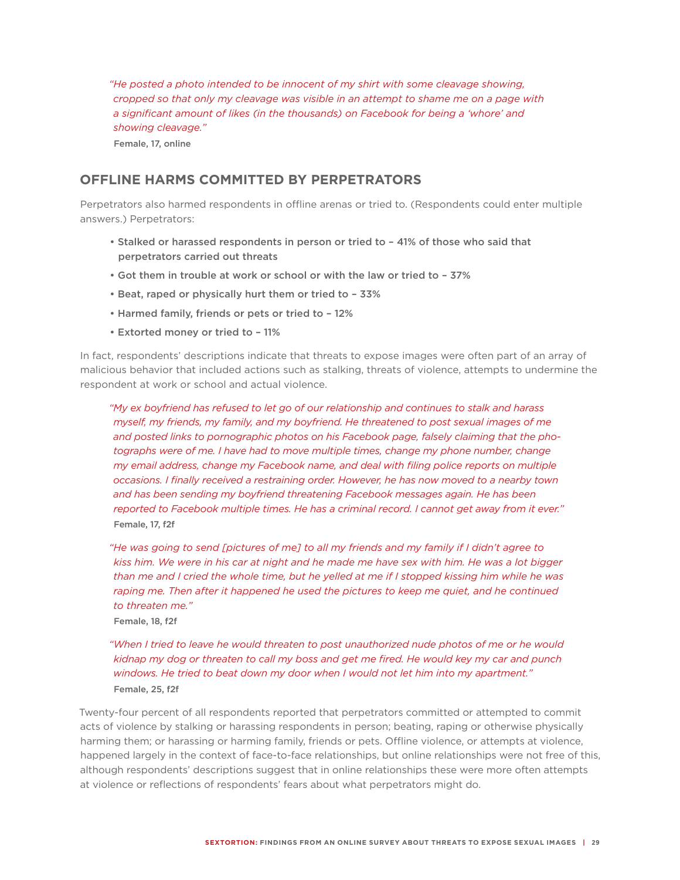*"He posted a photo intended to be innocent of my shirt with some cleavage showing, cropped so that only my cleavage was visible in an attempt to shame me on a page with a significant amount of likes (in the thousands) on Facebook for being a 'whore' and showing cleavage."*

**Female, 17, online**

## OFFLINE HARMS COMMITTED BY PERPETRATORS

Perpetrators also harmed respondents in offline arenas or tried to. (Respondents could enter multiple answers.) Perpetrators:

- **Stalked or harassed respondents in person or tried to – 41% of those who said that perpetrators carried out threats**
- **Got them in trouble at work or school or with the law or tried to – 37%**
- **Beat, raped or physically hurt them or tried to – 33%**
- **Harmed family, friends or pets or tried to – 12%**
- **Extorted money or tried to – 11%**

In fact, respondents' descriptions indicate that threats to expose images were often part of an array of malicious behavior that included actions such as stalking, threats of violence, attempts to undermine the respondent at work or school and actual violence.

*"My ex boyfriend has refused to let go of our relationship and continues to stalk and harass myself, my friends, my family, and my boyfriend. He threatened to post sexual images of me and posted links to pornographic photos on his Facebook page, falsely claiming that the photographs were of me. I have had to move multiple times, change my phone number, change my email address, change my Facebook name, and deal with filing police reports on multiple occasions. I finally received a restraining order. However, he has now moved to a nearby town and has been sending my boyfriend threatening Facebook messages again. He has been reported to Facebook multiple times. He has a criminal record. I cannot get away from it ever."*

**Female, 17, f2f**

*"He was going to send [pictures of me] to all my friends and my family if I didn't agree to kiss him. We were in his car at night and he made me have sex with him. He was a lot bigger than me and I cried the whole time, but he yelled at me if I stopped kissing him while he was raping me. Then after it happened he used the pictures to keep me quiet, and he continued to threaten me."*

**Female, 18, f2f**

*"When I tried to leave he would threaten to post unauthorized nude photos of me or he would kidnap my dog or threaten to call my boss and get me fired. He would key my car and punch windows. He tried to beat down my door when I would not let him into my apartment."*

**Female, 25, f2f**

Twenty-four percent of all respondents reported that perpetrators committed or attempted to commit acts of violence by stalking or harassing respondents in person; beating, raping or otherwise physically harming them; or harassing or harming family, friends or pets. Offline violence, or attempts at violence, happened largely in the context of face-to-face relationships, but online relationships were not free of this, although respondents' descriptions suggest that in online relationships these were more often attempts at violence or reflections of respondents' fears about what perpetrators might do.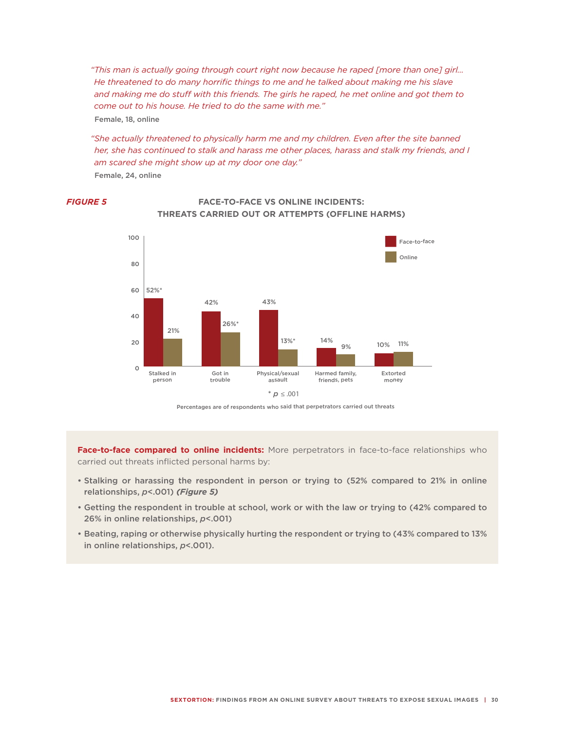*"This man is actually going through court right now because he raped [more than one] girl… He threatened to do many horrific things to me and he talked about making me his slave and making me do stuff with this friends. The girls he raped, he met online and got them to come out to his house. He tried to do the same with me."*

**Female, 18, online**

*"She actually threatened to physically harm me and my children. Even after the site banned her, she has continued to stalk and harass me other places, harass and stalk my friends, and I am scared she might show up at my door one day."*

**Female, 24, online**

***FIGURE 5***

**FACE-TO-FACE VS ONLINE INCIDENTS: THREATS CARRIED OUT OR ATTEMPTS (OFFLINE HARMS)**

| | Face-to-face | Online |
|---|---|---|
| Stalked in person | 52%* | 21% |
| Got in trouble | 42% | 26%* |
| Physical/sexual assault | 43% | 13%* |
| Harmed family, friends, pets | 14% | 9% |
| Extorted money | 10% | 11% |

* $p \leq .001$

Percentages are of respondents who said that perpetrators carried out threats

**Face-to-face compared to online incidents:** More perpetrators in face-to-face relationships who carried out threats inflicted personal harms by:

- **Stalking or harassing the respondent in person or trying to (52% compared to 21% in online relationships, $p<.001$) *(Figure 5)***
- **Getting the respondent in trouble at school, work or with the law or trying to (42% compared to 26% in online relationships, $p<.001$)**
- **Beating, raping or otherwise physically hurting the respondent or trying to (43% compared to 13% in online relationships, $p<.001$).**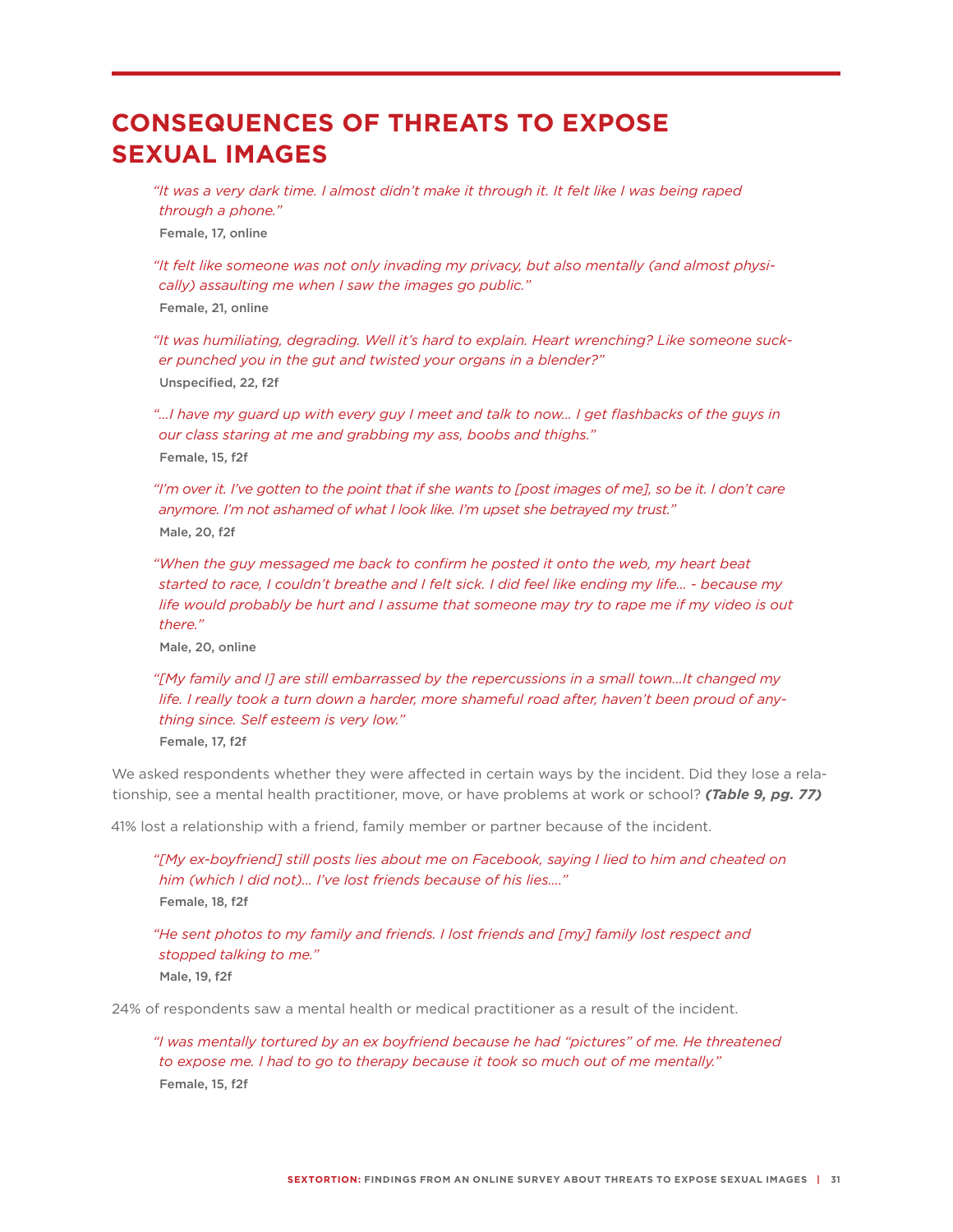# CONSEQUENCES OF THREATS TO EXPOSE SEXUAL IMAGES

> *"It was a very dark time. I almost didn't make it through it. It felt like I was being raped through a phone."*
>
> **Female, 17, online**

> *"It felt like someone was not only invading my privacy, but also mentally (and almost physically) assaulting me when I saw the images go public."*
>
> **Female, 21, online**

> *"It was humiliating, degrading. Well it's hard to explain. Heart wrenching? Like someone sucker punched you in the gut and twisted your organs in a blender?"*
>
> **Unspecified, 22, f2f**

> *"...I have my guard up with every guy I meet and talk to now... I get flashbacks of the guys in our class staring at me and grabbing my ass, boobs and thighs."*
>
> **Female, 15, f2f**

> *"I'm over it. I've gotten to the point that if she wants to [post images of me], so be it. I don't care anymore. I'm not ashamed of what I look like. I'm upset she betrayed my trust."*
>
> **Male, 20, f2f**

> *"When the guy messaged me back to confirm he posted it onto the web, my heart beat started to race, I couldn't breathe and I felt sick. I did feel like ending my life... - because my life would probably be hurt and I assume that someone may try to rape me if my video is out there."*
>
> **Male, 20, online**

> *"[My family and I] are still embarrassed by the repercussions in a small town...It changed my life. I really took a turn down a harder, more shameful road after, haven't been proud of anything since. Self esteem is very low."*
>
> **Female, 17, f2f**

We asked respondents whether they were affected in certain ways by the incident. Did they lose a relationship, see a mental health practitioner, move, or have problems at work or school? ***(Table 9, pg. 77)***

41% lost a relationship with a friend, family member or partner because of the incident.

> *"[My ex-boyfriend] still posts lies about me on Facebook, saying I lied to him and cheated on him (which I did not)... I've lost friends because of his lies...."*
>
> **Female, 18, f2f**

> *"He sent photos to my family and friends. I lost friends and [my] family lost respect and stopped talking to me."*
>
> **Male, 19, f2f**

24% of respondents saw a mental health or medical practitioner as a result of the incident.

> *"I was mentally tortured by an ex boyfriend because he had "pictures" of me. He threatened to expose me. I had to go to therapy because it took so much out of me mentally."*
>
> **Female, 15, f2f**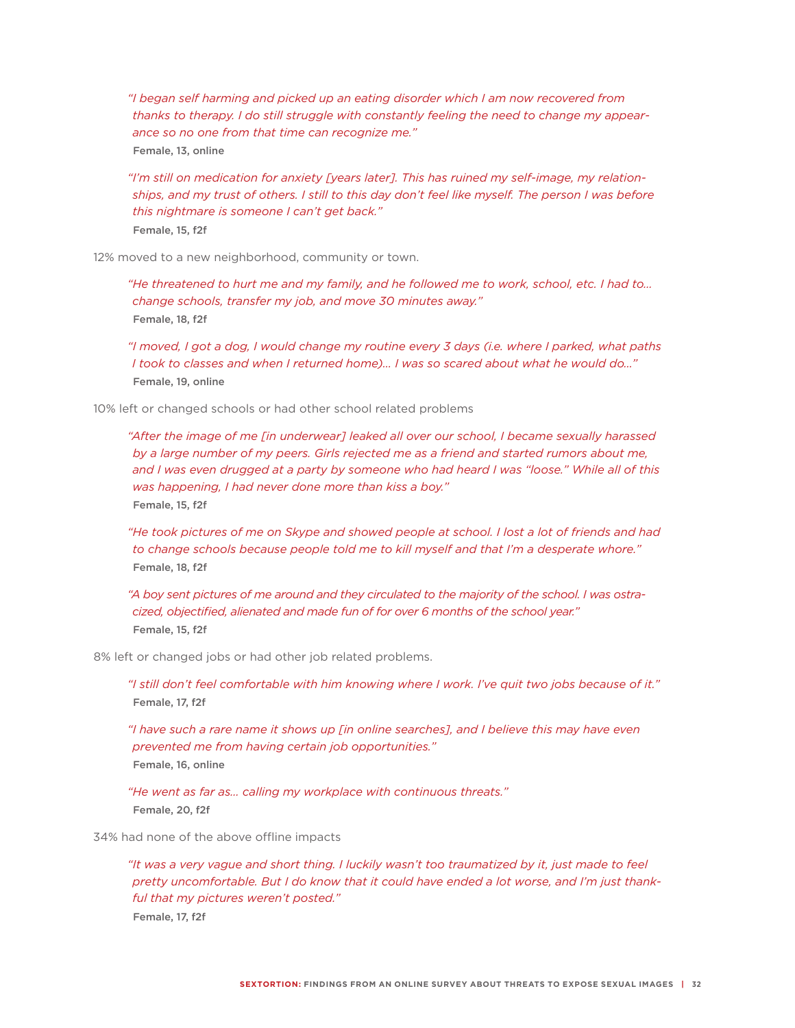*"I began self harming and picked up an eating disorder which I am now recovered from thanks to therapy. I do still struggle with constantly feeling the need to change my appearance so no one from that time can recognize me."*
**Female, 13, online**

*"I'm still on medication for anxiety [years later]. This has ruined my self-image, my relationships, and my trust of others. I still to this day don't feel like myself. The person I was before this nightmare is someone I can't get back."*
**Female, 15, f2f**

12% moved to a new neighborhood, community or town.

*"He threatened to hurt me and my family, and he followed me to work, school, etc. I had to… change schools, transfer my job, and move 30 minutes away."*
**Female, 18, f2f**

*"I moved, I got a dog, I would change my routine every 3 days (i.e. where I parked, what paths I took to classes and when I returned home)… I was so scared about what he would do…"*
**Female, 19, online**

10% left or changed schools or had other school related problems

*"After the image of me [in underwear] leaked all over our school, I became sexually harassed by a large number of my peers. Girls rejected me as a friend and started rumors about me, and I was even drugged at a party by someone who had heard I was "loose." While all of this was happening, I had never done more than kiss a boy."*
**Female, 15, f2f**

*"He took pictures of me on Skype and showed people at school. I lost a lot of friends and had to change schools because people told me to kill myself and that I'm a desperate whore."*
**Female, 18, f2f**

*"A boy sent pictures of me around and they circulated to the majority of the school. I was ostracized, objectified, alienated and made fun of for over 6 months of the school year."*
**Female, 15, f2f**

8% left or changed jobs or had other job related problems.

*"I still don't feel comfortable with him knowing where I work. I've quit two jobs because of it."*
**Female, 17, f2f**

*"I have such a rare name it shows up [in online searches], and I believe this may have even prevented me from having certain job opportunities."*
**Female, 16, online**

*"He went as far as… calling my workplace with continuous threats."*
**Female, 20, f2f**

34% had none of the above offline impacts

*"It was a very vague and short thing. I luckily wasn't too traumatized by it, just made to feel pretty uncomfortable. But I do know that it could have ended a lot worse, and I'm just thankful that my pictures weren't posted."*
**Female, 17, f2f**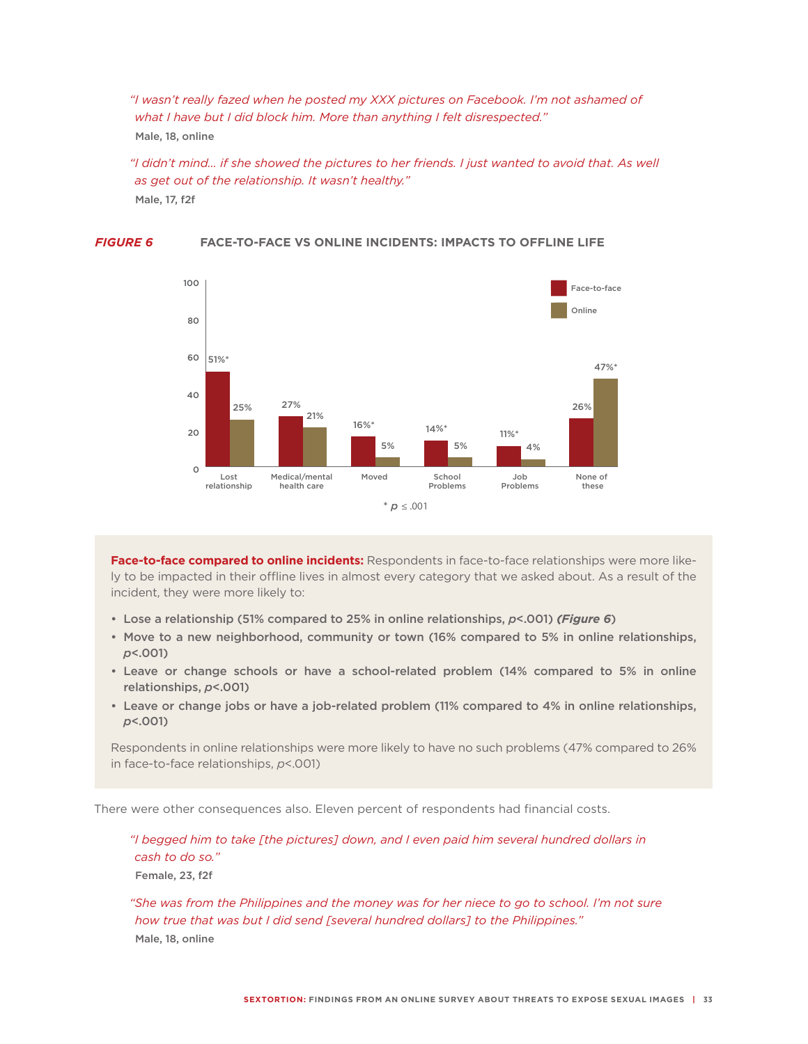*"I wasn't really fazed when he posted my XXX pictures on Facebook. I'm not ashamed of what I have but I did block him. More than anything I felt disrespected."*

**Male, 18, online**

*"I didn't mind… if she showed the pictures to her friends. I just wanted to avoid that. As well as get out of the relationship. It wasn't healthy."*

**Male, 17, f2f**

***FIGURE 6*** **FACE-TO-FACE VS ONLINE INCIDENTS: IMPACTS TO OFFLINE LIFE**

| | Face-to-face | Online |
| --- | --- | --- |
| Lost relationship | 51%* | 25% |
| Medical/mental health care | 27% | 21% |
| Moved | 16%* | 5% |
| School Problems | 14%* | 5% |
| Job Problems | 11%* | 4% |
| None of these | 26% | 47%* |

\* $p \leq .001$

**Face-to-face compared to online incidents:** Respondents in face-to-face relationships were more likely to be impacted in their offline lives in almost every category that we asked about. As a result of the incident, they were more likely to:

- **Lose a relationship (51% compared to 25% in online relationships, $p<.001$) *(Figure 6)***
- **Move to a new neighborhood, community or town (16% compared to 5% in online relationships, $p<.001$)**
- **Leave or change schools or have a school-related problem (14% compared to 5% in online relationships, $p<.001$)**
- **Leave or change jobs or have a job-related problem (11% compared to 4% in online relationships, $p<.001$)**

Respondents in online relationships were more likely to have no such problems (47% compared to 26% in face-to-face relationships, $p<.001$)

There were other consequences also. Eleven percent of respondents had financial costs.

*"I begged him to take [the pictures] down, and I even paid him several hundred dollars in cash to do so."*

**Female, 23, f2f**

*"She was from the Philippines and the money was for her niece to go to school. I'm not sure how true that was but I did send [several hundred dollars] to the Philippines."*

**Male, 18, online**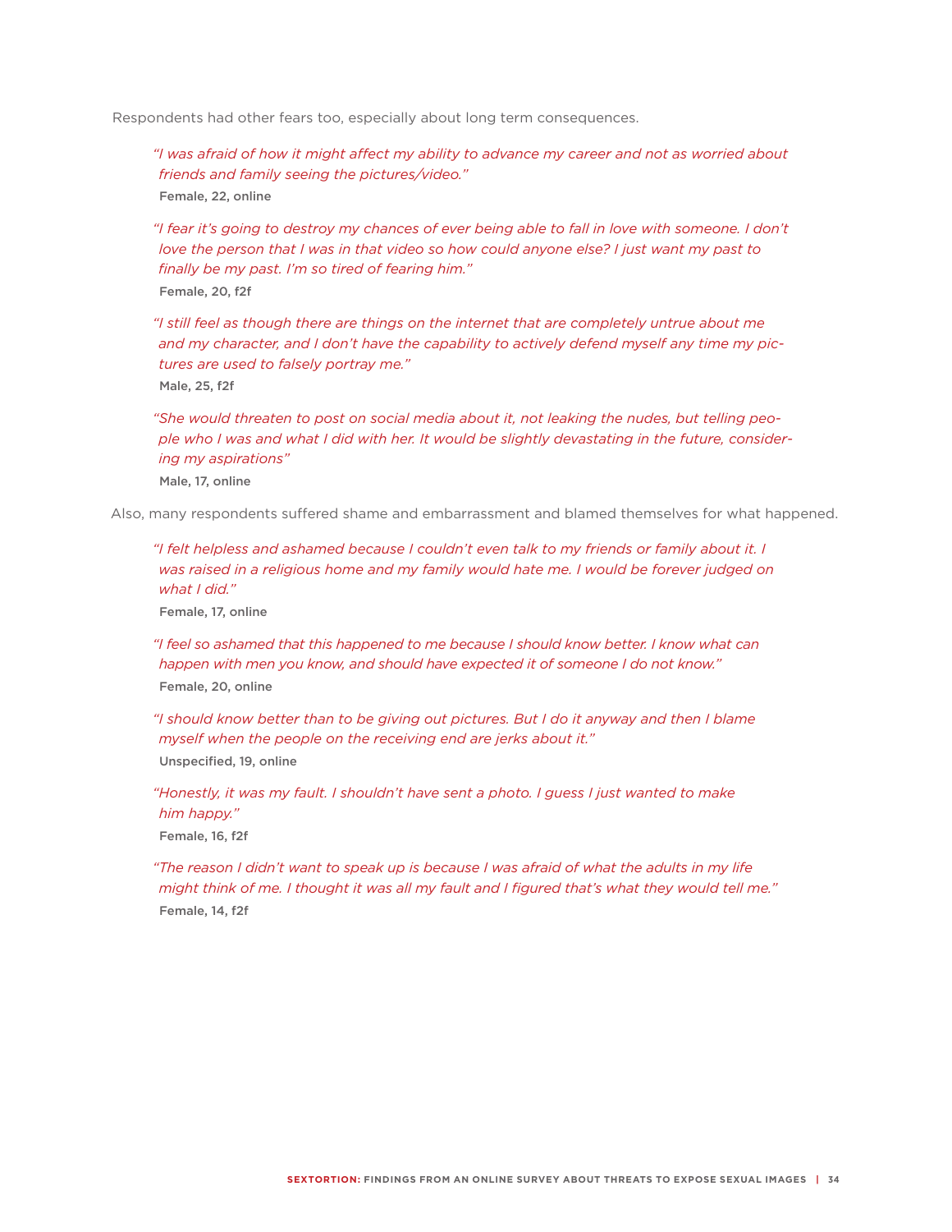Respondents had other fears too, especially about long term consequences.

> *"I was afraid of how it might affect my ability to advance my career and not as worried about friends and family seeing the pictures/video."*
>
> **Female, 22, online**

> *"I fear it's going to destroy my chances of ever being able to fall in love with someone. I don't love the person that I was in that video so how could anyone else? I just want my past to finally be my past. I'm so tired of fearing him."*
>
> **Female, 20, f2f**

> *"I still feel as though there are things on the internet that are completely untrue about me and my character, and I don't have the capability to actively defend myself any time my pictures are used to falsely portray me."*
>
> **Male, 25, f2f**

> *"She would threaten to post on social media about it, not leaking the nudes, but telling people who I was and what I did with her. It would be slightly devastating in the future, considering my aspirations"*
>
> **Male, 17, online**

Also, many respondents suffered shame and embarrassment and blamed themselves for what happened.

> *"I felt helpless and ashamed because I couldn't even talk to my friends or family about it. I was raised in a religious home and my family would hate me. I would be forever judged on what I did."*
>
> **Female, 17, online**

> *"I feel so ashamed that this happened to me because I should know better. I know what can happen with men you know, and should have expected it of someone I do not know."*
>
> **Female, 20, online**

> *"I should know better than to be giving out pictures. But I do it anyway and then I blame myself when the people on the receiving end are jerks about it."*
>
> **Unspecified, 19, online**

> *"Honestly, it was my fault. I shouldn't have sent a photo. I guess I just wanted to make him happy."*
>
> **Female, 16, f2f**

> *"The reason I didn't want to speak up is because I was afraid of what the adults in my life might think of me. I thought it was all my fault and I figured that's what they would tell me."*
>
> **Female, 14, f2f**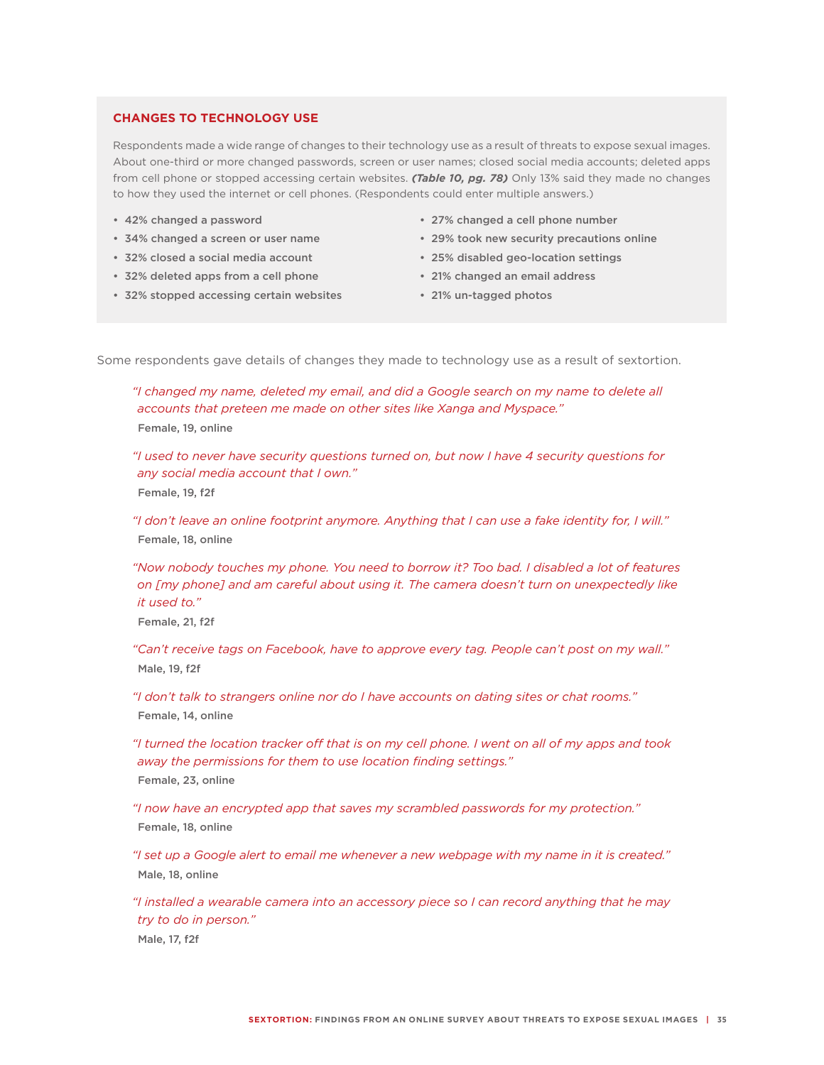## CHANGES TO TECHNOLOGY USE

Respondents made a wide range of changes to their technology use as a result of threats to expose sexual images. About one-third or more changed passwords, screen or user names; closed social media accounts; deleted apps from cell phone or stopped accessing certain websites. ***(Table 10, pg. 78)*** Only 13% said they made no changes to how they used the internet or cell phones. (Respondents could enter multiple answers.)

- **42% changed a password**
- **34% changed a screen or user name**
- **32% closed a social media account**
- **32% deleted apps from a cell phone**
- **32% stopped accessing certain websites**
- **27% changed a cell phone number**
- **29% took new security precautions online**
- **25% disabled geo-location settings**
- **21% changed an email address**
- **21% un-tagged photos**

Some respondents gave details of changes they made to technology use as a result of sextortion.

> *"I changed my name, deleted my email, and did a Google search on my name to delete all accounts that preteen me made on other sites like Xanga and Myspace."*
> **Female, 19, online**

> *"I used to never have security questions turned on, but now I have 4 security questions for any social media account that I own."*
> **Female, 19, f2f**

> *"I don't leave an online footprint anymore. Anything that I can use a fake identity for, I will."*
> **Female, 18, online**

> *"Now nobody touches my phone. You need to borrow it? Too bad. I disabled a lot of features on [my phone] and am careful about using it. The camera doesn't turn on unexpectedly like it used to."*
> **Female, 21, f2f**

> *"Can't receive tags on Facebook, have to approve every tag. People can't post on my wall."*
> **Male, 19, f2f**

> *"I don't talk to strangers online nor do I have accounts on dating sites or chat rooms."*
> **Female, 14, online**

> *"I turned the location tracker off that is on my cell phone. I went on all of my apps and took away the permissions for them to use location finding settings."*
> **Female, 23, online**

> *"I now have an encrypted app that saves my scrambled passwords for my protection."*
> **Female, 18, online**

> *"I set up a Google alert to email me whenever a new webpage with my name in it is created."*
> **Male, 18, online**

> *"I installed a wearable camera into an accessory piece so I can record anything that he may try to do in person."*
> **Male, 17, f2f**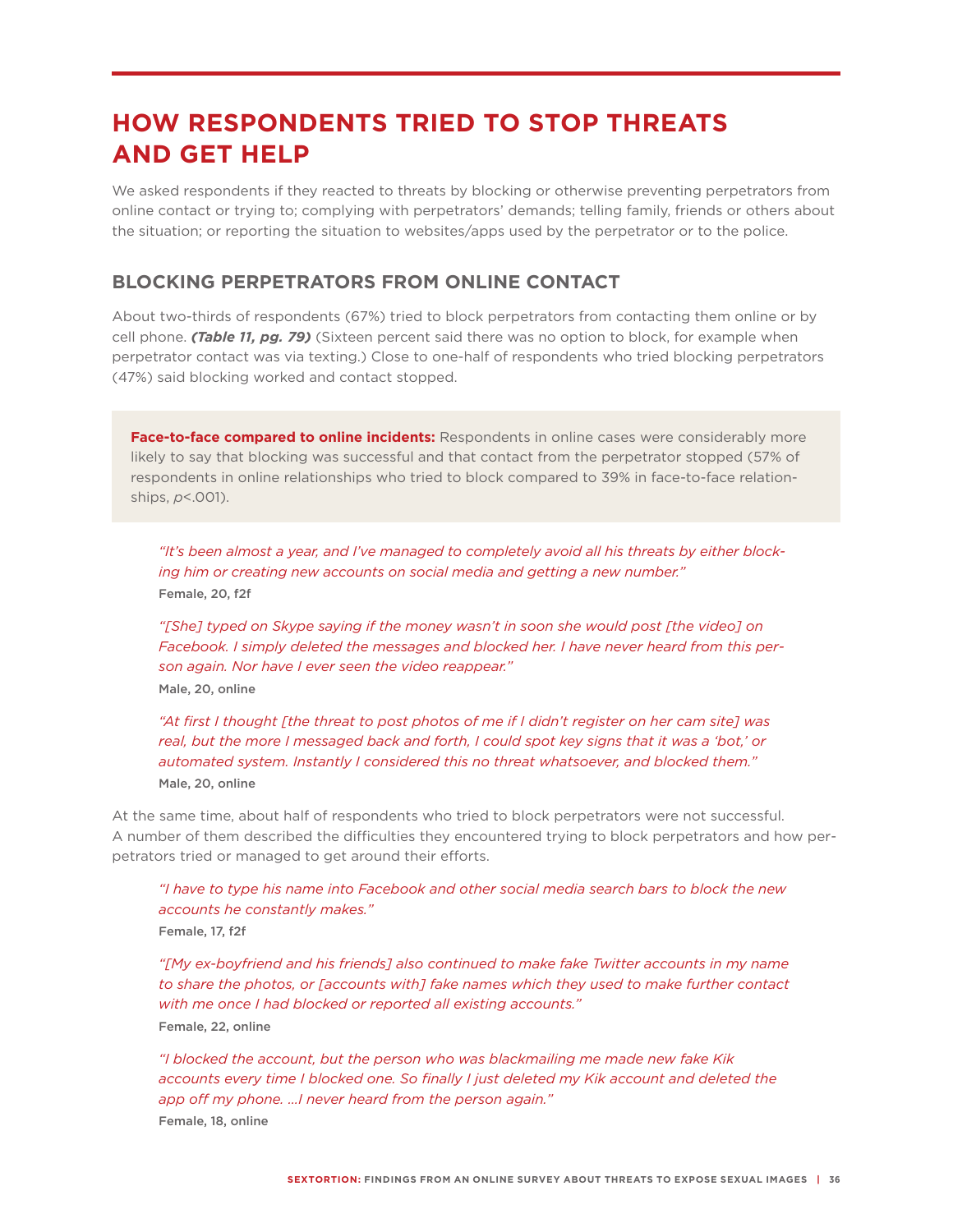# HOW RESPONDENTS TRIED TO STOP THREATS AND GET HELP

We asked respondents if they reacted to threats by blocking or otherwise preventing perpetrators from online contact or trying to; complying with perpetrators' demands; telling family, friends or others about the situation; or reporting the situation to websites/apps used by the perpetrator or to the police.

## BLOCKING PERPETRATORS FROM ONLINE CONTACT

About two-thirds of respondents (67%) tried to block perpetrators from contacting them online or by cell phone. ***(Table 11, pg. 79)*** (Sixteen percent said there was no option to block, for example when perpetrator contact was via texting.) Close to one-half of respondents who tried blocking perpetrators (47%) said blocking worked and contact stopped.

> **Face-to-face compared to online incidents:** Respondents in online cases were considerably more likely to say that blocking was successful and that contact from the perpetrator stopped (57% of respondents in online relationships who tried to block compared to 39% in face-to-face relationships, $p<.001$).

*"It's been almost a year, and I've managed to completely avoid all his threats by either blocking him or creating new accounts on social media and getting a new number."*
**Female, 20, f2f**

*"[She] typed on Skype saying if the money wasn't in soon she would post [the video] on Facebook. I simply deleted the messages and blocked her. I have never heard from this person again. Nor have I ever seen the video reappear."*
**Male, 20, online**

*"At first I thought [the threat to post photos of me if I didn't register on her cam site] was real, but the more I messaged back and forth, I could spot key signs that it was a 'bot,' or automated system. Instantly I considered this no threat whatsoever, and blocked them."*
**Male, 20, online**

At the same time, about half of respondents who tried to block perpetrators were not successful. A number of them described the difficulties they encountered trying to block perpetrators and how perpetrators tried or managed to get around their efforts.

*"I have to type his name into Facebook and other social media search bars to block the new accounts he constantly makes."*
**Female, 17, f2f**

*"[My ex-boyfriend and his friends] also continued to make fake Twitter accounts in my name to share the photos, or [accounts with] fake names which they used to make further contact with me once I had blocked or reported all existing accounts."*
**Female, 22, online**

*"I blocked the account, but the person who was blackmailing me made new fake Kik accounts every time I blocked one. So finally I just deleted my Kik account and deleted the app off my phone. ...I never heard from the person again."*
**Female, 18, online**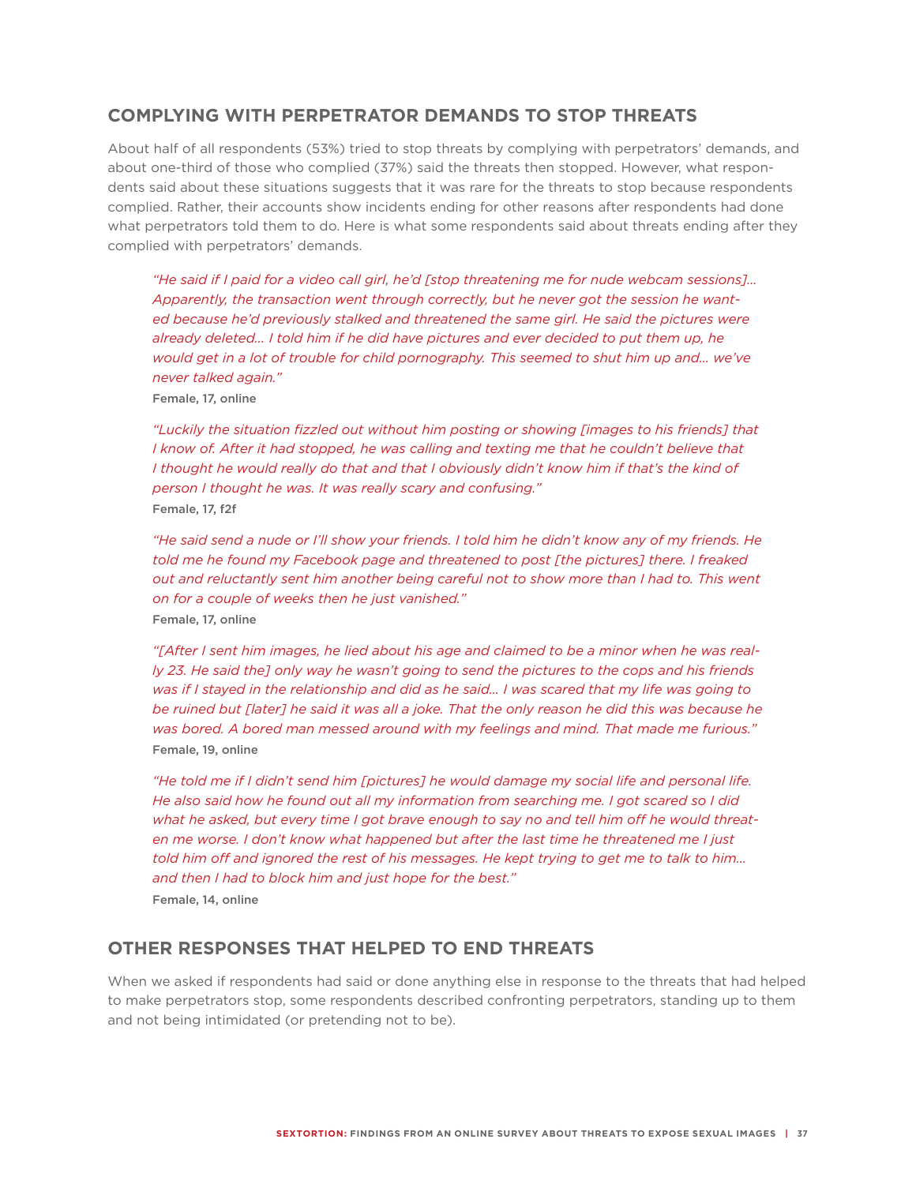## COMPLYING WITH PERPETRATOR DEMANDS TO STOP THREATS

About half of all respondents (53%) tried to stop threats by complying with perpetrators' demands, and about one-third of those who complied (37%) said the threats then stopped. However, what respondents said about these situations suggests that it was rare for the threats to stop because respondents complied. Rather, their accounts show incidents ending for other reasons after respondents had done what perpetrators told them to do. Here is what some respondents said about threats ending after they complied with perpetrators' demands.

> *"He said if I paid for a video call girl, he'd [stop threatening me for nude webcam sessions]... Apparently, the transaction went through correctly, but he never got the session he wanted because he'd previously stalked and threatened the same girl. He said the pictures were already deleted... I told him if he did have pictures and ever decided to put them up, he would get in a lot of trouble for child pornography. This seemed to shut him up and... we've never talked again."*
>
> **Female, 17, online**

> *"Luckily the situation fizzled out without him posting or showing [images to his friends] that I know of. After it had stopped, he was calling and texting me that he couldn't believe that I thought he would really do that and that I obviously didn't know him if that's the kind of person I thought he was. It was really scary and confusing."*
>
> **Female, 17, f2f**

> *"He said send a nude or I'll show your friends. I told him he didn't know any of my friends. He told me he found my Facebook page and threatened to post [the pictures] there. I freaked out and reluctantly sent him another being careful not to show more than I had to. This went on for a couple of weeks then he just vanished."*
>
> **Female, 17, online**

> *"[After I sent him images, he lied about his age and claimed to be a minor when he was really 23. He said the] only way he wasn't going to send the pictures to the cops and his friends was if I stayed in the relationship and did as he said... I was scared that my life was going to be ruined but [later] he said it was all a joke. That the only reason he did this was because he was bored. A bored man messed around with my feelings and mind. That made me furious."*
>
> **Female, 19, online**

> *"He told me if I didn't send him [pictures] he would damage my social life and personal life. He also said how he found out all my information from searching me. I got scared so I did what he asked, but every time I got brave enough to say no and tell him off he would threaten me worse. I don't know what happened but after the last time he threatened me I just told him off and ignored the rest of his messages. He kept trying to get me to talk to him... and then I had to block him and just hope for the best."*
>
> **Female, 14, online**

## OTHER RESPONSES THAT HELPED TO END THREATS

When we asked if respondents had said or done anything else in response to the threats that had helped to make perpetrators stop, some respondents described confronting perpetrators, standing up to them and not being intimidated (or pretending not to be).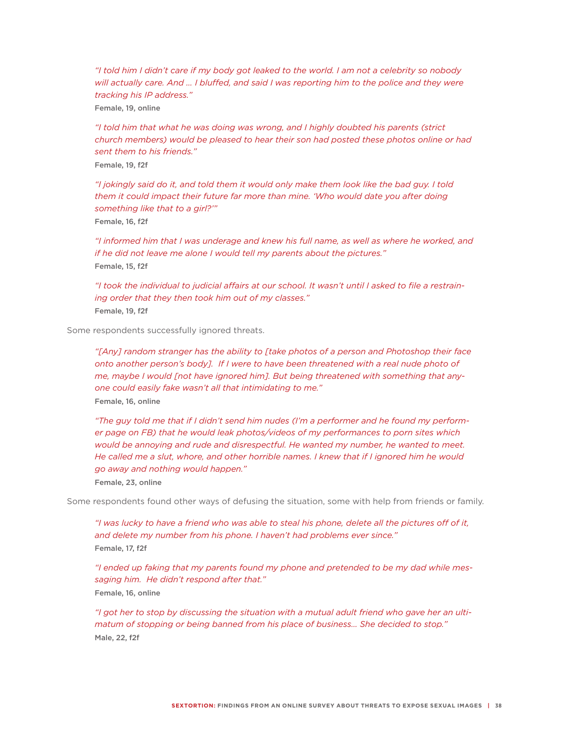> *"I told him I didn't care if my body got leaked to the world. I am not a celebrity so nobody will actually care. And ... I bluffed, and said I was reporting him to the police and they were tracking his IP address."*
>
> **Female, 19, online**

> *"I told him that what he was doing was wrong, and I highly doubted his parents (strict church members) would be pleased to hear their son had posted these photos online or had sent them to his friends."*
>
> **Female, 19, f2f**

> *"I jokingly said do it, and told them it would only make them look like the bad guy. I told them it could impact their future far more than mine. 'Who would date you after doing something like that to a girl?'"*
>
> **Female, 16, f2f**

> *"I informed him that I was underage and knew his full name, as well as where he worked, and if he did not leave me alone I would tell my parents about the pictures."*
>
> **Female, 15, f2f**

> *"I took the individual to judicial affairs at our school. It wasn't until I asked to file a restraining order that they then took him out of my classes."*
>
> **Female, 19, f2f**

Some respondents successfully ignored threats.

> *"[Any] random stranger has the ability to [take photos of a person and Photoshop their face onto another person's body]. If I were to have been threatened with a real nude photo of me, maybe I would [not have ignored him]. But being threatened with something that anyone could easily fake wasn't all that intimidating to me."*
>
> **Female, 16, online**

> *"The guy told me that if I didn't send him nudes (I'm a performer and he found my performer page on FB) that he would leak photos/videos of my performances to porn sites which would be annoying and rude and disrespectful. He wanted my number, he wanted to meet. He called me a slut, whore, and other horrible names. I knew that if I ignored him he would go away and nothing would happen."*
>
> **Female, 23, online**

Some respondents found other ways of defusing the situation, some with help from friends or family.

> *"I was lucky to have a friend who was able to steal his phone, delete all the pictures off of it, and delete my number from his phone. I haven't had problems ever since."*
>
> **Female, 17, f2f**

> *"I ended up faking that my parents found my phone and pretended to be my dad while messaging him. He didn't respond after that."*
>
> **Female, 16, online**

> *"I got her to stop by discussing the situation with a mutual adult friend who gave her an ultimatum of stopping or being banned from his place of business... She decided to stop."*
>
> **Male, 22, f2f**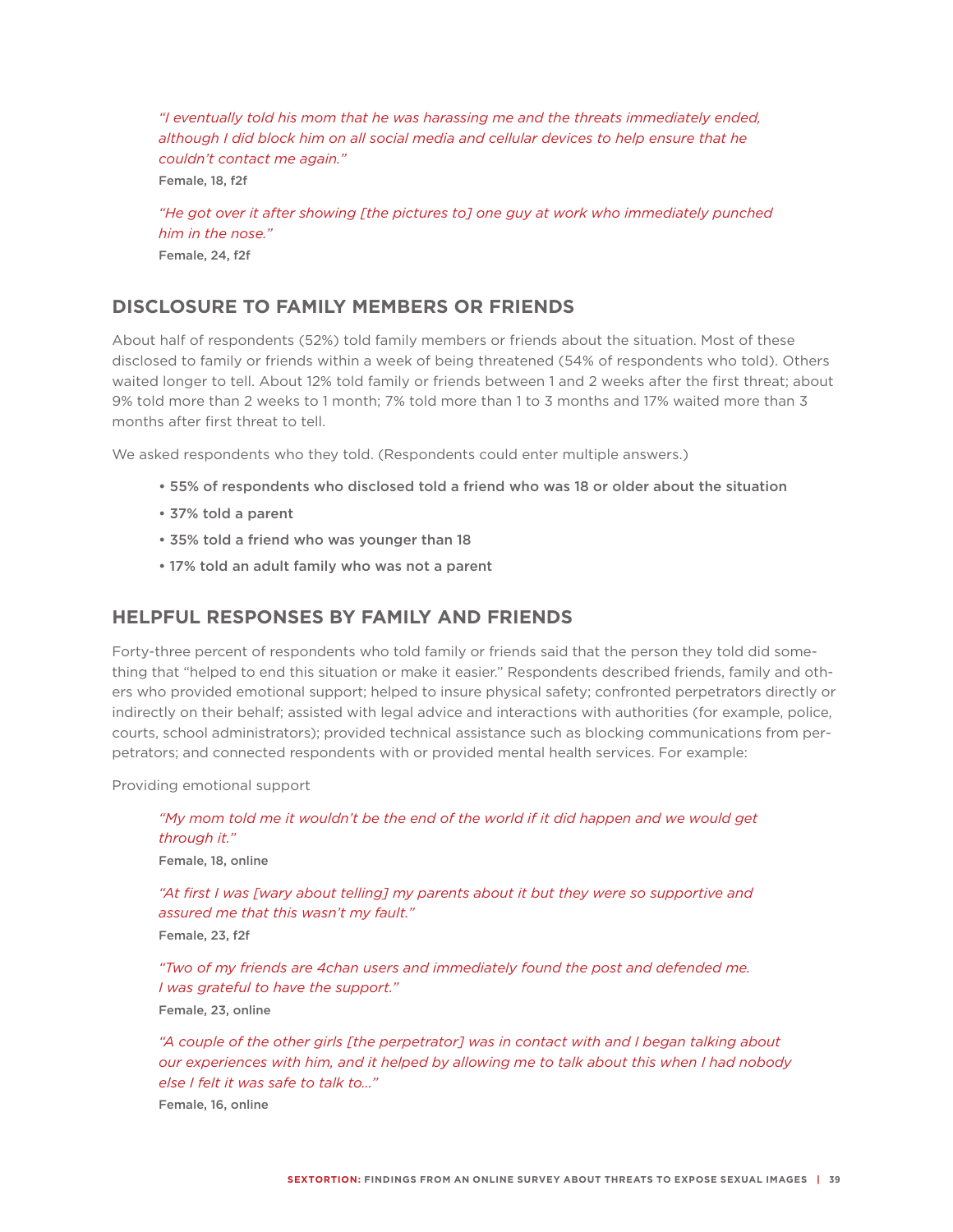*"I eventually told his mom that he was harassing me and the threats immediately ended, although I did block him on all social media and cellular devices to help ensure that he couldn't contact me again."*
**Female, 18, f2f**

*"He got over it after showing [the pictures to] one guy at work who immediately punched him in the nose."*
**Female, 24, f2f**

## DISCLOSURE TO FAMILY MEMBERS OR FRIENDS

About half of respondents (52%) told family members or friends about the situation. Most of these disclosed to family or friends within a week of being threatened (54% of respondents who told). Others waited longer to tell. About 12% told family or friends between 1 and 2 weeks after the first threat; about 9% told more than 2 weeks to 1 month; 7% told more than 1 to 3 months and 17% waited more than 3 months after first threat to tell.

We asked respondents who they told. (Respondents could enter multiple answers.)

- 55% of respondents who disclosed told a friend who was 18 or older about the situation
- 37% told a parent
- 35% told a friend who was younger than 18
- 17% told an adult family who was not a parent

## HELPFUL RESPONSES BY FAMILY AND FRIENDS

Forty-three percent of respondents who told family or friends said that the person they told did something that "helped to end this situation or make it easier." Respondents described friends, family and others who provided emotional support; helped to insure physical safety; confronted perpetrators directly or indirectly on their behalf; assisted with legal advice and interactions with authorities (for example, police, courts, school administrators); provided technical assistance such as blocking communications from perpetrators; and connected respondents with or provided mental health services. For example:

Providing emotional support

*"My mom told me it wouldn't be the end of the world if it did happen and we would get through it."*
**Female, 18, online**

*"At first I was [wary about telling] my parents about it but they were so supportive and assured me that this wasn't my fault."*
**Female, 23, f2f**

*"Two of my friends are 4chan users and immediately found the post and defended me. I was grateful to have the support."*
**Female, 23, online**

*"A couple of the other girls [the perpetrator] was in contact with and I began talking about our experiences with him, and it helped by allowing me to talk about this when I had nobody else I felt it was safe to talk to..."*
**Female, 16, online**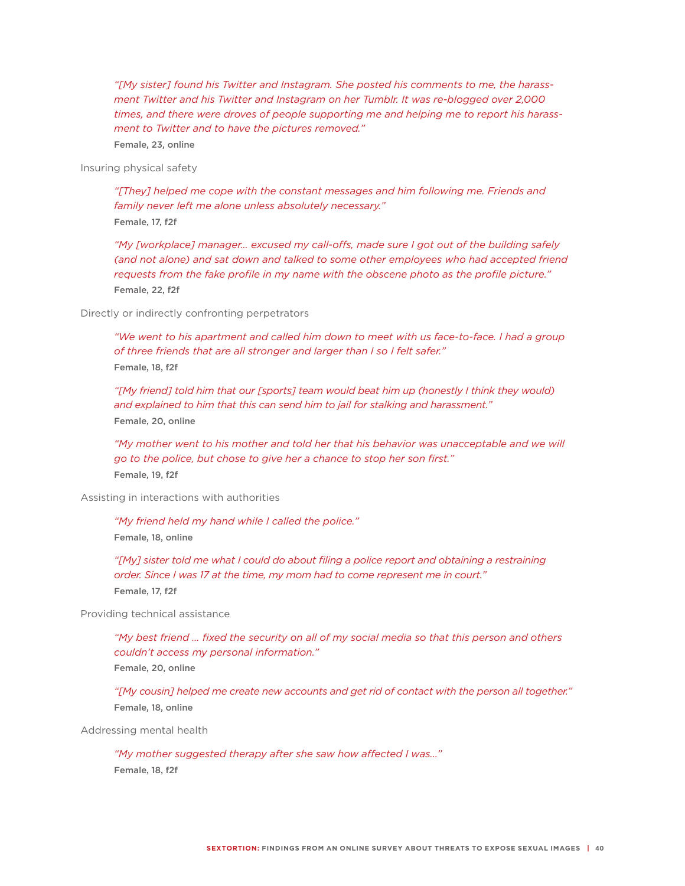> *"[My sister] found his Twitter and Instagram. She posted his comments to me, the harassment Twitter and his Twitter and Instagram on her Tumblr. It was re-blogged over 2,000 times, and there were droves of people supporting me and helping me to report his harassment to Twitter and to have the pictures removed."*
>
> **Female, 23, online**

Insuring physical safety

> *"[They] helped me cope with the constant messages and him following me. Friends and family never left me alone unless absolutely necessary."*
>
> **Female, 17, f2f**

> *"My [workplace] manager... excused my call-offs, made sure I got out of the building safely (and not alone) and sat down and talked to some other employees who had accepted friend requests from the fake profile in my name with the obscene photo as the profile picture."*
>
> **Female, 22, f2f**

Directly or indirectly confronting perpetrators

> *"We went to his apartment and called him down to meet with us face-to-face. I had a group of three friends that are all stronger and larger than I so I felt safer."*
>
> **Female, 18, f2f**

> *"[My friend] told him that our [sports] team would beat him up (honestly I think they would) and explained to him that this can send him to jail for stalking and harassment."*
>
> **Female, 20, online**

> *"My mother went to his mother and told her that his behavior was unacceptable and we will go to the police, but chose to give her a chance to stop her son first."*
>
> **Female, 19, f2f**

Assisting in interactions with authorities

> *"My friend held my hand while I called the police."*
>
> **Female, 18, online**

> *"[My] sister told me what I could do about filing a police report and obtaining a restraining order. Since I was 17 at the time, my mom had to come represent me in court."*
>
> **Female, 17, f2f**

Providing technical assistance

> *"My best friend ... fixed the security on all of my social media so that this person and others couldn't access my personal information."*
>
> **Female, 20, online**

> *"[My cousin] helped me create new accounts and get rid of contact with the person all together."*
>
> **Female, 18, online**

Addressing mental health

> *"My mother suggested therapy after she saw how affected I was..."*
>
> **Female, 18, f2f**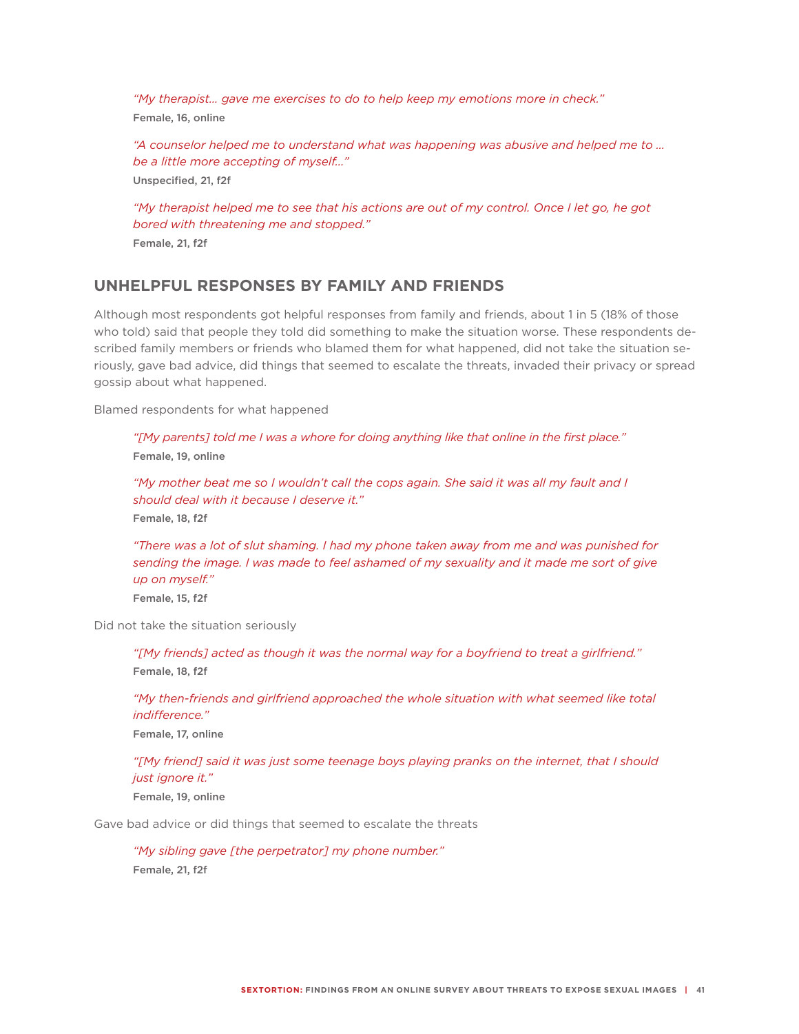*"My therapist... gave me exercises to do to help keep my emotions more in check."*
**Female, 16, online**

*"A counselor helped me to understand what was happening was abusive and helped me to ... be a little more accepting of myself..."*
**Unspecified, 21, f2f**

*"My therapist helped me to see that his actions are out of my control. Once I let go, he got bored with threatening me and stopped."*
**Female, 21, f2f**

## UNHELPFUL RESPONSES BY FAMILY AND FRIENDS

Although most respondents got helpful responses from family and friends, about 1 in 5 (18% of those who told) said that people they told did something to make the situation worse. These respondents described family members or friends who blamed them for what happened, did not take the situation seriously, gave bad advice, did things that seemed to escalate the threats, invaded their privacy or spread gossip about what happened.

Blamed respondents for what happened

*"[My parents] told me I was a whore for doing anything like that online in the first place."*
**Female, 19, online**

*"My mother beat me so I wouldn't call the cops again. She said it was all my fault and I should deal with it because I deserve it."*
**Female, 18, f2f**

*"There was a lot of slut shaming. I had my phone taken away from me and was punished for sending the image. I was made to feel ashamed of my sexuality and it made me sort of give up on myself."*
**Female, 15, f2f**

Did not take the situation seriously

*"[My friends] acted as though it was the normal way for a boyfriend to treat a girlfriend."*
**Female, 18, f2f**

*"My then-friends and girlfriend approached the whole situation with what seemed like total indifference."*
**Female, 17, online**

*"[My friend] said it was just some teenage boys playing pranks on the internet, that I should just ignore it."*
**Female, 19, online**

Gave bad advice or did things that seemed to escalate the threats

*"My sibling gave [the perpetrator] my phone number."*
**Female, 21, f2f**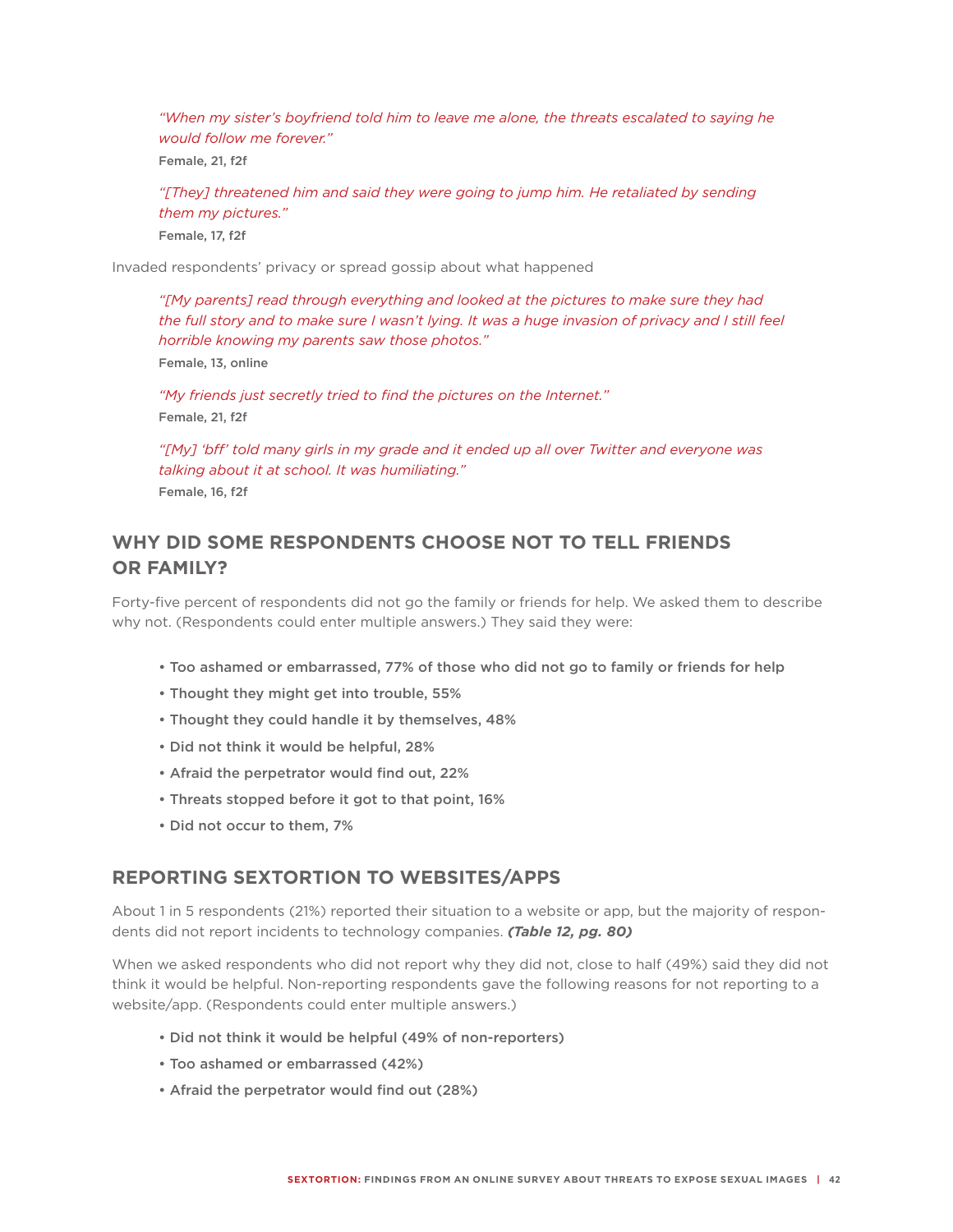*"When my sister's boyfriend told him to leave me alone, the threats escalated to saying he would follow me forever."*

**Female, 21, f2f**

*"[They] threatened him and said they were going to jump him. He retaliated by sending them my pictures."*

**Female, 17, f2f**

Invaded respondents' privacy or spread gossip about what happened

*"[My parents] read through everything and looked at the pictures to make sure they had the full story and to make sure I wasn't lying. It was a huge invasion of privacy and I still feel horrible knowing my parents saw those photos."*

**Female, 13, online**

*"My friends just secretly tried to find the pictures on the Internet."*

**Female, 21, f2f**

*"[My] 'bff' told many girls in my grade and it ended up all over Twitter and everyone was talking about it at school. It was humiliating."*

**Female, 16, f2f**

## WHY DID SOME RESPONDENTS CHOOSE NOT TO TELL FRIENDS OR FAMILY?

Forty-five percent of respondents did not go the family or friends for help. We asked them to describe why not. (Respondents could enter multiple answers.) They said they were:

- **Too ashamed or embarrassed, 77% of those who did not go to family or friends for help**
- **Thought they might get into trouble, 55%**
- **Thought they could handle it by themselves, 48%**
- **Did not think it would be helpful, 28%**
- **Afraid the perpetrator would find out, 22%**
- **Threats stopped before it got to that point, 16%**
- **Did not occur to them, 7%**

## REPORTING SEXTORTION TO WEBSITES/APPS

About 1 in 5 respondents (21%) reported their situation to a website or app, but the majority of respondents did not report incidents to technology companies. ***(Table 12, pg. 80)***

When we asked respondents who did not report why they did not, close to half (49%) said they did not think it would be helpful. Non-reporting respondents gave the following reasons for not reporting to a website/app. (Respondents could enter multiple answers.)

- **Did not think it would be helpful (49% of non-reporters)**
- **Too ashamed or embarrassed (42%)**
- **Afraid the perpetrator would find out (28%)**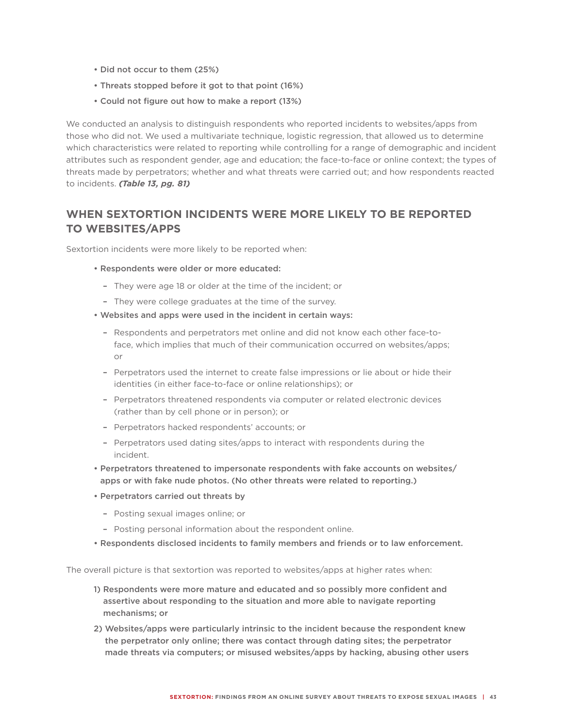- Did not occur to them (25%)
- Threats stopped before it got to that point (16%)
- Could not figure out how to make a report (13%)

We conducted an analysis to distinguish respondents who reported incidents to websites/apps from those who did not. We used a multivariate technique, logistic regression, that allowed us to determine which characteristics were related to reporting while controlling for a range of demographic and incident attributes such as respondent gender, age and education; the face-to-face or online context; the types of threats made by perpetrators; whether and what threats were carried out; and how respondents reacted to incidents. ***(Table 13, pg. 81)***

## WHEN SEXTORTION INCIDENTS WERE MORE LIKELY TO BE REPORTED TO WEBSITES/APPS

Sextortion incidents were more likely to be reported when:

- **Respondents were older or more educated:**
  - They were age 18 or older at the time of the incident; or
  - They were college graduates at the time of the survey.
- **Websites and apps were used in the incident in certain ways:**
  - Respondents and perpetrators met online and did not know each other face-to-face, which implies that much of their communication occurred on websites/apps; or
  - Perpetrators used the internet to create false impressions or lie about or hide their identities (in either face-to-face or online relationships); or
  - Perpetrators threatened respondents via computer or related electronic devices (rather than by cell phone or in person); or
  - Perpetrators hacked respondents' accounts; or
  - Perpetrators used dating sites/apps to interact with respondents during the incident.
- **Perpetrators threatened to impersonate respondents with fake accounts on websites/apps or with fake nude photos. (No other threats were related to reporting.)**
- **Perpetrators carried out threats by**
  - Posting sexual images online; or
  - Posting personal information about the respondent online.
- **Respondents disclosed incidents to family members and friends or to law enforcement.**

The overall picture is that sextortion was reported to websites/apps at higher rates when:

1) **Respondents were more mature and educated and so possibly more confident and assertive about responding to the situation and more able to navigate reporting mechanisms; or**
2) **Websites/apps were particularly intrinsic to the incident because the respondent knew the perpetrator only online; there was contact through dating sites; the perpetrator made threats via computers; or misused websites/apps by hacking, abusing other users**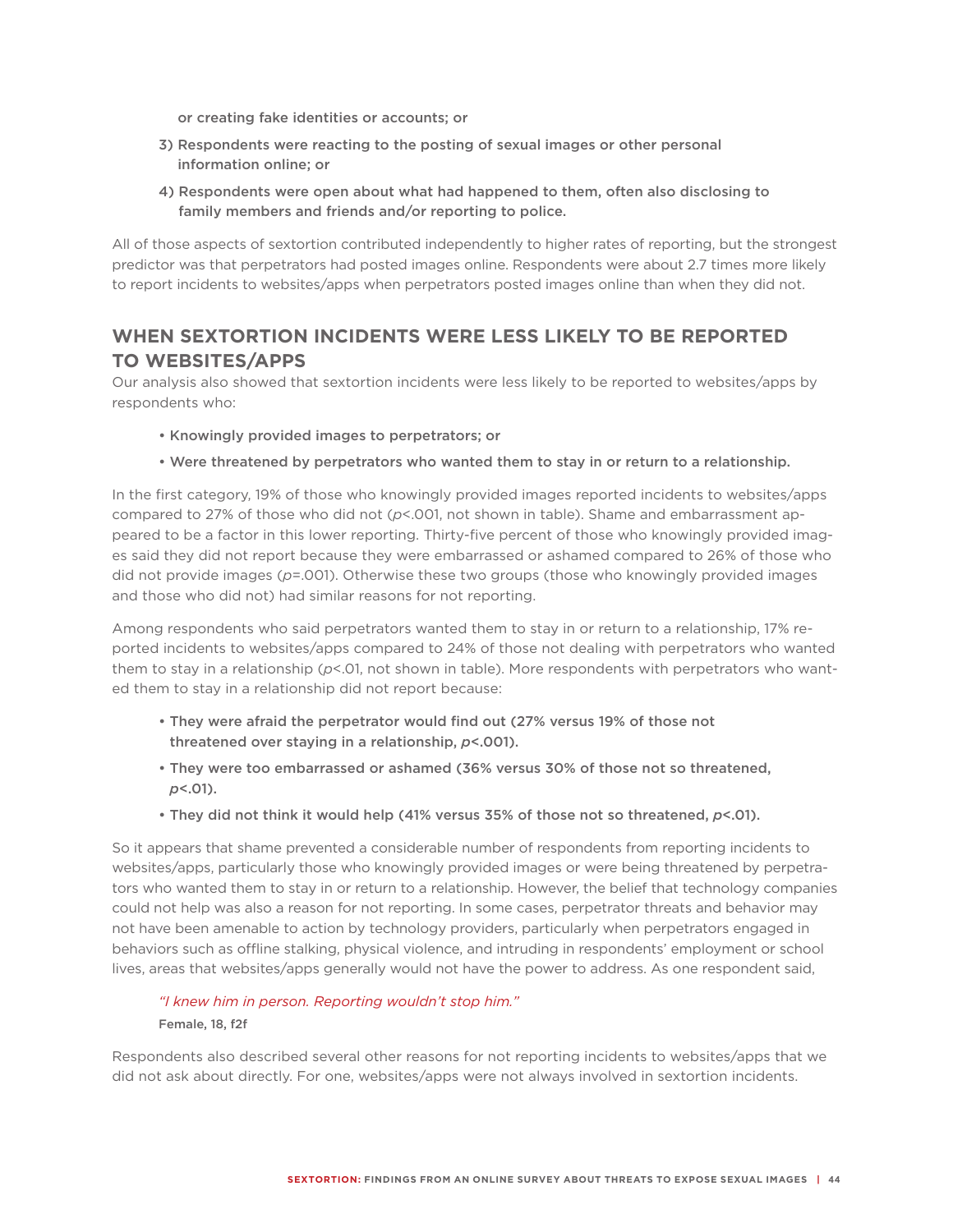or creating fake identities or accounts; or

3) Respondents were reacting to the posting of sexual images or other personal information online; or

4) Respondents were open about what had happened to them, often also disclosing to family members and friends and/or reporting to police.

All of those aspects of sextortion contributed independently to higher rates of reporting, but the strongest predictor was that perpetrators had posted images online. Respondents were about 2.7 times more likely to report incidents to websites/apps when perpetrators posted images online than when they did not.

## WHEN SEXTORTION INCIDENTS WERE LESS LIKELY TO BE REPORTED TO WEBSITES/APPS

Our analysis also showed that sextortion incidents were less likely to be reported to websites/apps by respondents who:

- Knowingly provided images to perpetrators; or
- Were threatened by perpetrators who wanted them to stay in or return to a relationship.

In the first category, 19% of those who knowingly provided images reported incidents to websites/apps compared to 27% of those who did not ($p$<.001, not shown in table). Shame and embarrassment appeared to be a factor in this lower reporting. Thirty-five percent of those who knowingly provided images said they did not report because they were embarrassed or ashamed compared to 26% of those who did not provide images ($p$=.001). Otherwise these two groups (those who knowingly provided images and those who did not) had similar reasons for not reporting.

Among respondents who said perpetrators wanted them to stay in or return to a relationship, 17% reported incidents to websites/apps compared to 24% of those not dealing with perpetrators who wanted them to stay in a relationship ($p$<.01, not shown in table). More respondents with perpetrators who wanted them to stay in a relationship did not report because:

- They were afraid the perpetrator would find out (27% versus 19% of those not threatened over staying in a relationship, $p$<.001).
- They were too embarrassed or ashamed (36% versus 30% of those not so threatened, $p$<.01).
- They did not think it would help (41% versus 35% of those not so threatened, $p$<.01).

So it appears that shame prevented a considerable number of respondents from reporting incidents to websites/apps, particularly those who knowingly provided images or were being threatened by perpetrators who wanted them to stay in or return to a relationship. However, the belief that technology companies could not help was also a reason for not reporting. In some cases, perpetrator threats and behavior may not have been amenable to action by technology providers, particularly when perpetrators engaged in behaviors such as offline stalking, physical violence, and intruding in respondents' employment or school lives, areas that websites/apps generally would not have the power to address. As one respondent said,

> *"I knew him in person. Reporting wouldn't stop him."*
>
> Female, 18, f2f

Respondents also described several other reasons for not reporting incidents to websites/apps that we did not ask about directly. For one, websites/apps were not always involved in sextortion incidents.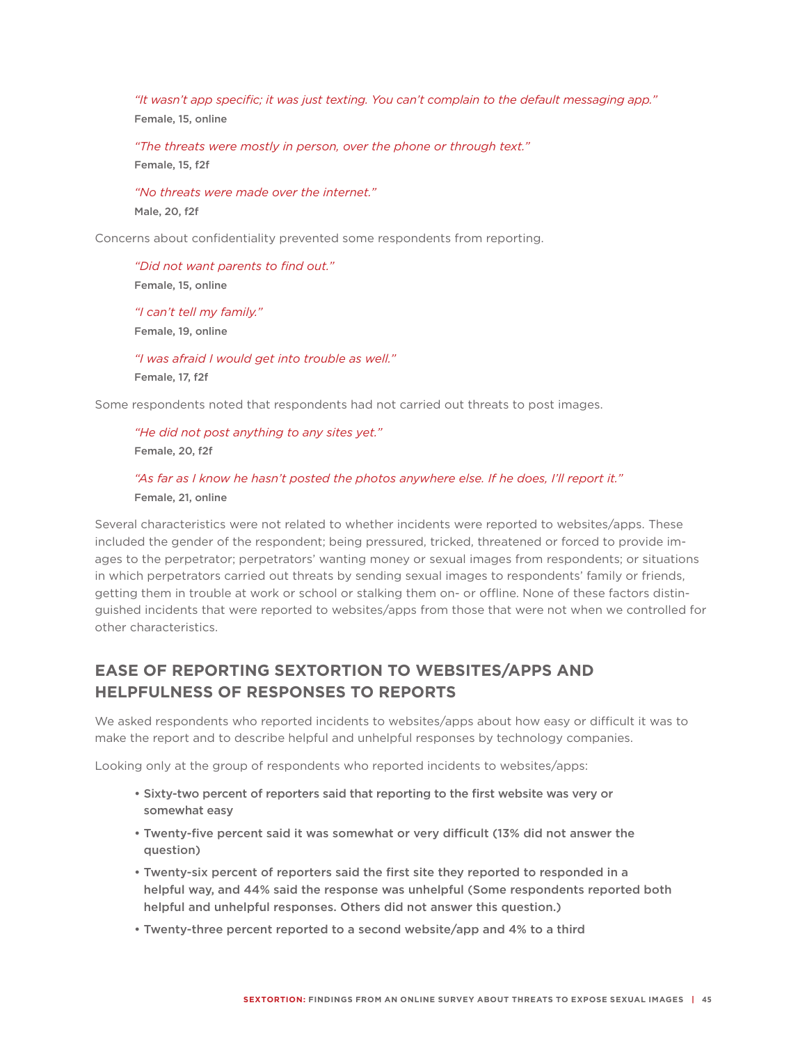*"It wasn't app specific; it was just texting. You can't complain to the default messaging app."*
**Female, 15, online**

*"The threats were mostly in person, over the phone or through text."*
**Female, 15, f2f**

*"No threats were made over the internet."*
**Male, 20, f2f**

Concerns about confidentiality prevented some respondents from reporting.

*"Did not want parents to find out."*
**Female, 15, online**

*"I can't tell my family."*
**Female, 19, online**

*"I was afraid I would get into trouble as well."*
**Female, 17, f2f**

Some respondents noted that respondents had not carried out threats to post images.

*"He did not post anything to any sites yet."*
**Female, 20, f2f**

*"As far as I know he hasn't posted the photos anywhere else. If he does, I'll report it."*
**Female, 21, online**

Several characteristics were not related to whether incidents were reported to websites/apps. These included the gender of the respondent; being pressured, tricked, threatened or forced to provide images to the perpetrator; perpetrators' wanting money or sexual images from respondents; or situations in which perpetrators carried out threats by sending sexual images to respondents' family or friends, getting them in trouble at work or school or stalking them on- or offline. None of these factors distinguished incidents that were reported to websites/apps from those that were not when we controlled for other characteristics.

## EASE OF REPORTING SEXTORTION TO WEBSITES/APPS AND HELPFULNESS OF RESPONSES TO REPORTS

We asked respondents who reported incidents to websites/apps about how easy or difficult it was to make the report and to describe helpful and unhelpful responses by technology companies.

Looking only at the group of respondents who reported incidents to websites/apps:

- **Sixty-two percent of reporters said that reporting to the first website was very or somewhat easy**
- **Twenty-five percent said it was somewhat or very difficult (13% did not answer the question)**
- **Twenty-six percent of reporters said the first site they reported to responded in a helpful way, and 44% said the response was unhelpful (Some respondents reported both helpful and unhelpful responses. Others did not answer this question.)**
- **Twenty-three percent reported to a second website/app and 4% to a third**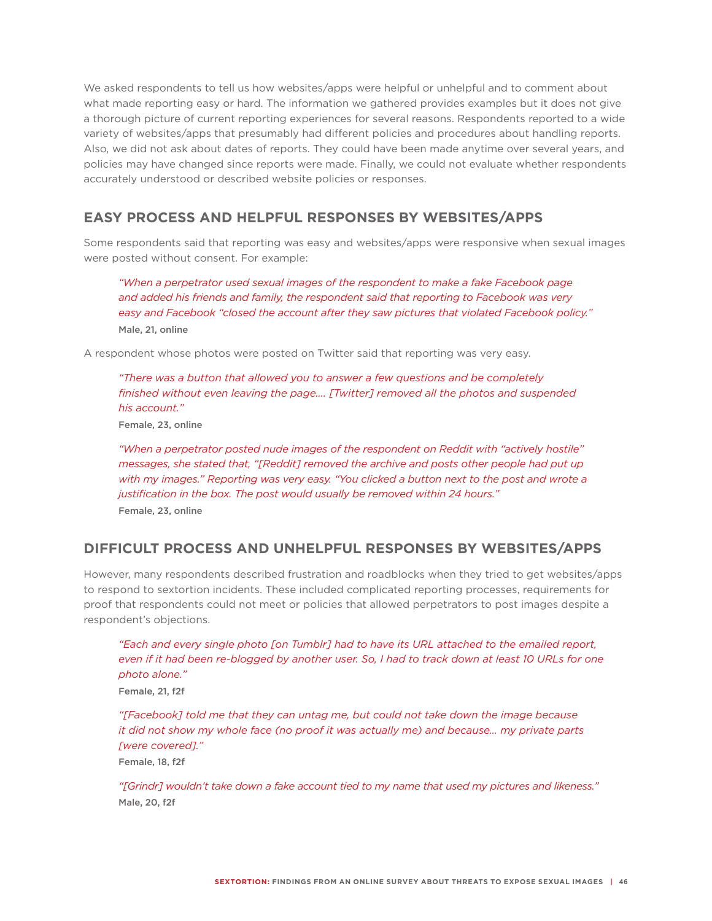We asked respondents to tell us how websites/apps were helpful or unhelpful and to comment about what made reporting easy or hard. The information we gathered provides examples but it does not give a thorough picture of current reporting experiences for several reasons. Respondents reported to a wide variety of websites/apps that presumably had different policies and procedures about handling reports. Also, we did not ask about dates of reports. They could have been made anytime over several years, and policies may have changed since reports were made. Finally, we could not evaluate whether respondents accurately understood or described website policies or responses.

## EASY PROCESS AND HELPFUL RESPONSES BY WEBSITES/APPS

Some respondents said that reporting was easy and websites/apps were responsive when sexual images were posted without consent. For example:

> *"When a perpetrator used sexual images of the respondent to make a fake Facebook page and added his friends and family, the respondent said that reporting to Facebook was very easy and Facebook "closed the account after they saw pictures that violated Facebook policy."*
>
> **Male, 21, online**

A respondent whose photos were posted on Twitter said that reporting was very easy.

> *"There was a button that allowed you to answer a few questions and be completely finished without even leaving the page.... [Twitter] removed all the photos and suspended his account."*
>
> **Female, 23, online**

> *"When a perpetrator posted nude images of the respondent on Reddit with "actively hostile" messages, she stated that, "[Reddit] removed the archive and posts other people had put up with my images." Reporting was very easy. "You clicked a button next to the post and wrote a justification in the box. The post would usually be removed within 24 hours."*
>
> **Female, 23, online**

## DIFFICULT PROCESS AND UNHELPFUL RESPONSES BY WEBSITES/APPS

However, many respondents described frustration and roadblocks when they tried to get websites/apps to respond to sextortion incidents. These included complicated reporting processes, requirements for proof that respondents could not meet or policies that allowed perpetrators to post images despite a respondent's objections.

> *"Each and every single photo [on Tumblr] had to have its URL attached to the emailed report, even if it had been re-blogged by another user. So, I had to track down at least 10 URLs for one photo alone."*
>
> **Female, 21, f2f**

> *"[Facebook] told me that they can untag me, but could not take down the image because it did not show my whole face (no proof it was actually me) and because... my private parts [were covered]."*
>
> **Female, 18, f2f**

> *"[Grindr] wouldn't take down a fake account tied to my name that used my pictures and likeness."*
>
> **Male, 20, f2f**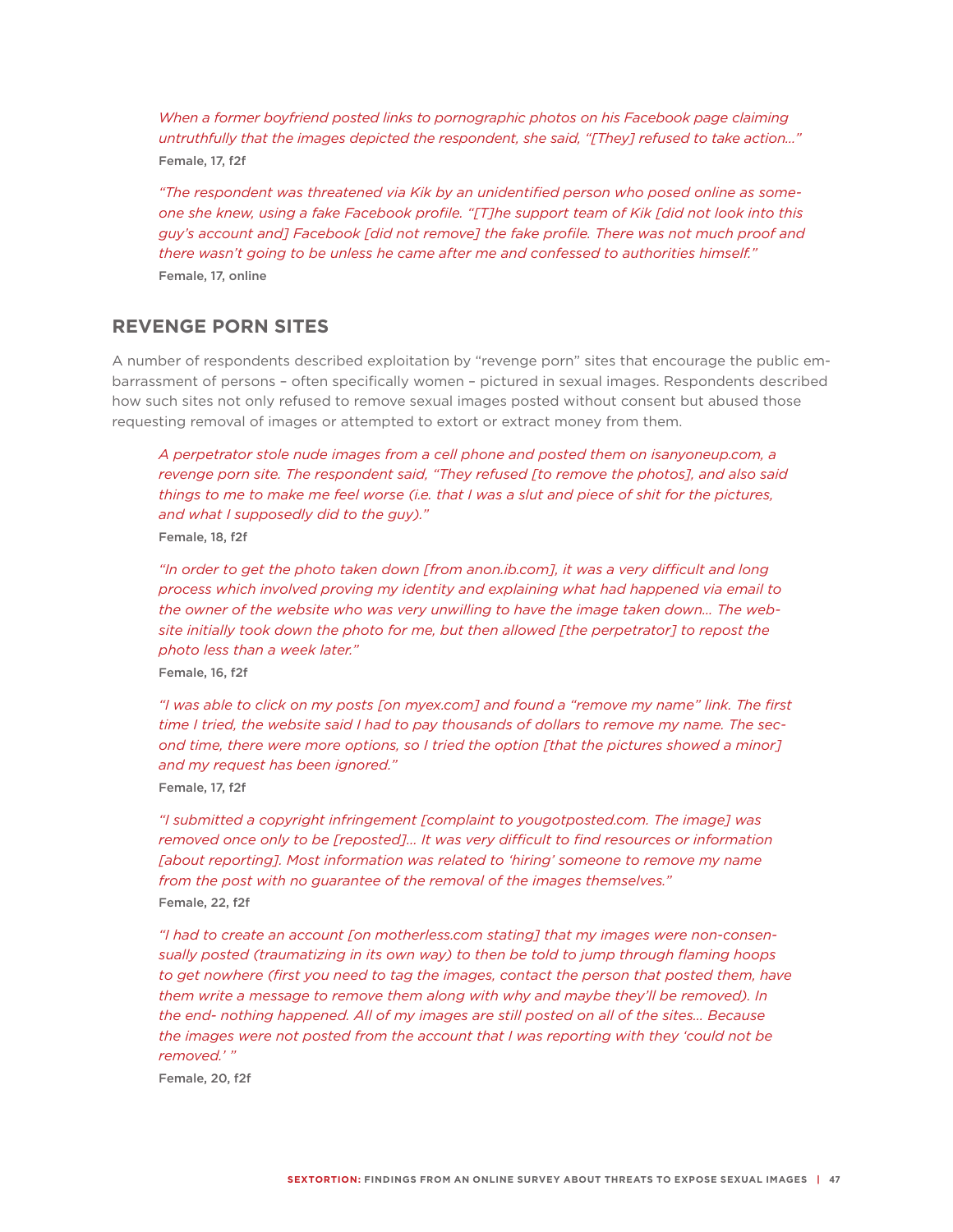*When a former boyfriend posted links to pornographic photos on his Facebook page claiming untruthfully that the images depicted the respondent, she said, "[They] refused to take action..."*

**Female, 17, f2f**

*"The respondent was threatened via Kik by an unidentified person who posed online as someone she knew, using a fake Facebook profile. "[T]he support team of Kik [did not look into this guy's account and] Facebook [did not remove] the fake profile. There was not much proof and there wasn't going to be unless he came after me and confessed to authorities himself."*

**Female, 17, online**

## REVENGE PORN SITES

A number of respondents described exploitation by "revenge porn" sites that encourage the public embarrassment of persons – often specifically women – pictured in sexual images. Respondents described how such sites not only refused to remove sexual images posted without consent but abused those requesting removal of images or attempted to extort or extract money from them.

*A perpetrator stole nude images from a cell phone and posted them on isanyoneup.com, a revenge porn site. The respondent said, "They refused [to remove the photos], and also said things to me to make me feel worse (i.e. that I was a slut and piece of shit for the pictures, and what I supposedly did to the guy)."*

**Female, 18, f2f**

*"In order to get the photo taken down [from anon.ib.com], it was a very difficult and long process which involved proving my identity and explaining what had happened via email to the owner of the website who was very unwilling to have the image taken down... The website initially took down the photo for me, but then allowed [the perpetrator] to repost the photo less than a week later."*

**Female, 16, f2f**

*"I was able to click on my posts [on myex.com] and found a "remove my name" link. The first time I tried, the website said I had to pay thousands of dollars to remove my name. The second time, there were more options, so I tried the option [that the pictures showed a minor] and my request has been ignored."*

**Female, 17, f2f**

*"I submitted a copyright infringement [complaint to yougotposted.com. The image] was removed once only to be [reposted]... It was very difficult to find resources or information [about reporting]. Most information was related to 'hiring' someone to remove my name from the post with no guarantee of the removal of the images themselves."*

**Female, 22, f2f**

*"I had to create an account [on motherless.com stating] that my images were non-consensually posted (traumatizing in its own way) to then be told to jump through flaming hoops to get nowhere (first you need to tag the images, contact the person that posted them, have them write a message to remove them along with why and maybe they'll be removed). In the end- nothing happened. All of my images are still posted on all of the sites... Because the images were not posted from the account that I was reporting with they 'could not be removed.' "*

**Female, 20, f2f**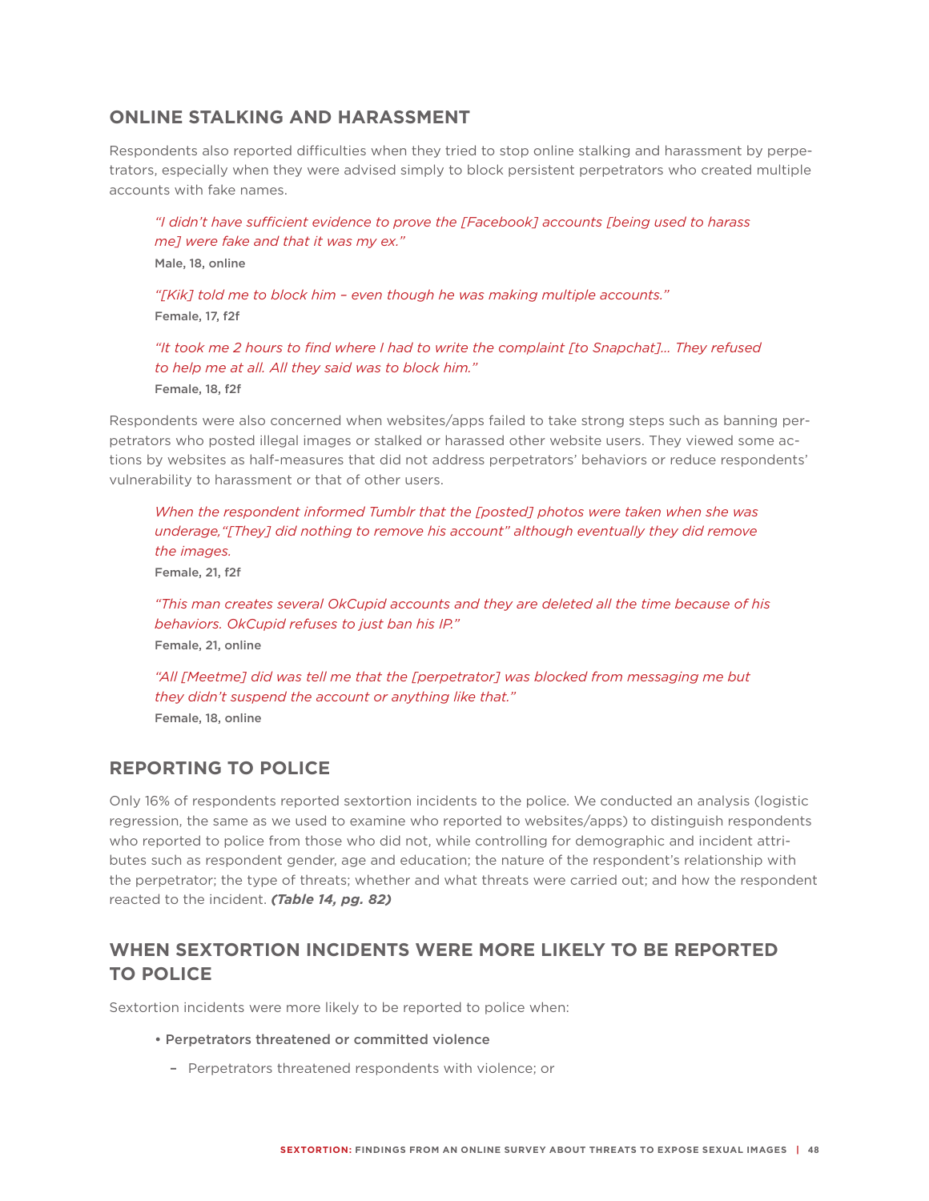## ONLINE STALKING AND HARASSMENT

Respondents also reported difficulties when they tried to stop online stalking and harassment by perpetrators, especially when they were advised simply to block persistent perpetrators who created multiple accounts with fake names.

> *"I didn't have sufficient evidence to prove the [Facebook] accounts [being used to harass me] were fake and that it was my ex."*
> **Male, 18, online**

> *"[Kik] told me to block him – even though he was making multiple accounts."*
> **Female, 17, f2f**

> *"It took me 2 hours to find where I had to write the complaint [to Snapchat]... They refused to help me at all. All they said was to block him."*
> **Female, 18, f2f**

Respondents were also concerned when websites/apps failed to take strong steps such as banning perpetrators who posted illegal images or stalked or harassed other website users. They viewed some actions by websites as half-measures that did not address perpetrators' behaviors or reduce respondents' vulnerability to harassment or that of other users.

> *When the respondent informed Tumblr that the [posted] photos were taken when she was underage,"[They] did nothing to remove his account" although eventually they did remove the images.*
> **Female, 21, f2f**

> *"This man creates several OkCupid accounts and they are deleted all the time because of his behaviors. OkCupid refuses to just ban his IP."*
> **Female, 21, online**

> *"All [Meetme] did was tell me that the [perpetrator] was blocked from messaging me but they didn't suspend the account or anything like that."*
> **Female, 18, online**

## REPORTING TO POLICE

Only 16% of respondents reported sextortion incidents to the police. We conducted an analysis (logistic regression, the same as we used to examine who reported to websites/apps) to distinguish respondents who reported to police from those who did not, while controlling for demographic and incident attributes such as respondent gender, age and education; the nature of the respondent's relationship with the perpetrator; the type of threats; whether and what threats were carried out; and how the respondent reacted to the incident. ***(Table 14, pg. 82)***

## WHEN SEXTORTION INCIDENTS WERE MORE LIKELY TO BE REPORTED TO POLICE

Sextortion incidents were more likely to be reported to police when:

- **Perpetrators threatened or committed violence**
  - Perpetrators threatened respondents with violence; or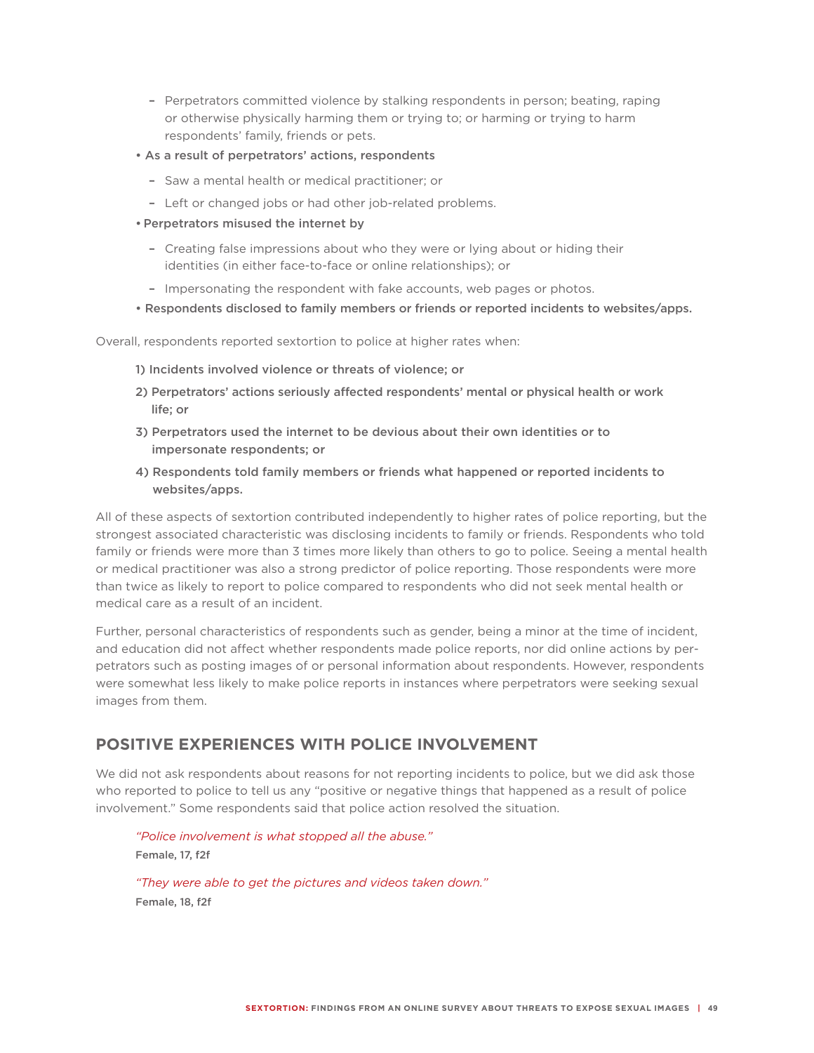- Perpetrators committed violence by stalking respondents in person; beating, raping or otherwise physically harming them or trying to; or harming or trying to harm respondents' family, friends or pets.
- **As a result of perpetrators' actions, respondents**
  - Saw a mental health or medical practitioner; or
  - Left or changed jobs or had other job-related problems.
- **Perpetrators misused the internet by**
  - Creating false impressions about who they were or lying about or hiding their identities (in either face-to-face or online relationships); or
  - Impersonating the respondent with fake accounts, web pages or photos.
- **Respondents disclosed to family members or friends or reported incidents to websites/apps.**

Overall, respondents reported sextortion to police at higher rates when:

1) **Incidents involved violence or threats of violence; or**
2) **Perpetrators' actions seriously affected respondents' mental or physical health or work life; or**
3) **Perpetrators used the internet to be devious about their own identities or to impersonate respondents; or**
4) **Respondents told family members or friends what happened or reported incidents to websites/apps.**

All of these aspects of sextortion contributed independently to higher rates of police reporting, but the strongest associated characteristic was disclosing incidents to family or friends. Respondents who told family or friends were more than 3 times more likely than others to go to police. Seeing a mental health or medical practitioner was also a strong predictor of police reporting. Those respondents were more than twice as likely to report to police compared to respondents who did not seek mental health or medical care as a result of an incident.

Further, personal characteristics of respondents such as gender, being a minor at the time of incident, and education did not affect whether respondents made police reports, nor did online actions by perpetrators such as posting images of or personal information about respondents. However, respondents were somewhat less likely to make police reports in instances where perpetrators were seeking sexual images from them.

## POSITIVE EXPERIENCES WITH POLICE INVOLVEMENT

We did not ask respondents about reasons for not reporting incidents to police, but we did ask those who reported to police to tell us any "positive or negative things that happened as a result of police involvement." Some respondents said that police action resolved the situation.

> *"Police involvement is what stopped all the abuse."*
> **Female, 17, f2f**

> *"They were able to get the pictures and videos taken down."*
> **Female, 18, f2f**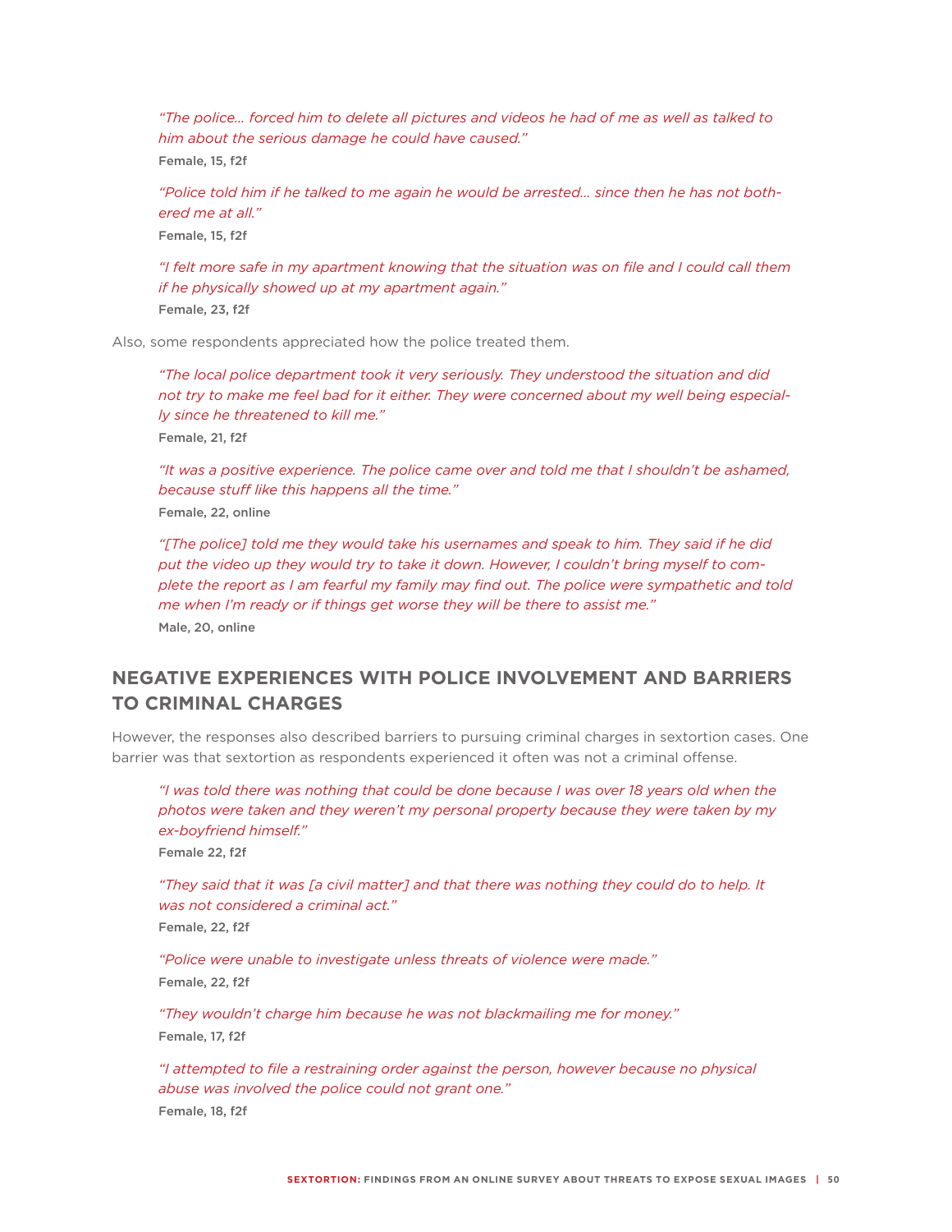*"The police... forced him to delete all pictures and videos he had of me as well as talked to him about the serious damage he could have caused."*

**Female, 15, f2f**

*"Police told him if he talked to me again he would be arrested... since then he has not bothered me at all."*

**Female, 15, f2f**

*"I felt more safe in my apartment knowing that the situation was on file and I could call them if he physically showed up at my apartment again."*

**Female, 23, f2f**

Also, some respondents appreciated how the police treated them.

*"The local police department took it very seriously. They understood the situation and did not try to make me feel bad for it either. They were concerned about my well being especially since he threatened to kill me."*

**Female, 21, f2f**

*"It was a positive experience. The police came over and told me that I shouldn't be ashamed, because stuff like this happens all the time."*

**Female, 22, online**

*"[The police] told me they would take his usernames and speak to him. They said if he did put the video up they would try to take it down. However, I couldn't bring myself to complete the report as I am fearful my family may find out. The police were sympathetic and told me when I'm ready or if things get worse they will be there to assist me."*

**Male, 20, online**

## NEGATIVE EXPERIENCES WITH POLICE INVOLVEMENT AND BARRIERS TO CRIMINAL CHARGES

However, the responses also described barriers to pursuing criminal charges in sextortion cases. One barrier was that sextortion as respondents experienced it often was not a criminal offense.

*"I was told there was nothing that could be done because I was over 18 years old when the photos were taken and they weren't my personal property because they were taken by my ex-boyfriend himself."*

**Female 22, f2f**

*"They said that it was [a civil matter] and that there was nothing they could do to help. It was not considered a criminal act."*

**Female, 22, f2f**

*"Police were unable to investigate unless threats of violence were made."*

**Female, 22, f2f**

*"They wouldn't charge him because he was not blackmailing me for money."*

**Female, 17, f2f**

*"I attempted to file a restraining order against the person, however because no physical abuse was involved the police could not grant one."*

**Female, 18, f2f**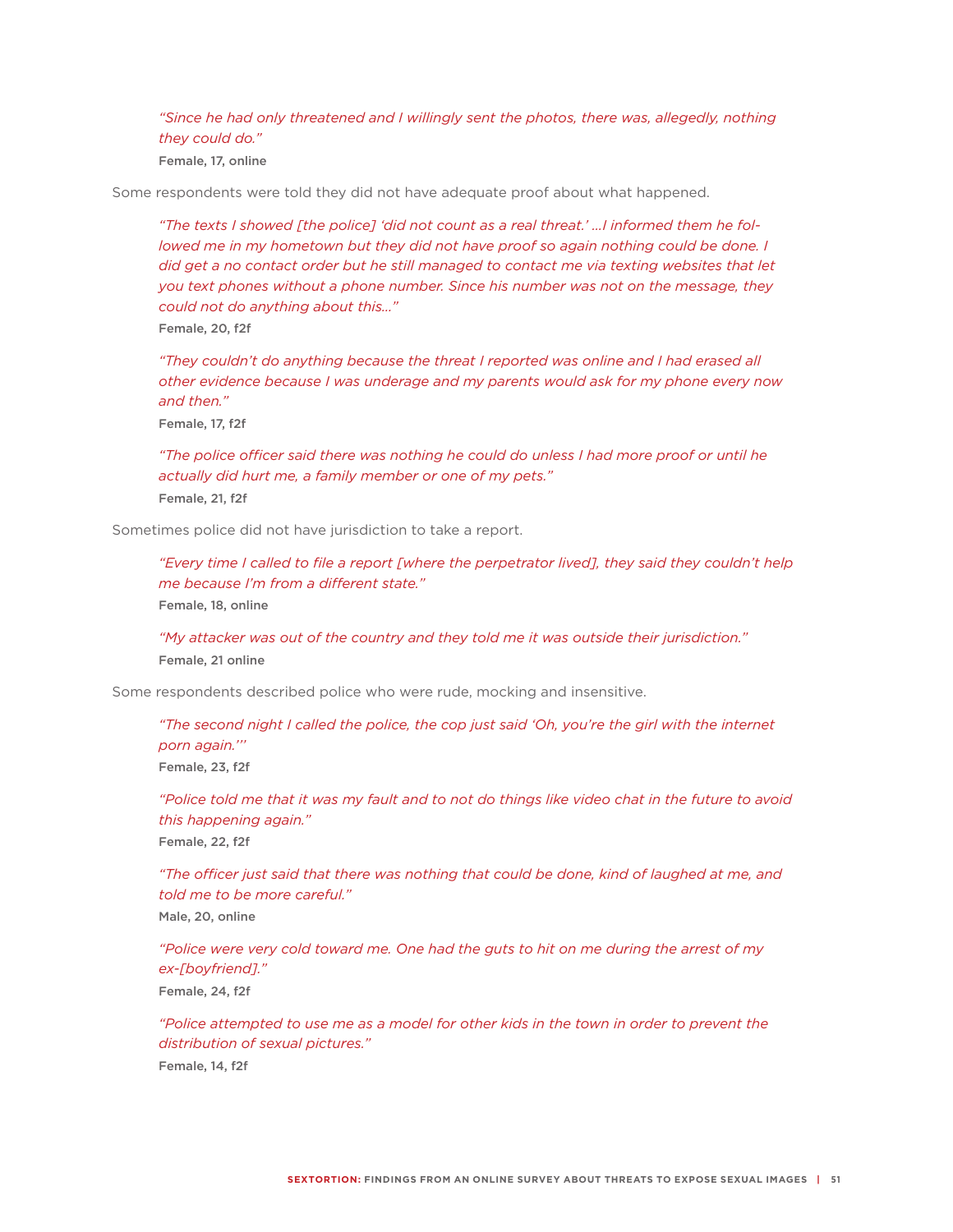> *"Since he had only threatened and I willingly sent the photos, there was, allegedly, nothing they could do."*
>
> **Female, 17, online**

Some respondents were told they did not have adequate proof about what happened.

> *"The texts I showed [the police] 'did not count as a real threat.' …I informed them he followed me in my hometown but they did not have proof so again nothing could be done. I did get a no contact order but he still managed to contact me via texting websites that let you text phones without a phone number. Since his number was not on the message, they could not do anything about this…"*
>
> **Female, 20, f2f**

> *"They couldn't do anything because the threat I reported was online and I had erased all other evidence because I was underage and my parents would ask for my phone every now and then."*
>
> **Female, 17, f2f**

> *"The police officer said there was nothing he could do unless I had more proof or until he actually did hurt me, a family member or one of my pets."*
>
> **Female, 21, f2f**

Sometimes police did not have jurisdiction to take a report.

> *"Every time I called to file a report [where the perpetrator lived], they said they couldn't help me because I'm from a different state."*
>
> **Female, 18, online**

> *"My attacker was out of the country and they told me it was outside their jurisdiction."*
>
> **Female, 21 online**

Some respondents described police who were rude, mocking and insensitive.

> *"The second night I called the police, the cop just said 'Oh, you're the girl with the internet porn again.'"*
>
> **Female, 23, f2f**

> *"Police told me that it was my fault and to not do things like video chat in the future to avoid this happening again."*
>
> **Female, 22, f2f**

> *"The officer just said that there was nothing that could be done, kind of laughed at me, and told me to be more careful."*
>
> **Male, 20, online**

> *"Police were very cold toward me. One had the guts to hit on me during the arrest of my ex-[boyfriend]."*
>
> **Female, 24, f2f**

> *"Police attempted to use me as a model for other kids in the town in order to prevent the distribution of sexual pictures."*
>
> **Female, 14, f2f**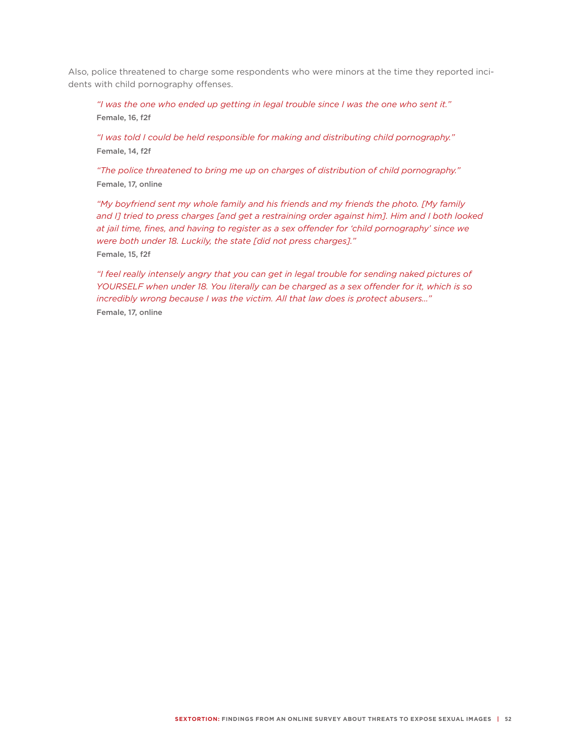Also, police threatened to charge some respondents who were minors at the time they reported incidents with child pornography offenses.

> *"I was the one who ended up getting in legal trouble since I was the one who sent it."*
> **Female, 16, f2f**

> *"I was told I could be held responsible for making and distributing child pornography."*
> **Female, 14, f2f**

> *"The police threatened to bring me up on charges of distribution of child pornography."*
> **Female, 17, online**

> *"My boyfriend sent my whole family and his friends and my friends the photo. [My family and I] tried to press charges [and get a restraining order against him]. Him and I both looked at jail time, fines, and having to register as a sex offender for 'child pornography' since we were both under 18. Luckily, the state [did not press charges]."*
> **Female, 15, f2f**

> *"I feel really intensely angry that you can get in legal trouble for sending naked pictures of YOURSELF when under 18. You literally can be charged as a sex offender for it, which is so incredibly wrong because I was the victim. All that law does is protect abusers..."*
> **Female, 17, online**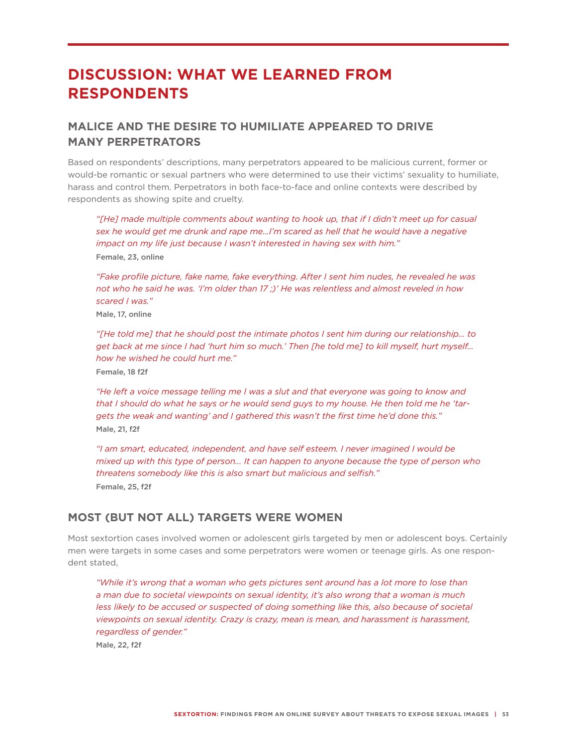# DISCUSSION: WHAT WE LEARNED FROM RESPONDENTS

## MALICE AND THE DESIRE TO HUMILIATE APPEARED TO DRIVE MANY PERPETRATORS

Based on respondents' descriptions, many perpetrators appeared to be malicious current, former or would-be romantic or sexual partners who were determined to use their victims' sexuality to humiliate, harass and control them. Perpetrators in both face-to-face and online contexts were described by respondents as showing spite and cruelty.

> *"[He] made multiple comments about wanting to hook up, that if I didn't meet up for casual sex he would get me drunk and rape me...I'm scared as hell that he would have a negative impact on my life just because I wasn't interested in having sex with him."*
>
> **Female, 23, online**

> *"Fake profile picture, fake name, fake everything. After I sent him nudes, he revealed he was not who he said he was. 'I'm older than 17 ;)' He was relentless and almost reveled in how scared I was."*
>
> **Male, 17, online**

> *"[He told me] that he should post the intimate photos I sent him during our relationship... to get back at me since I had 'hurt him so much.' Then [he told me] to kill myself, hurt myself... how he wished he could hurt me."*
>
> **Female, 18 f2f**

> *"He left a voice message telling me I was a slut and that everyone was going to know and that I should do what he says or he would send guys to my house. He then told me he 'targets the weak and wanting' and I gathered this wasn't the first time he'd done this."*
>
> **Male, 21, f2f**

> *"I am smart, educated, independent, and have self esteem. I never imagined I would be mixed up with this type of person... It can happen to anyone because the type of person who threatens somebody like this is also smart but malicious and selfish."*
>
> **Female, 25, f2f**

## MOST (BUT NOT ALL) TARGETS WERE WOMEN

Most sextortion cases involved women or adolescent girls targeted by men or adolescent boys. Certainly men were targets in some cases and some perpetrators were women or teenage girls. As one respondent stated,

> *"While it's wrong that a woman who gets pictures sent around has a lot more to lose than a man due to societal viewpoints on sexual identity, it's also wrong that a woman is much less likely to be accused or suspected of doing something like this, also because of societal viewpoints on sexual identity. Crazy is crazy, mean is mean, and harassment is harassment, regardless of gender."*
>
> **Male, 22, f2f**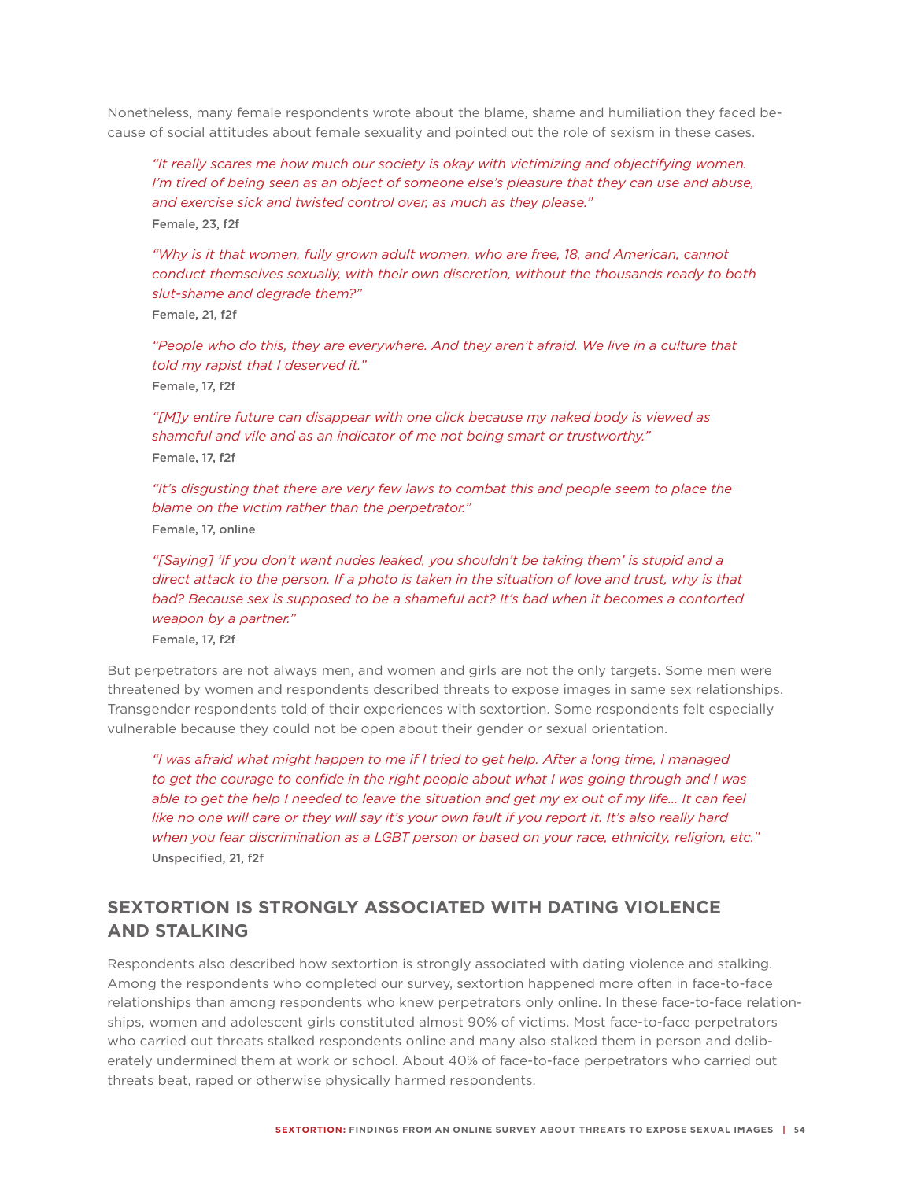Nonetheless, many female respondents wrote about the blame, shame and humiliation they faced because of social attitudes about female sexuality and pointed out the role of sexism in these cases.

> *"It really scares me how much our society is okay with victimizing and objectifying women. I'm tired of being seen as an object of someone else's pleasure that they can use and abuse, and exercise sick and twisted control over, as much as they please."*
>
> Female, 23, f2f

> *"Why is it that women, fully grown adult women, who are free, 18, and American, cannot conduct themselves sexually, with their own discretion, without the thousands ready to both slut-shame and degrade them?"*
>
> Female, 21, f2f

> *"People who do this, they are everywhere. And they aren't afraid. We live in a culture that told my rapist that I deserved it."*
>
> Female, 17, f2f

> *"[M]y entire future can disappear with one click because my naked body is viewed as shameful and vile and as an indicator of me not being smart or trustworthy."*
>
> Female, 17, f2f

> *"It's disgusting that there are very few laws to combat this and people seem to place the blame on the victim rather than the perpetrator."*
>
> Female, 17, online

> *"[Saying] 'If you don't want nudes leaked, you shouldn't be taking them' is stupid and a direct attack to the person. If a photo is taken in the situation of love and trust, why is that bad? Because sex is supposed to be a shameful act? It's bad when it becomes a contorted weapon by a partner."*
>
> Female, 17, f2f

But perpetrators are not always men, and women and girls are not the only targets. Some men were threatened by women and respondents described threats to expose images in same sex relationships. Transgender respondents told of their experiences with sextortion. Some respondents felt especially vulnerable because they could not be open about their gender or sexual orientation.

> *"I was afraid what might happen to me if I tried to get help. After a long time, I managed to get the courage to confide in the right people about what I was going through and I was able to get the help I needed to leave the situation and get my ex out of my life... It can feel like no one will care or they will say it's your own fault if you report it. It's also really hard when you fear discrimination as a LGBT person or based on your race, ethnicity, religion, etc."*
>
> Unspecified, 21, f2f

## SEXTORTION IS STRONGLY ASSOCIATED WITH DATING VIOLENCE AND STALKING

Respondents also described how sextortion is strongly associated with dating violence and stalking. Among the respondents who completed our survey, sextortion happened more often in face-to-face relationships than among respondents who knew perpetrators only online. In these face-to-face relationships, women and adolescent girls constituted almost 90% of victims. Most face-to-face perpetrators who carried out threats stalked respondents online and many also stalked them in person and deliberately undermined them at work or school. About 40% of face-to-face perpetrators who carried out threats beat, raped or otherwise physically harmed respondents.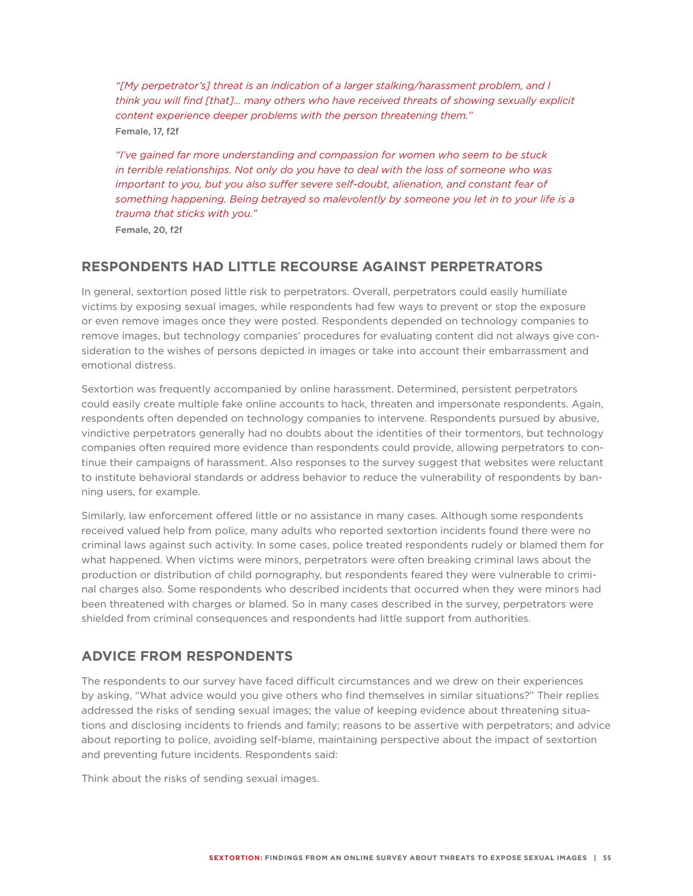*"[My perpetrator's] threat is an indication of a larger stalking/harassment problem, and I think you will find [that]... many others who have received threats of showing sexually explicit content experience deeper problems with the person threatening them."*
Female, 17, f2f

*"I've gained far more understanding and compassion for women who seem to be stuck in terrible relationships. Not only do you have to deal with the loss of someone who was important to you, but you also suffer severe self-doubt, alienation, and constant fear of something happening. Being betrayed so malevolently by someone you let in to your life is a trauma that sticks with you."*
Female, 20, f2f

## RESPONDENTS HAD LITTLE RECOURSE AGAINST PERPETRATORS

In general, sextortion posed little risk to perpetrators. Overall, perpetrators could easily humiliate victims by exposing sexual images, while respondents had few ways to prevent or stop the exposure or even remove images once they were posted. Respondents depended on technology companies to remove images, but technology companies' procedures for evaluating content did not always give consideration to the wishes of persons depicted in images or take into account their embarrassment and emotional distress.

Sextortion was frequently accompanied by online harassment. Determined, persistent perpetrators could easily create multiple fake online accounts to hack, threaten and impersonate respondents. Again, respondents often depended on technology companies to intervene. Respondents pursued by abusive, vindictive perpetrators generally had no doubts about the identities of their tormentors, but technology companies often required more evidence than respondents could provide, allowing perpetrators to continue their campaigns of harassment. Also responses to the survey suggest that websites were reluctant to institute behavioral standards or address behavior to reduce the vulnerability of respondents by banning users, for example.

Similarly, law enforcement offered little or no assistance in many cases. Although some respondents received valued help from police, many adults who reported sextortion incidents found there were no criminal laws against such activity. In some cases, police treated respondents rudely or blamed them for what happened. When victims were minors, perpetrators were often breaking criminal laws about the production or distribution of child pornography, but respondents feared they were vulnerable to criminal charges also. Some respondents who described incidents that occurred when they were minors had been threatened with charges or blamed. So in many cases described in the survey, perpetrators were shielded from criminal consequences and respondents had little support from authorities.

## ADVICE FROM RESPONDENTS

The respondents to our survey have faced difficult circumstances and we drew on their experiences by asking, "What advice would you give others who find themselves in similar situations?" Their replies addressed the risks of sending sexual images; the value of keeping evidence about threatening situations and disclosing incidents to friends and family; reasons to be assertive with perpetrators; and advice about reporting to police, avoiding self-blame, maintaining perspective about the impact of sextortion and preventing future incidents. Respondents said:

Think about the risks of sending sexual images.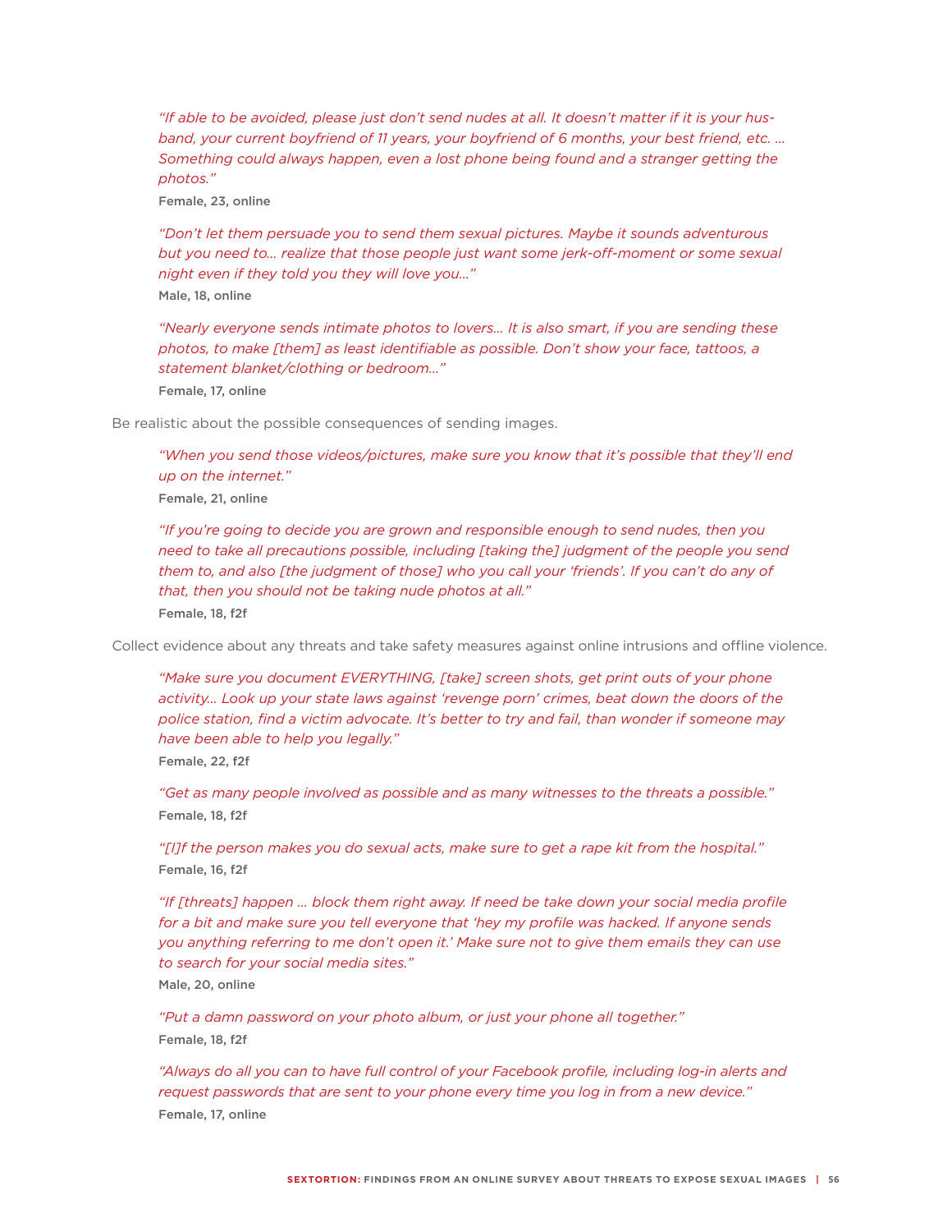*"If able to be avoided, please just don't send nudes at all. It doesn't matter if it is your husband, your current boyfriend of 11 years, your boyfriend of 6 months, your best friend, etc. … Something could always happen, even a lost phone being found and a stranger getting the photos."*

**Female, 23, online**

*"Don't let them persuade you to send them sexual pictures. Maybe it sounds adventurous but you need to… realize that those people just want some jerk-off-moment or some sexual night even if they told you they will love you…"*

**Male, 18, online**

*"Nearly everyone sends intimate photos to lovers… It is also smart, if you are sending these photos, to make [them] as least identifiable as possible. Don't show your face, tattoos, a statement blanket/clothing or bedroom…"*

**Female, 17, online**

Be realistic about the possible consequences of sending images.

*"When you send those videos/pictures, make sure you know that it's possible that they'll end up on the internet."*

**Female, 21, online**

*"If you're going to decide you are grown and responsible enough to send nudes, then you need to take all precautions possible, including [taking the] judgment of the people you send them to, and also [the judgment of those] who you call your 'friends'. If you can't do any of that, then you should not be taking nude photos at all."*

**Female, 18, f2f**

Collect evidence about any threats and take safety measures against online intrusions and offline violence.

*"Make sure you document EVERYTHING, [take] screen shots, get print outs of your phone activity… Look up your state laws against 'revenge porn' crimes, beat down the doors of the police station, find a victim advocate. It's better to try and fail, than wonder if someone may have been able to help you legally."*

**Female, 22, f2f**

*"Get as many people involved as possible and as many witnesses to the threats a possible."*

**Female, 18, f2f**

*"[I]f the person makes you do sexual acts, make sure to get a rape kit from the hospital."*

**Female, 16, f2f**

*"If [threats] happen … block them right away. If need be take down your social media profile for a bit and make sure you tell everyone that 'hey my profile was hacked. If anyone sends you anything referring to me don't open it.' Make sure not to give them emails they can use to search for your social media sites."*

**Male, 20, online**

*"Put a damn password on your photo album, or just your phone all together."*

**Female, 18, f2f**

*"Always do all you can to have full control of your Facebook profile, including log-in alerts and request passwords that are sent to your phone every time you log in from a new device."*

**Female, 17, online**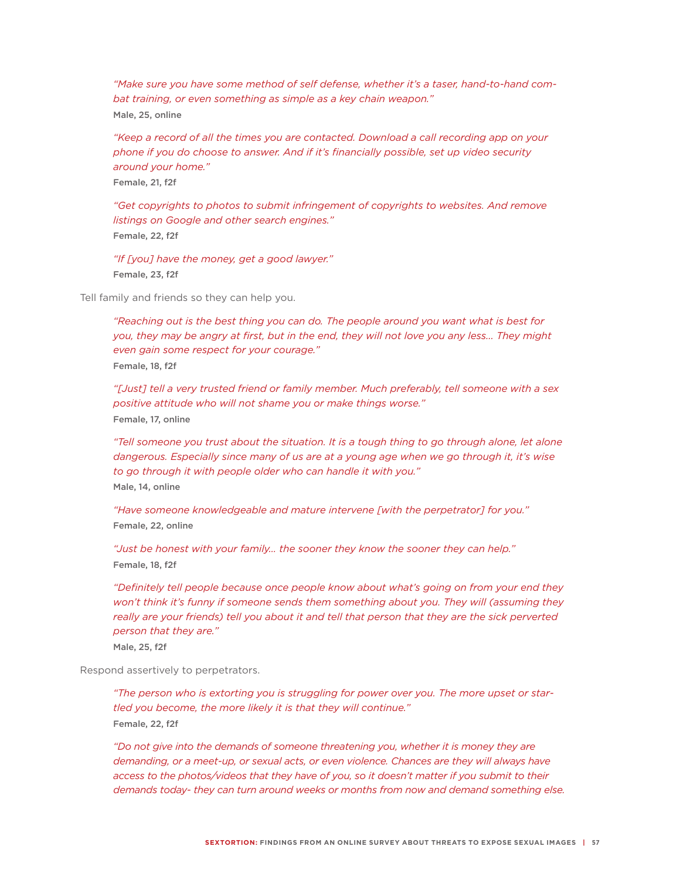> *"Make sure you have some method of self defense, whether it's a taser, hand-to-hand combat training, or even something as simple as a key chain weapon."*
>
> **Male, 25, online**

> *"Keep a record of all the times you are contacted. Download a call recording app on your phone if you do choose to answer. And if it's financially possible, set up video security around your home."*
>
> **Female, 21, f2f**

> *"Get copyrights to photos to submit infringement of copyrights to websites. And remove listings on Google and other search engines."*
>
> **Female, 22, f2f**

> *"If [you] have the money, get a good lawyer."*
>
> **Female, 23, f2f**

Tell family and friends so they can help you.

> *"Reaching out is the best thing you can do. The people around you want what is best for you, they may be angry at first, but in the end, they will not love you any less… They might even gain some respect for your courage."*
>
> **Female, 18, f2f**

> *"[Just] tell a very trusted friend or family member. Much preferably, tell someone with a sex positive attitude who will not shame you or make things worse."*
>
> **Female, 17, online**

> *"Tell someone you trust about the situation. It is a tough thing to go through alone, let alone dangerous. Especially since many of us are at a young age when we go through it, it's wise to go through it with people older who can handle it with you."*
>
> **Male, 14, online**

> *"Have someone knowledgeable and mature intervene [with the perpetrator] for you."*
>
> **Female, 22, online**

> *"Just be honest with your family… the sooner they know the sooner they can help."*
>
> **Female, 18, f2f**

> *"Definitely tell people because once people know about what's going on from your end they won't think it's funny if someone sends them something about you. They will (assuming they really are your friends) tell you about it and tell that person that they are the sick perverted person that they are."*
>
> **Male, 25, f2f**

Respond assertively to perpetrators.

> *"The person who is extorting you is struggling for power over you. The more upset or startled you become, the more likely it is that they will continue."*
>
> **Female, 22, f2f**

> *"Do not give into the demands of someone threatening you, whether it is money they are demanding, or a meet-up, or sexual acts, or even violence. Chances are they will always have access to the photos/videos that they have of you, so it doesn't matter if you submit to their demands today- they can turn around weeks or months from now and demand something else.*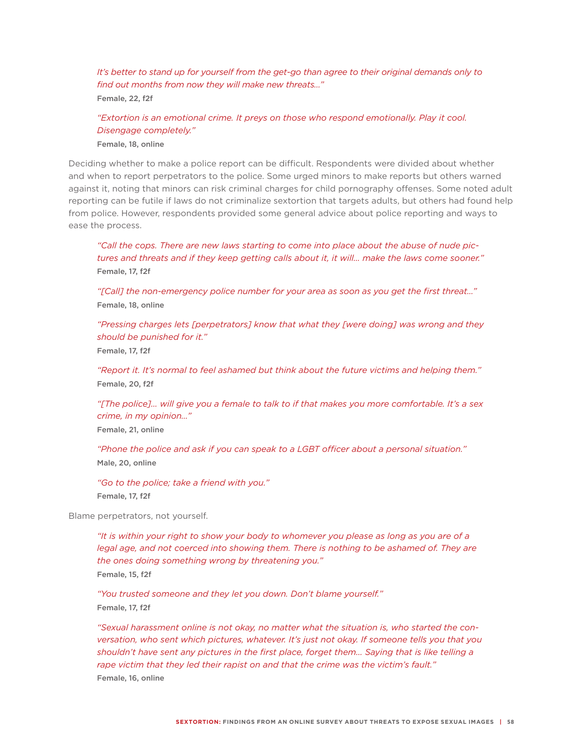> *It's better to stand up for yourself from the get-go than agree to their original demands only to find out months from now they will make new threats..."*
>
> **Female, 22, f2f**

> *"Extortion is an emotional crime. It preys on those who respond emotionally. Play it cool. Disengage completely."*
>
> **Female, 18, online**

Deciding whether to make a police report can be difficult. Respondents were divided about whether and when to report perpetrators to the police. Some urged minors to make reports but others warned against it, noting that minors can risk criminal charges for child pornography offenses. Some noted adult reporting can be futile if laws do not criminalize sextortion that targets adults, but others had found help from police. However, respondents provided some general advice about police reporting and ways to ease the process.

> *"Call the cops. There are new laws starting to come into place about the abuse of nude pictures and threats and if they keep getting calls about it, it will... make the laws come sooner."*
>
> **Female, 17, f2f**

> *"[Call] the non-emergency police number for your area as soon as you get the first threat..."*
>
> **Female, 18, online**

> *"Pressing charges lets [perpetrators] know that what they [were doing] was wrong and they should be punished for it."*
>
> **Female, 17, f2f**

> *"Report it. It's normal to feel ashamed but think about the future victims and helping them."*
>
> **Female, 20, f2f**

> *"[The police]... will give you a female to talk to if that makes you more comfortable. It's a sex crime, in my opinion..."*
>
> **Female, 21, online**

> *"Phone the police and ask if you can speak to a LGBT officer about a personal situation."*
>
> **Male, 20, online**

> *"Go to the police; take a friend with you."*
>
> **Female, 17, f2f**

Blame perpetrators, not yourself.

> *"It is within your right to show your body to whomever you please as long as you are of a legal age, and not coerced into showing them. There is nothing to be ashamed of. They are the ones doing something wrong by threatening you."*
>
> **Female, 15, f2f**

> *"You trusted someone and they let you down. Don't blame yourself."*
>
> **Female, 17, f2f**

> *"Sexual harassment online is not okay, no matter what the situation is, who started the conversation, who sent which pictures, whatever. It's just not okay. If someone tells you that you shouldn't have sent any pictures in the first place, forget them... Saying that is like telling a rape victim that they led their rapist on and that the crime was the victim's fault."*
>
> **Female, 16, online**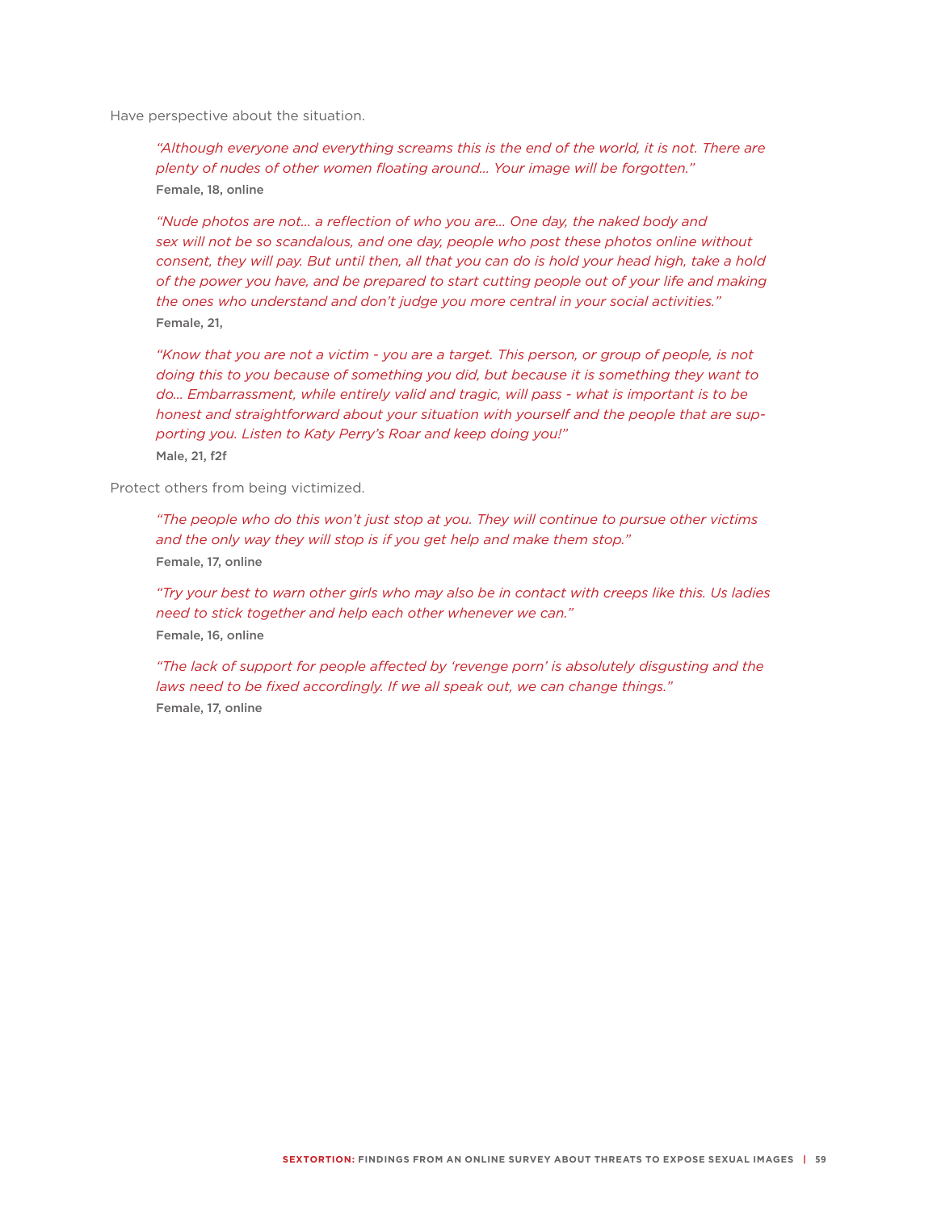Have perspective about the situation.

> *"Although everyone and everything screams this is the end of the world, it is not. There are plenty of nudes of other women floating around… Your image will be forgotten."*
> **Female, 18, online**

> *"Nude photos are not… a reflection of who you are… One day, the naked body and sex will not be so scandalous, and one day, people who post these photos online without consent, they will pay. But until then, all that you can do is hold your head high, take a hold of the power you have, and be prepared to start cutting people out of your life and making the ones who understand and don't judge you more central in your social activities."*
> **Female, 21,**

> *"Know that you are not a victim - you are a target. This person, or group of people, is not doing this to you because of something you did, but because it is something they want to do… Embarrassment, while entirely valid and tragic, will pass - what is important is to be honest and straightforward about your situation with yourself and the people that are supporting you. Listen to Katy Perry's Roar and keep doing you!"*
> **Male, 21, f2f**

Protect others from being victimized.

> *"The people who do this won't just stop at you. They will continue to pursue other victims and the only way they will stop is if you get help and make them stop."*
> **Female, 17, online**

> *"Try your best to warn other girls who may also be in contact with creeps like this. Us ladies need to stick together and help each other whenever we can."*
> **Female, 16, online**

> *"The lack of support for people affected by 'revenge porn' is absolutely disgusting and the laws need to be fixed accordingly. If we all speak out, we can change things."*
> **Female, 17, online**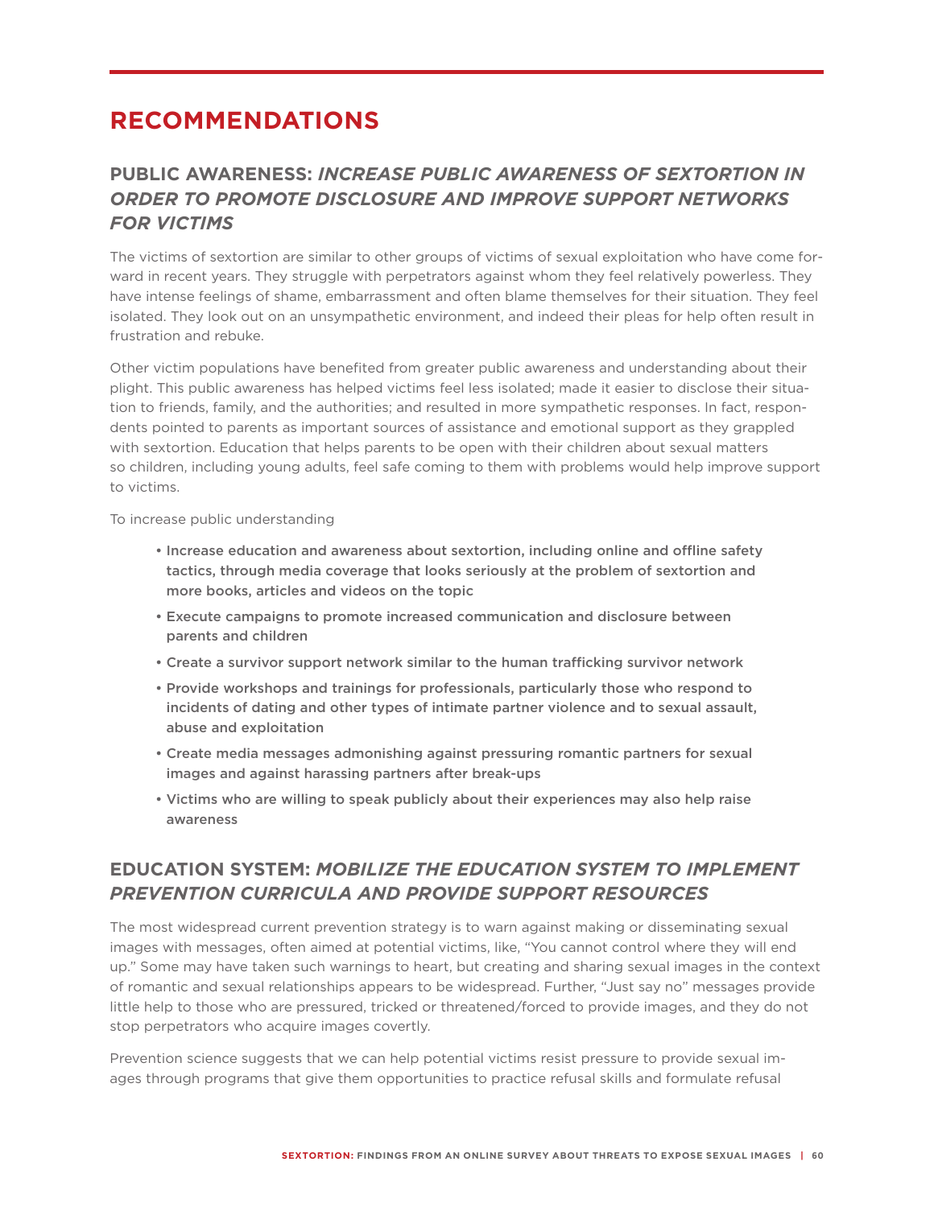# RECOMMENDATIONS

## PUBLIC AWARENESS: *INCREASE PUBLIC AWARENESS OF SEXTORTION IN ORDER TO PROMOTE DISCLOSURE AND IMPROVE SUPPORT NETWORKS FOR VICTIMS*

The victims of sextortion are similar to other groups of victims of sexual exploitation who have come forward in recent years. They struggle with perpetrators against whom they feel relatively powerless. They have intense feelings of shame, embarrassment and often blame themselves for their situation. They feel isolated. They look out on an unsympathetic environment, and indeed their pleas for help often result in frustration and rebuke.

Other victim populations have benefited from greater public awareness and understanding about their plight. This public awareness has helped victims feel less isolated; made it easier to disclose their situation to friends, family, and the authorities; and resulted in more sympathetic responses. In fact, respondents pointed to parents as important sources of assistance and emotional support as they grappled with sextortion. Education that helps parents to be open with their children about sexual matters so children, including young adults, feel safe coming to them with problems would help improve support to victims.

To increase public understanding

- Increase education and awareness about sextortion, including online and offline safety tactics, through media coverage that looks seriously at the problem of sextortion and more books, articles and videos on the topic
- Execute campaigns to promote increased communication and disclosure between parents and children
- Create a survivor support network similar to the human trafficking survivor network
- Provide workshops and trainings for professionals, particularly those who respond to incidents of dating and other types of intimate partner violence and to sexual assault, abuse and exploitation
- Create media messages admonishing against pressuring romantic partners for sexual images and against harassing partners after break-ups
- Victims who are willing to speak publicly about their experiences may also help raise awareness

## EDUCATION SYSTEM: *MOBILIZE THE EDUCATION SYSTEM TO IMPLEMENT PREVENTION CURRICULA AND PROVIDE SUPPORT RESOURCES*

The most widespread current prevention strategy is to warn against making or disseminating sexual images with messages, often aimed at potential victims, like, "You cannot control where they will end up." Some may have taken such warnings to heart, but creating and sharing sexual images in the context of romantic and sexual relationships appears to be widespread. Further, "Just say no" messages provide little help to those who are pressured, tricked or threatened/forced to provide images, and they do not stop perpetrators who acquire images covertly.

Prevention science suggests that we can help potential victims resist pressure to provide sexual images through programs that give them opportunities to practice refusal skills and formulate refusal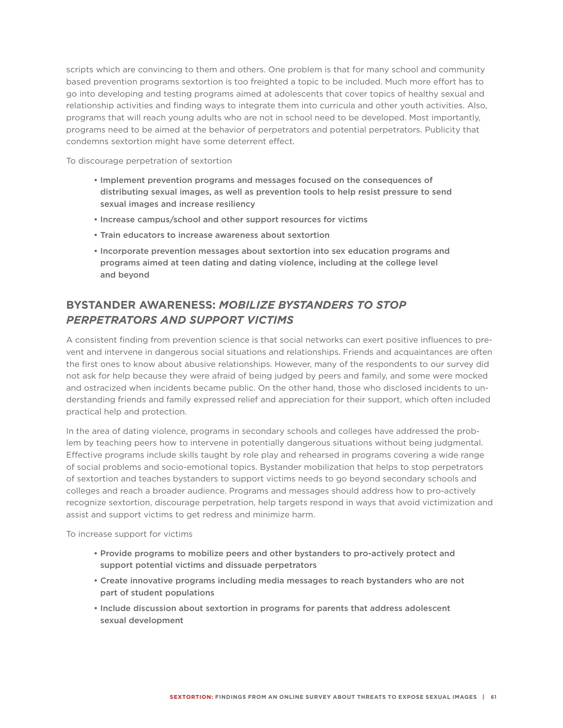scripts which are convincing to them and others. One problem is that for many school and community based prevention programs sextortion is too freighted a topic to be included. Much more effort has to go into developing and testing programs aimed at adolescents that cover topics of healthy sexual and relationship activities and finding ways to integrate them into curricula and other youth activities. Also, programs that will reach young adults who are not in school need to be developed. Most importantly, programs need to be aimed at the behavior of perpetrators and potential perpetrators. Publicity that condemns sextortion might have some deterrent effect.

To discourage perpetration of sextortion

- Implement prevention programs and messages focused on the consequences of distributing sexual images, as well as prevention tools to help resist pressure to send sexual images and increase resiliency
- Increase campus/school and other support resources for victims
- Train educators to increase awareness about sextortion
- Incorporate prevention messages about sextortion into sex education programs and programs aimed at teen dating and dating violence, including at the college level and beyond

## BYSTANDER AWARENESS: *MOBILIZE BYSTANDERS TO STOP PERPETRATORS AND SUPPORT VICTIMS*

A consistent finding from prevention science is that social networks can exert positive influences to prevent and intervene in dangerous social situations and relationships. Friends and acquaintances are often the first ones to know about abusive relationships. However, many of the respondents to our survey did not ask for help because they were afraid of being judged by peers and family, and some were mocked and ostracized when incidents became public. On the other hand, those who disclosed incidents to understanding friends and family expressed relief and appreciation for their support, which often included practical help and protection.

In the area of dating violence, programs in secondary schools and colleges have addressed the problem by teaching peers how to intervene in potentially dangerous situations without being judgmental. Effective programs include skills taught by role play and rehearsed in programs covering a wide range of social problems and socio-emotional topics. Bystander mobilization that helps to stop perpetrators of sextortion and teaches bystanders to support victims needs to go beyond secondary schools and colleges and reach a broader audience. Programs and messages should address how to pro-actively recognize sextortion, discourage perpetration, help targets respond in ways that avoid victimization and assist and support victims to get redress and minimize harm.

To increase support for victims

- Provide programs to mobilize peers and other bystanders to pro-actively protect and support potential victims and dissuade perpetrators
- Create innovative programs including media messages to reach bystanders who are not part of student populations
- Include discussion about sextortion in programs for parents that address adolescent sexual development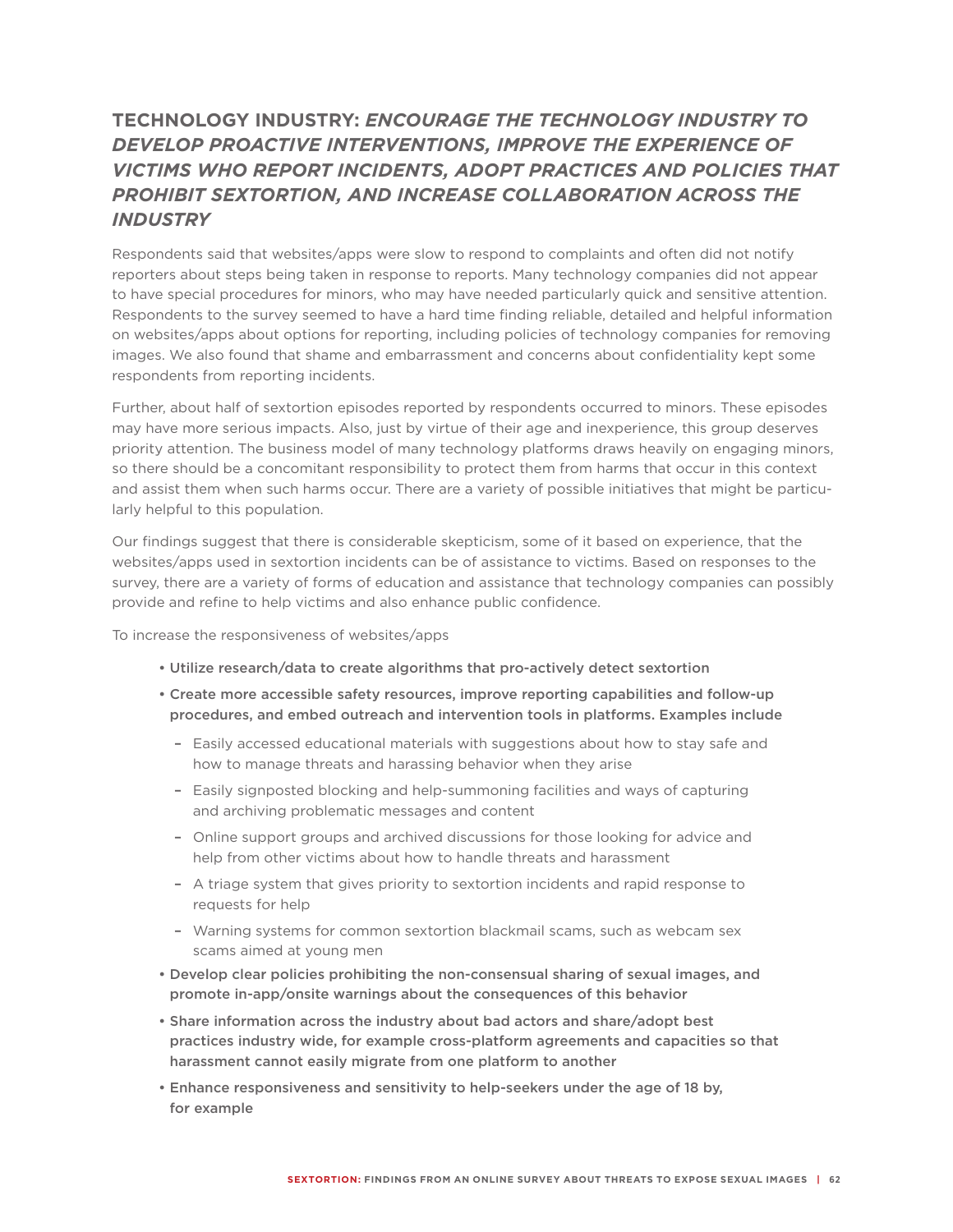## TECHNOLOGY INDUSTRY: *ENCOURAGE THE TECHNOLOGY INDUSTRY TO DEVELOP PROACTIVE INTERVENTIONS, IMPROVE THE EXPERIENCE OF VICTIMS WHO REPORT INCIDENTS, ADOPT PRACTICES AND POLICIES THAT PROHIBIT SEXTORTION, AND INCREASE COLLABORATION ACROSS THE INDUSTRY*

Respondents said that websites/apps were slow to respond to complaints and often did not notify reporters about steps being taken in response to reports. Many technology companies did not appear to have special procedures for minors, who may have needed particularly quick and sensitive attention. Respondents to the survey seemed to have a hard time finding reliable, detailed and helpful information on websites/apps about options for reporting, including policies of technology companies for removing images. We also found that shame and embarrassment and concerns about confidentiality kept some respondents from reporting incidents.

Further, about half of sextortion episodes reported by respondents occurred to minors. These episodes may have more serious impacts. Also, just by virtue of their age and inexperience, this group deserves priority attention. The business model of many technology platforms draws heavily on engaging minors, so there should be a concomitant responsibility to protect them from harms that occur in this context and assist them when such harms occur. There are a variety of possible initiatives that might be particularly helpful to this population.

Our findings suggest that there is considerable skepticism, some of it based on experience, that the websites/apps used in sextortion incidents can be of assistance to victims. Based on responses to the survey, there are a variety of forms of education and assistance that technology companies can possibly provide and refine to help victims and also enhance public confidence.

To increase the responsiveness of websites/apps

- Utilize research/data to create algorithms that pro-actively detect sextortion
- Create more accessible safety resources, improve reporting capabilities and follow-up procedures, and embed outreach and intervention tools in platforms. Examples include
  - Easily accessed educational materials with suggestions about how to stay safe and how to manage threats and harassing behavior when they arise
  - Easily signposted blocking and help-summoning facilities and ways of capturing and archiving problematic messages and content
  - Online support groups and archived discussions for those looking for advice and help from other victims about how to handle threats and harassment
  - A triage system that gives priority to sextortion incidents and rapid response to requests for help
  - Warning systems for common sextortion blackmail scams, such as webcam sex scams aimed at young men
- Develop clear policies prohibiting the non-consensual sharing of sexual images, and promote in-app/onsite warnings about the consequences of this behavior
- Share information across the industry about bad actors and share/adopt best practices industry wide, for example cross-platform agreements and capacities so that harassment cannot easily migrate from one platform to another
- Enhance responsiveness and sensitivity to help-seekers under the age of 18 by, for example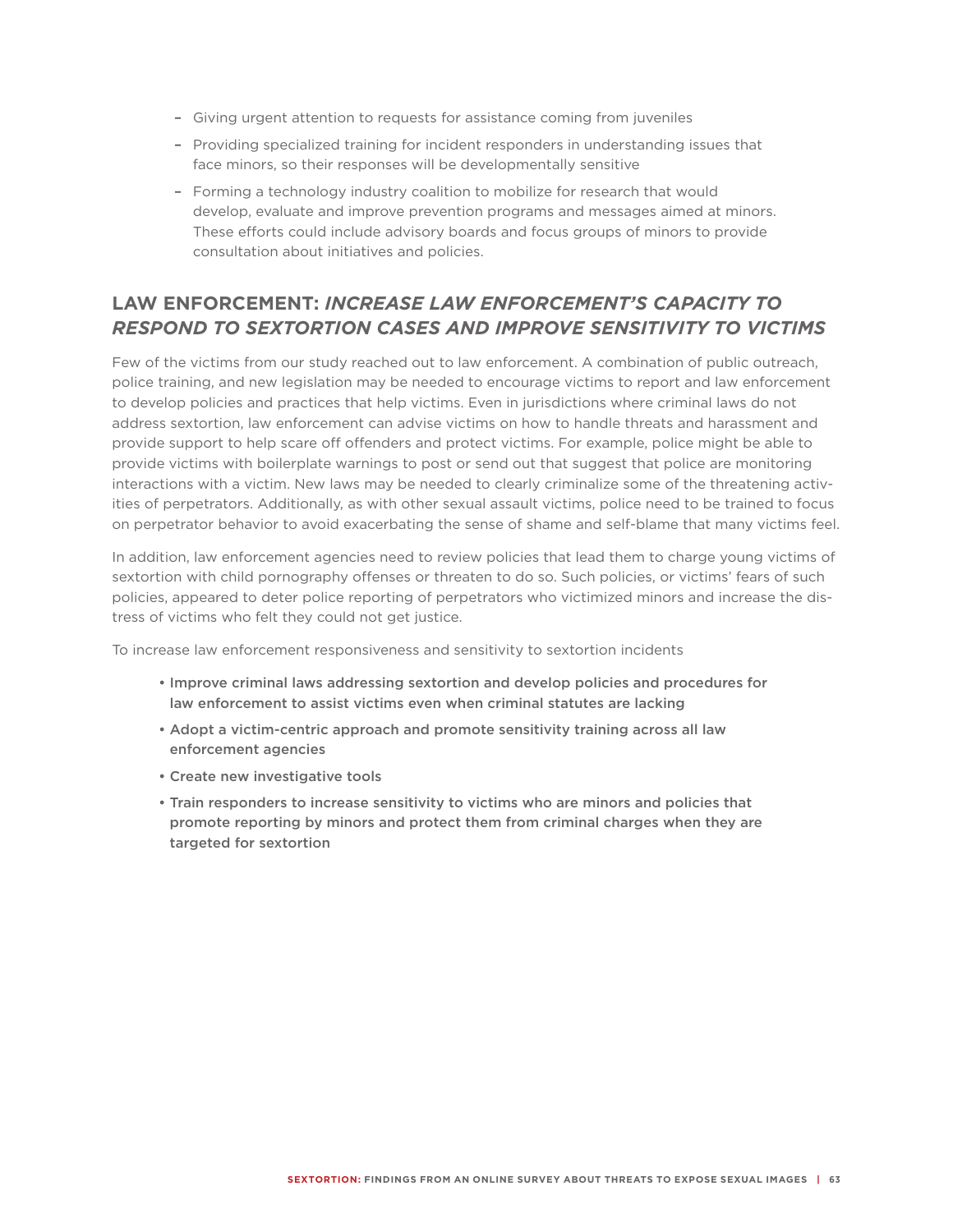- Giving urgent attention to requests for assistance coming from juveniles
- Providing specialized training for incident responders in understanding issues that face minors, so their responses will be developmentally sensitive
- Forming a technology industry coalition to mobilize for research that would develop, evaluate and improve prevention programs and messages aimed at minors. These efforts could include advisory boards and focus groups of minors to provide consultation about initiatives and policies.

## LAW ENFORCEMENT: *INCREASE LAW ENFORCEMENT'S CAPACITY TO RESPOND TO SEXTORTION CASES AND IMPROVE SENSITIVITY TO VICTIMS*

Few of the victims from our study reached out to law enforcement. A combination of public outreach, police training, and new legislation may be needed to encourage victims to report and law enforcement to develop policies and practices that help victims. Even in jurisdictions where criminal laws do not address sextortion, law enforcement can advise victims on how to handle threats and harassment and provide support to help scare off offenders and protect victims. For example, police might be able to provide victims with boilerplate warnings to post or send out that suggest that police are monitoring interactions with a victim. New laws may be needed to clearly criminalize some of the threatening activities of perpetrators. Additionally, as with other sexual assault victims, police need to be trained to focus on perpetrator behavior to avoid exacerbating the sense of shame and self-blame that many victims feel.

In addition, law enforcement agencies need to review policies that lead them to charge young victims of sextortion with child pornography offenses or threaten to do so. Such policies, or victims' fears of such policies, appeared to deter police reporting of perpetrators who victimized minors and increase the distress of victims who felt they could not get justice.

To increase law enforcement responsiveness and sensitivity to sextortion incidents

- **Improve criminal laws addressing sextortion and develop policies and procedures for law enforcement to assist victims even when criminal statutes are lacking**
- **Adopt a victim-centric approach and promote sensitivity training across all law enforcement agencies**
- **Create new investigative tools**
- **Train responders to increase sensitivity to victims who are minors and policies that promote reporting by minors and protect them from criminal charges when they are targeted for sextortion**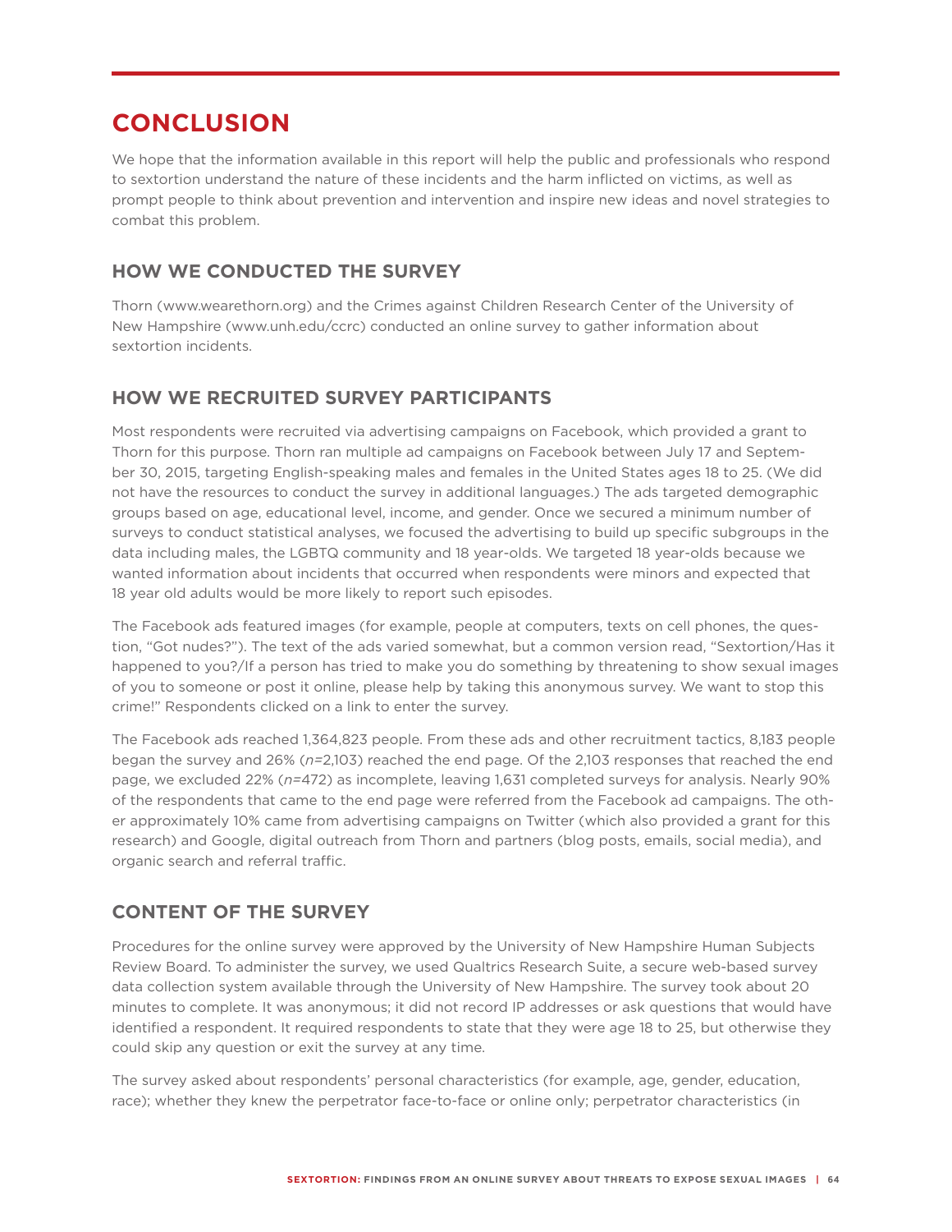# CONCLUSION

We hope that the information available in this report will help the public and professionals who respond to sextortion understand the nature of these incidents and the harm inflicted on victims, as well as prompt people to think about prevention and intervention and inspire new ideas and novel strategies to combat this problem.

## HOW WE CONDUCTED THE SURVEY

Thorn (www.wearethorn.org) and the Crimes against Children Research Center of the University of New Hampshire (www.unh.edu/ccrc) conducted an online survey to gather information about sextortion incidents.

## HOW WE RECRUITED SURVEY PARTICIPANTS

Most respondents were recruited via advertising campaigns on Facebook, which provided a grant to Thorn for this purpose. Thorn ran multiple ad campaigns on Facebook between July 17 and September 30, 2015, targeting English-speaking males and females in the United States ages 18 to 25. (We did not have the resources to conduct the survey in additional languages.) The ads targeted demographic groups based on age, educational level, income, and gender. Once we secured a minimum number of surveys to conduct statistical analyses, we focused the advertising to build up specific subgroups in the data including males, the LGBTQ community and 18 year-olds. We targeted 18 year-olds because we wanted information about incidents that occurred when respondents were minors and expected that 18 year old adults would be more likely to report such episodes.

The Facebook ads featured images (for example, people at computers, texts on cell phones, the question, "Got nudes?"). The text of the ads varied somewhat, but a common version read, "Sextortion/Has it happened to you?/If a person has tried to make you do something by threatening to show sexual images of you to someone or post it online, please help by taking this anonymous survey. We want to stop this crime!" Respondents clicked on a link to enter the survey.

The Facebook ads reached 1,364,823 people. From these ads and other recruitment tactics, 8,183 people began the survey and 26% (*n*=2,103) reached the end page. Of the 2,103 responses that reached the end page, we excluded 22% (*n*=472) as incomplete, leaving 1,631 completed surveys for analysis. Nearly 90% of the respondents that came to the end page were referred from the Facebook ad campaigns. The other approximately 10% came from advertising campaigns on Twitter (which also provided a grant for this research) and Google, digital outreach from Thorn and partners (blog posts, emails, social media), and organic search and referral traffic.

## CONTENT OF THE SURVEY

Procedures for the online survey were approved by the University of New Hampshire Human Subjects Review Board. To administer the survey, we used Qualtrics Research Suite, a secure web-based survey data collection system available through the University of New Hampshire. The survey took about 20 minutes to complete. It was anonymous; it did not record IP addresses or ask questions that would have identified a respondent. It required respondents to state that they were age 18 to 25, but otherwise they could skip any question or exit the survey at any time.

The survey asked about respondents' personal characteristics (for example, age, gender, education, race); whether they knew the perpetrator face-to-face or online only; perpetrator characteristics (in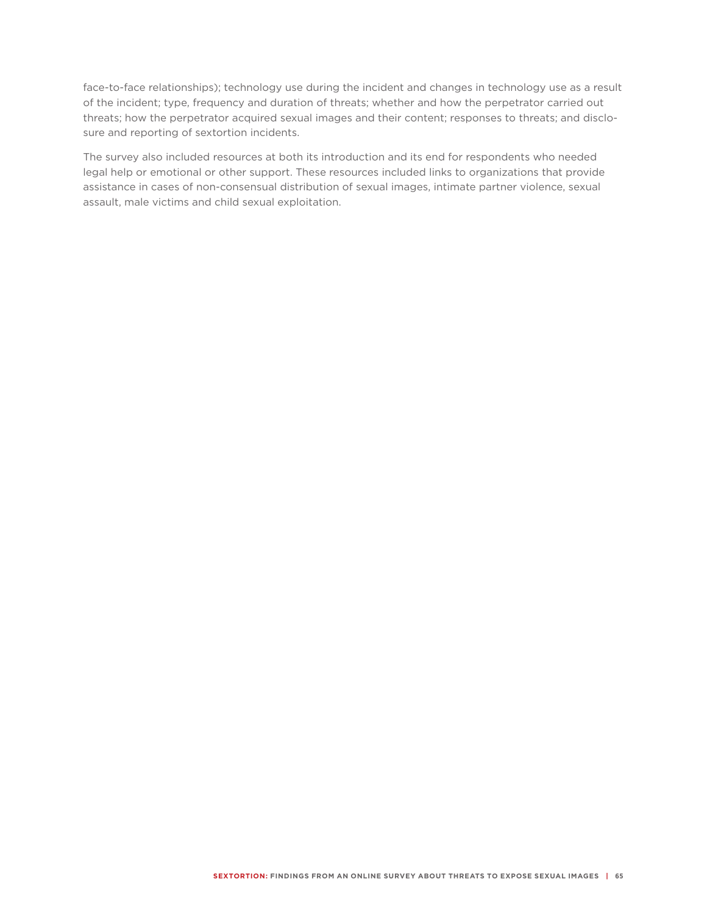face-to-face relationships); technology use during the incident and changes in technology use as a result of the incident; type, frequency and duration of threats; whether and how the perpetrator carried out threats; how the perpetrator acquired sexual images and their content; responses to threats; and disclosure and reporting of sextortion incidents.

The survey also included resources at both its introduction and its end for respondents who needed legal help or emotional or other support. These resources included links to organizations that provide assistance in cases of non-consensual distribution of sexual images, intimate partner violence, sexual assault, male victims and child sexual exploitation.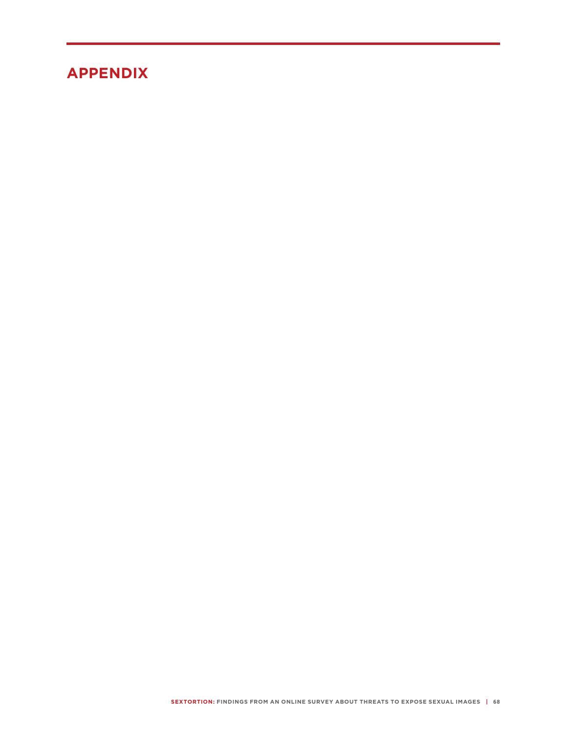# APPENDIX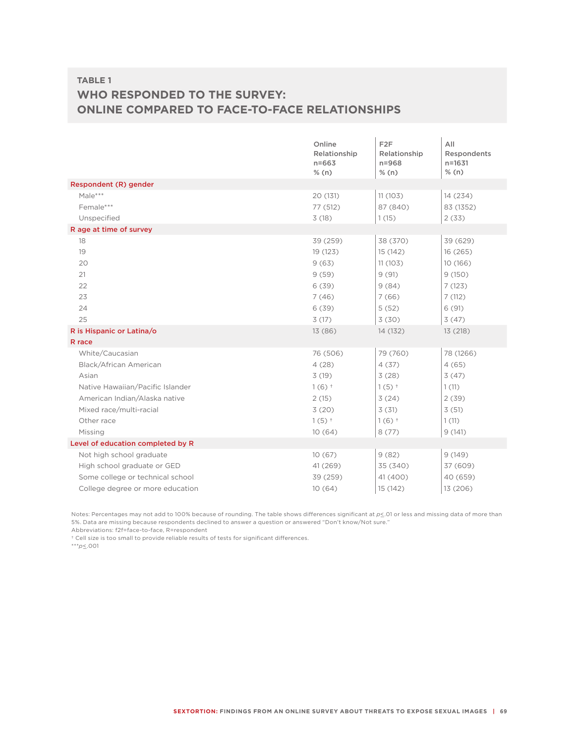## TABLE 1

## WHO RESPONDED TO THE SURVEY: ONLINE COMPARED TO FACE-TO-FACE RELATIONSHIPS

| | Online Relationship n=663 % (n) | F2F Relationship n=968 % (n) | All Respondents n=1631 % (n) |
|---|---|---|---|
| **Respondent (R) gender** | | | |
| Male*** | 20 (131) | 11 (103) | 14 (234) |
| Female*** | 77 (512) | 87 (840) | 83 (1352) |
| Unspecified | 3 (18) | 1 (15) | 2 (33) |
| **R age at time of survey** | | | |
| 18 | 39 (259) | 38 (370) | 39 (629) |
| 19 | 19 (123) | 15 (142) | 16 (265) |
| 20 | 9 (63) | 11 (103) | 10 (166) |
| 21 | 9 (59) | 9 (91) | 9 (150) |
| 22 | 6 (39) | 9 (84) | 7 (123) |
| 23 | 7 (46) | 7 (66) | 7 (112) |
| 24 | 6 (39) | 5 (52) | 6 (91) |
| 25 | 3 (17) | 3 (30) | 3 (47) |
| **R is Hispanic or Latina/o** | 13 (86) | 14 (132) | 13 (218) |
| **R race** | | | |
| White/Caucasian | 76 (506) | 79 (760) | 78 (1266) |
| Black/African American | 4 (28) | 4 (37) | 4 (65) |
| Asian | 3 (19) | 3 (28) | 3 (47) |
| Native Hawaiian/Pacific Islander | 1 (6) † | 1 (5) † | 1 (11) |
| American Indian/Alaska native | 2 (15) | 3 (24) | 2 (39) |
| Mixed race/multi-racial | 3 (20) | 3 (31) | 3 (51) |
| Other race | 1 (5) † | 1 (6) † | 1 (11) |
| Missing | 10 (64) | 8 (77) | 9 (141) |
| **Level of education completed by R** | | | |
| Not high school graduate | 10 (67) | 9 (82) | 9 (149) |
| High school graduate or GED | 41 (269) | 35 (340) | 37 (609) |
| Some college or technical school | 39 (259) | 41 (400) | 40 (659) |
| College degree or more education | 10 (64) | 15 (142) | 13 (206) |

Notes: Percentages may not add to 100% because of rounding. The table shows differences significant at $p \leq .01$ or less and missing data of more than 5%. Data are missing because respondents declined to answer a question or answered "Don't know/Not sure."

Abbreviations: f2f=face-to-face, R=respondent

† Cell size is too small to provide reliable results of tests for significant differences.

***$p \leq .001$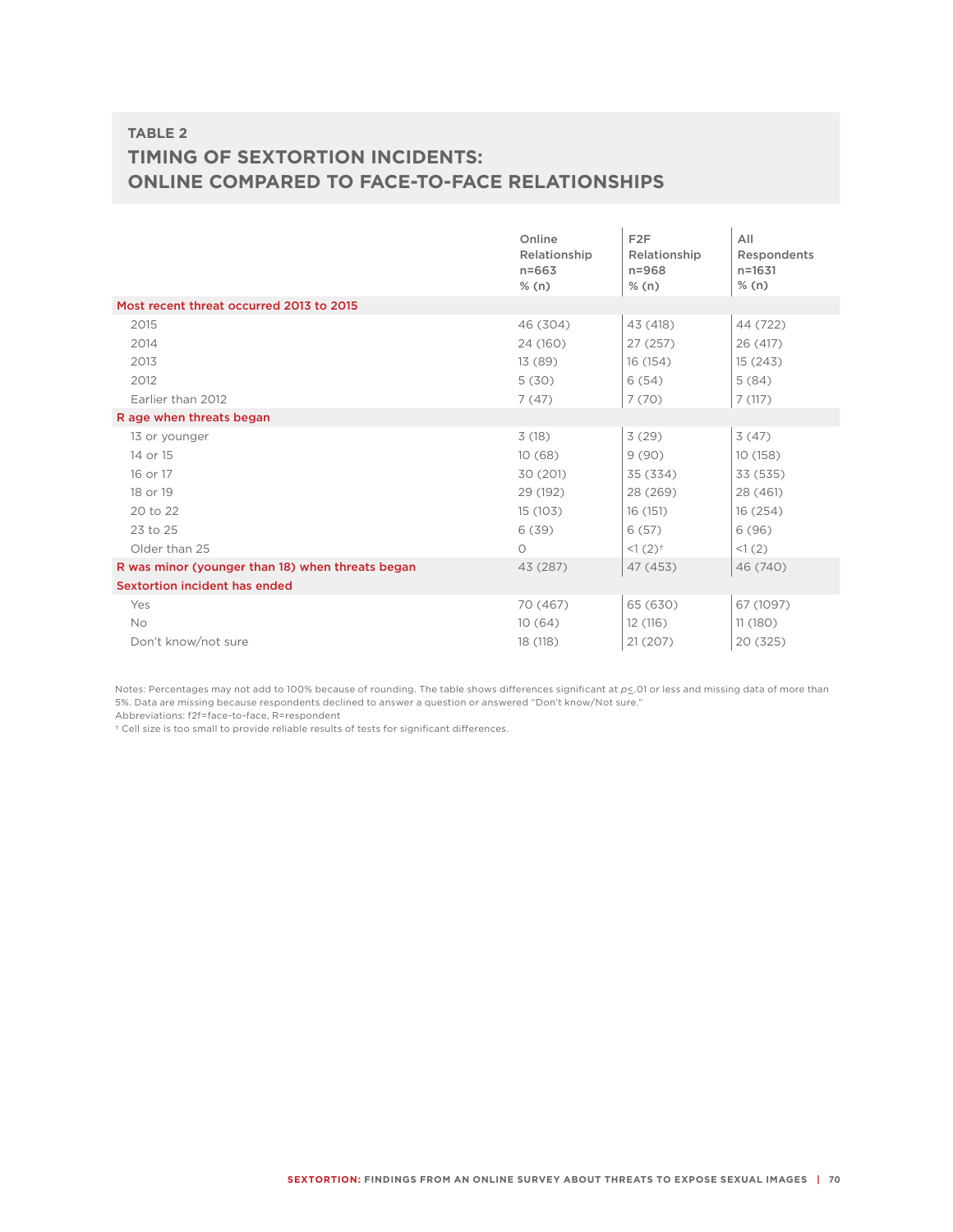## TABLE 2

# TIMING OF SEXTORTION INCIDENTS: ONLINE COMPARED TO FACE-TO-FACE RELATIONSHIPS

| | Online Relationship n=663 % (n) | F2F Relationship n=968 % (n) | All Respondents n=1631 % (n) |
|---|---|---|---|
| **Most recent threat occurred 2013 to 2015** | | | |
| 2015 | 46 (304) | 43 (418) | 44 (722) |
| 2014 | 24 (160) | 27 (257) | 26 (417) |
| 2013 | 13 (89) | 16 (154) | 15 (243) |
| 2012 | 5 (30) | 6 (54) | 5 (84) |
| Earlier than 2012 | 7 (47) | 7 (70) | 7 (117) |
| **R age when threats began** | | | |
| 13 or younger | 3 (18) | 3 (29) | 3 (47) |
| 14 or 15 | 10 (68) | 9 (90) | 10 (158) |
| 16 or 17 | 30 (201) | 35 (334) | 33 (535) |
| 18 or 19 | 29 (192) | 28 (269) | 28 (461) |
| 20 to 22 | 15 (103) | 16 (151) | 16 (254) |
| 23 to 25 | 6 (39) | 6 (57) | 6 (96) |
| Older than 25 | 0 | <1 (2)† | <1 (2) |
| **R was minor (younger than 18) when threats began** | 43 (287) | 47 (453) | 46 (740) |
| **Sextortion incident has ended** | | | |
| Yes | 70 (467) | 65 (630) | 67 (1097) |
| No | 10 (64) | 12 (116) | 11 (180) |
| Don't know/not sure | 18 (118) | 21 (207) | 20 (325) |

Notes: Percentages may not add to 100% because of rounding. The table shows differences significant at $p \leq .01$ or less and missing data of more than 5%. Data are missing because respondents declined to answer a question or answered "Don't know/Not sure."

Abbreviations: f2f=face-to-face, R=respondent

† Cell size is too small to provide reliable results of tests for significant differences.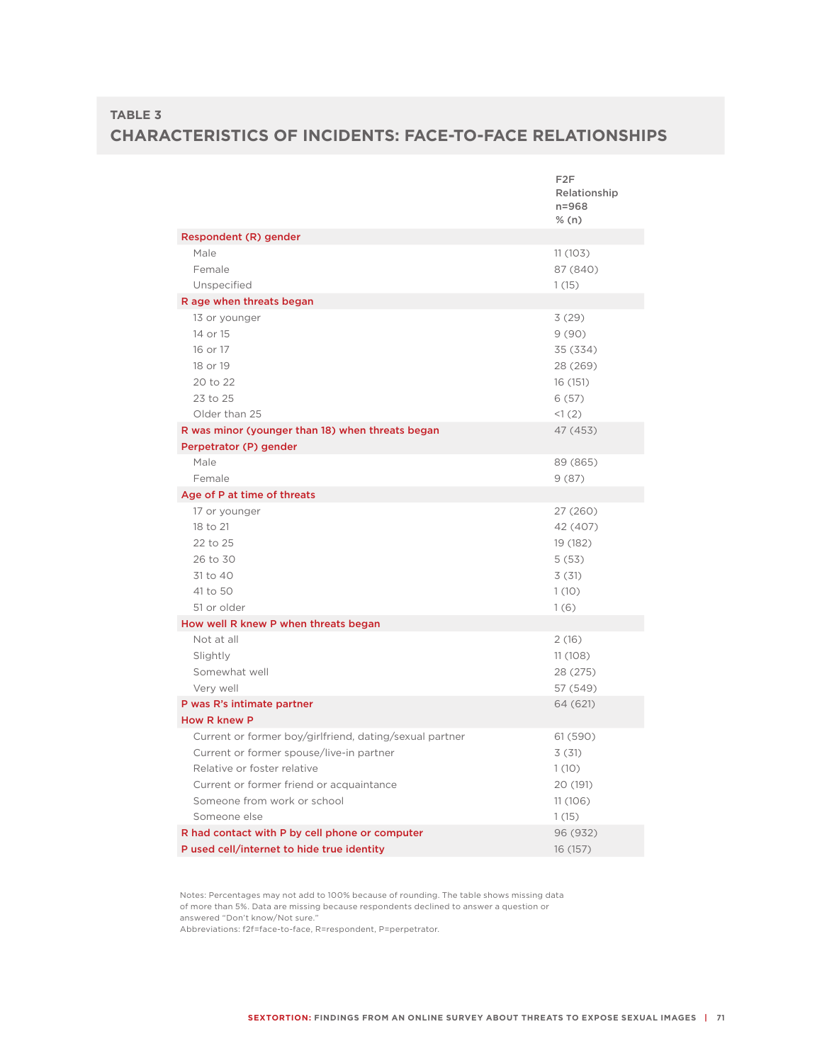## TABLE 3

# CHARACTERISTICS OF INCIDENTS: FACE-TO-FACE RELATIONSHIPS

| | F2F Relationship n=968 % (n) |
|---|---|
| **Respondent (R) gender** | |
| Male | 11 (103) |
| Female | 87 (840) |
| Unspecified | 1 (15) |
| **R age when threats began** | |
| 13 or younger | 3 (29) |
| 14 or 15 | 9 (90) |
| 16 or 17 | 35 (334) |
| 18 or 19 | 28 (269) |
| 20 to 22 | 16 (151) |
| 23 to 25 | 6 (57) |
| Older than 25 | <1 (2) |
| **R was minor (younger than 18) when threats began** | 47 (453) |
| **Perpetrator (P) gender** | |
| Male | 89 (865) |
| Female | 9 (87) |
| **Age of P at time of threats** | |
| 17 or younger | 27 (260) |
| 18 to 21 | 42 (407) |
| 22 to 25 | 19 (182) |
| 26 to 30 | 5 (53) |
| 31 to 40 | 3 (31) |
| 41 to 50 | 1 (10) |
| 51 or older | 1 (6) |
| **How well R knew P when threats began** | |
| Not at all | 2 (16) |
| Slightly | 11 (108) |
| Somewhat well | 28 (275) |
| Very well | 57 (549) |
| **P was R's intimate partner** | 64 (621) |
| **How R knew P** | |
| Current or former boy/girlfriend, dating/sexual partner | 61 (590) |
| Current or former spouse/live-in partner | 3 (31) |
| Relative or foster relative | 1 (10) |
| Current or former friend or acquaintance | 20 (191) |
| Someone from work or school | 11 (106) |
| Someone else | 1 (15) |
| **R had contact with P by cell phone or computer** | 96 (932) |
| **P used cell/internet to hide true identity** | 16 (157) |

Notes: Percentages may not add to 100% because of rounding. The table shows missing data of more than 5%. Data are missing because respondents declined to answer a question or answered "Don't know/Not sure."
Abbreviations: f2f=face-to-face, R=respondent, P=perpetrator.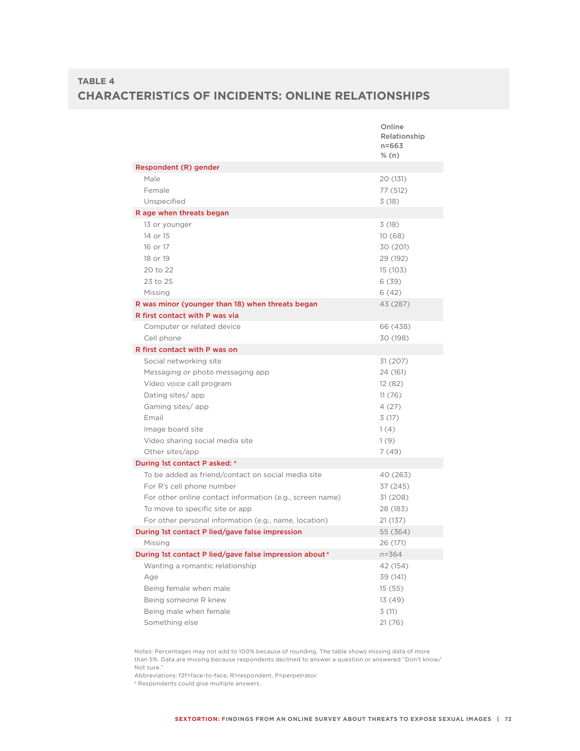## TABLE 4

## CHARACTERISTICS OF INCIDENTS: ONLINE RELATIONSHIPS

| | Online Relationship n=663 % (n) |
|---|---|
| **Respondent (R) gender** | |
| Male | 20 (131) |
| Female | 77 (512) |
| Unspecified | 3 (18) |
| **R age when threats began** | |
| 13 or younger | 3 (18) |
| 14 or 15 | 10 (68) |
| 16 or 17 | 30 (201) |
| 18 or 19 | 29 (192) |
| 20 to 22 | 15 (103) |
| 23 to 25 | 6 (39) |
| Missing | 6 (42) |
| **R was minor (younger than 18) when threats began** | 43 (287) |
| **R first contact with P was via** | |
| Computer or related device | 66 (438) |
| Cell phone | 30 (198) |
| **R first contact with P was on** | |
| Social networking site | 31 (207) |
| Messaging or photo messaging app | 24 (161) |
| Video voice call program | 12 (82) |
| Dating sites/ app | 11 (76) |
| Gaming sites/ app | 4 (27) |
| Email | 3 (17) |
| Image board site | 1 (4) |
| Video sharing social media site | 1 (9) |
| Other sites/app | 7 (49) |
| **During 1st contact P asked:** [a] | |
| To be added as friend/contact on social media site | 40 (263) |
| For R's cell phone number | 37 (245) |
| For other online contact information (e.g., screen name) | 31 (208) |
| To move to specific site or app | 28 (183) |
| For other personal information (e.g., name, location) | 21 (137) |
| **During 1st contact P lied/gave false impression** | 55 (364) |
| Missing | 26 (171) |
| **During 1st contact P lied/gave false impression about** [a] | *n*=364 |
| Wanting a romantic relationship | 42 (154) |
| Age | 39 (141) |
| Being female when male | 15 (55) |
| Being someone R knew | 13 (49) |
| Being male when female | 3 (11) |
| Something else | 21 (76) |

Notes: Percentages may not add to 100% because of rounding. The table shows missing data of more than 5%. Data are missing because respondents declined to answer a question or answered "Don't know/ Not sure."

Abbreviations: f2f=face-to-face, R=respondent, P=perpetrator.

[a] Respondents could give multiple answers .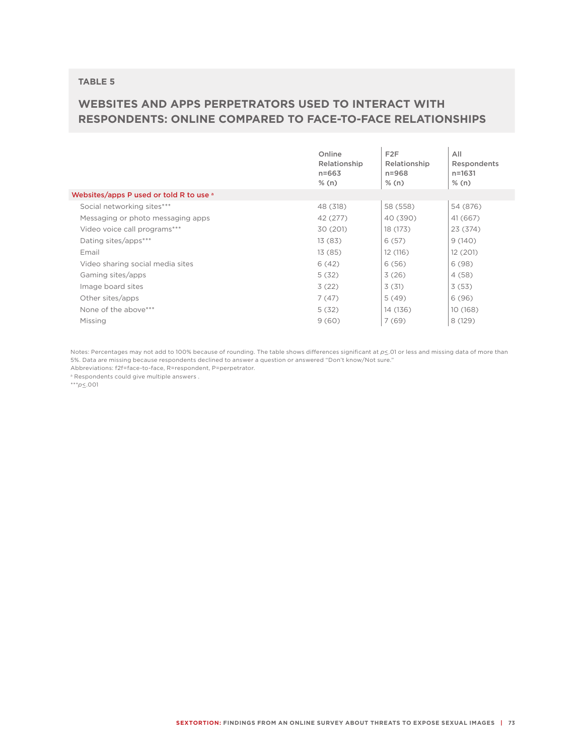**TABLE 5**

## WEBSITES AND APPS PERPETRATORS USED TO INTERACT WITH RESPONDENTS: ONLINE COMPARED TO FACE-TO-FACE RELATIONSHIPS

| | Online Relationship n=663 % (n) | F2F Relationship n=968 % (n) | All Respondents n=1631 % (n) |
|---|---|---|---|
| **Websites/apps P used or told R to use** [a] | | | |
| Social networking sites*** | 48 (318) | 58 (558) | 54 (876) |
| Messaging or photo messaging apps | 42 (277) | 40 (390) | 41 (667) |
| Video voice call programs*** | 30 (201) | 18 (173) | 23 (374) |
| Dating sites/apps*** | 13 (83) | 6 (57) | 9 (140) |
| Email | 13 (85) | 12 (116) | 12 (201) |
| Video sharing social media sites | 6 (42) | 6 (56) | 6 (98) |
| Gaming sites/apps | 5 (32) | 3 (26) | 4 (58) |
| Image board sites | 3 (22) | 3 (31) | 3 (53) |
| Other sites/apps | 7 (47) | 5 (49) | 6 (96) |
| None of the above*** | 5 (32) | 14 (136) | 10 (168) |
| Missing | 9 (60) | 7 (69) | 8 (129) |

Notes: Percentages may not add to 100% because of rounding. The table shows differences significant at $p \leq .01$ or less and missing data of more than 5%. Data are missing because respondents declined to answer a question or answered "Don't know/Not sure."

Abbreviations: f2f=face-to-face, R=respondent, P=perpetrator.

[a] Respondents could give multiple answers .

***$p \leq .001$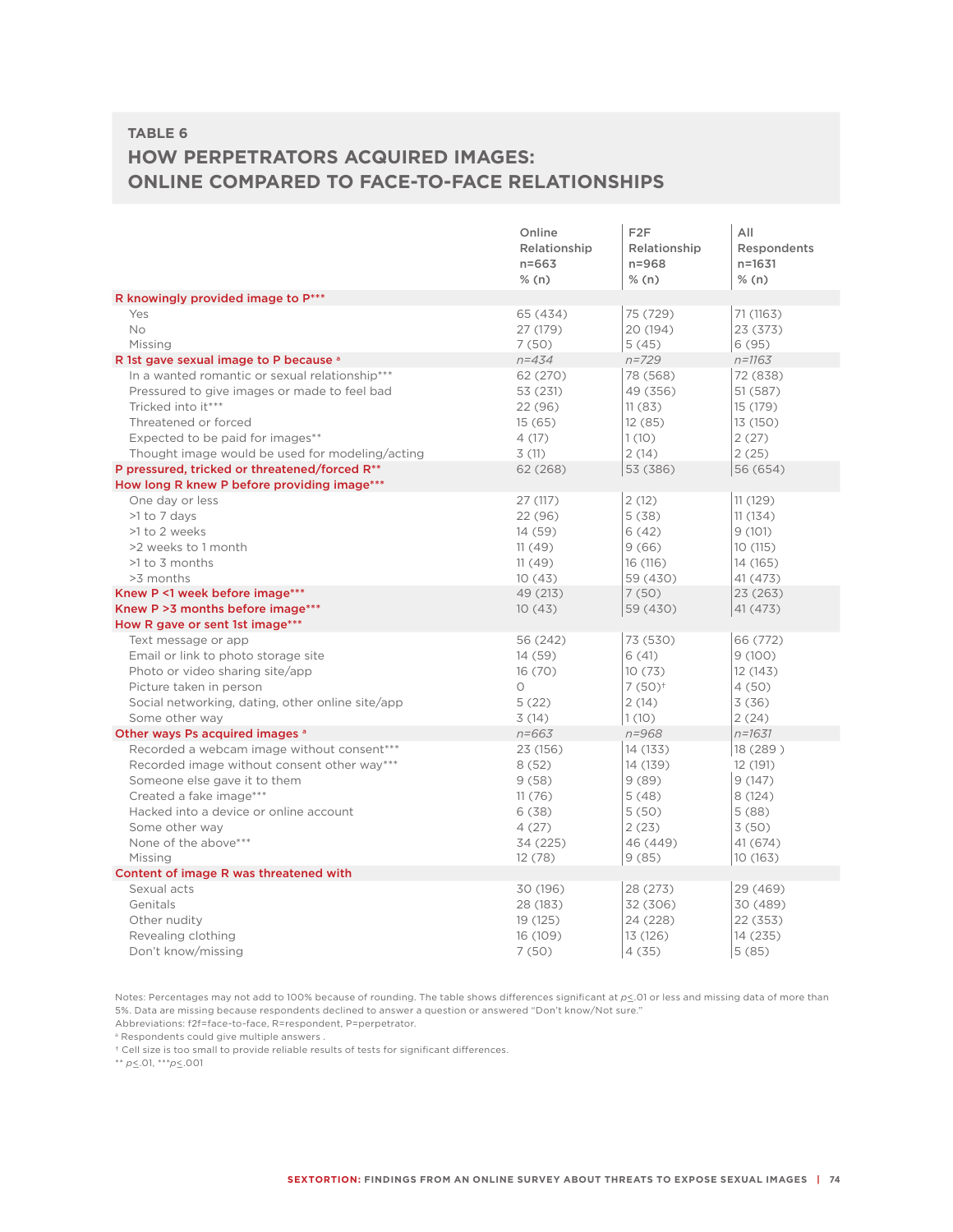## TABLE 6

## HOW PERPETRATORS ACQUIRED IMAGES: ONLINE COMPARED TO FACE-TO-FACE RELATIONSHIPS

| | Online Relationship n=663 % (n) | F2F Relationship n=968 % (n) | All Respondents n=1631 % (n) |
|---|---|---|---|
| **R knowingly provided image to P*****| | | |
| Yes | 65 (434) | 75 (729) | 71 (1163) |
| No | 27 (179) | 20 (194) | 23 (373) |
| Missing | 7 (50) | 5 (45) | 6 (95) |
| **R 1st gave sexual image to P because [a]** | *n=434* | *n=729* | *n=1163* |
| In a wanted romantic or sexual relationship*** | 62 (270) | 78 (568) | 72 (838) |
| Pressured to give images or made to feel bad | 53 (231) | 49 (356) | 51 (587) |
| Tricked into it*** | 22 (96) | 11 (83) | 15 (179) |
| Threatened or forced | 15 (65) | 12 (85) | 13 (150) |
| Expected to be paid for images** | 4 (17) | 1 (10) | 2 (27) |
| Thought image would be used for modeling/acting | 3 (11) | 2 (14) | 2 (25) |
| **P pressured, tricked or threatened/forced R**** | 62 (268) | 53 (386) | 56 (654) |
| **How long R knew P before providing image*** ** | | | |
| One day or less | 27 (117) | 2 (12) | 11 (129) |
| >1 to 7 days | 22 (96) | 5 (38) | 11 (134) |
| >1 to 2 weeks | 14 (59) | 6 (42) | 9 (101) |
| >2 weeks to 1 month | 11 (49) | 9 (66) | 10 (115) |
| >1 to 3 months | 11 (49) | 16 (116) | 14 (165) |
| >3 months | 10 (43) | 59 (430) | 41 (473) |
| **Knew P <1 week before image*** ** | 49 (213) | 7 (50) | 23 (263) |
| **Knew P >3 months before image*** ** | 10 (43) | 59 (430) | 41 (473) |
| **How R gave or sent 1st image*** ** | | | |
| Text message or app | 56 (242) | 73 (530) | 66 (772) |
| Email or link to photo storage site | 14 (59) | 6 (41) | 9 (100) |
| Photo or video sharing site/app | 16 (70) | 10 (73) | 12 (143) |
| Picture taken in person | 0 | 7 (50)† | 4 (50) |
| Social networking, dating, other online site/app | 5 (22) | 2 (14) | 3 (36) |
| Some other way | 3 (14) | 1 (10) | 2 (24) |
| **Other ways Ps acquired images [a]** | *n=663* | *n=968* | *n=1631* |
| Recorded a webcam image without consent*** | 23 (156) | 14 (133) | 18 (289 ) |
| Recorded image without consent other way*** | 8 (52) | 14 (139) | 12 (191) |
| Someone else gave it to them | 9 (58) | 9 (89) | 9 (147) |
| Created a fake image*** | 11 (76) | 5 (48) | 8 (124) |
| Hacked into a device or online account | 6 (38) | 5 (50) | 5 (88) |
| Some other way | 4 (27) | 2 (23) | 3 (50) |
| None of the above*** | 34 (225) | 46 (449) | 41 (674) |
| Missing | 12 (78) | 9 (85) | 10 (163) |
| **Content of image R was threatened with** | | | |
| Sexual acts | 30 (196) | 28 (273) | 29 (469) |
| Genitals | 28 (183) | 32 (306) | 30 (489) |
| Other nudity | 19 (125) | 24 (228) | 22 (353) |
| Revealing clothing | 16 (109) | 13 (126) | 14 (235) |
| Don't know/missing | 7 (50) | 4 (35) | 5 (85) |

Notes: Percentages may not add to 100% because of rounding. The table shows differences significant at $p \leq .01$ or less and missing data of more than 5%. Data are missing because respondents declined to answer a question or answered "Don't know/Not sure."

Abbreviations: f2f=face-to-face, R=respondent, P=perpetrator.

[a] Respondents could give multiple answers .

† Cell size is too small to provide reliable results of tests for significant differences.

** $p \leq .01$, *** $p \leq .001$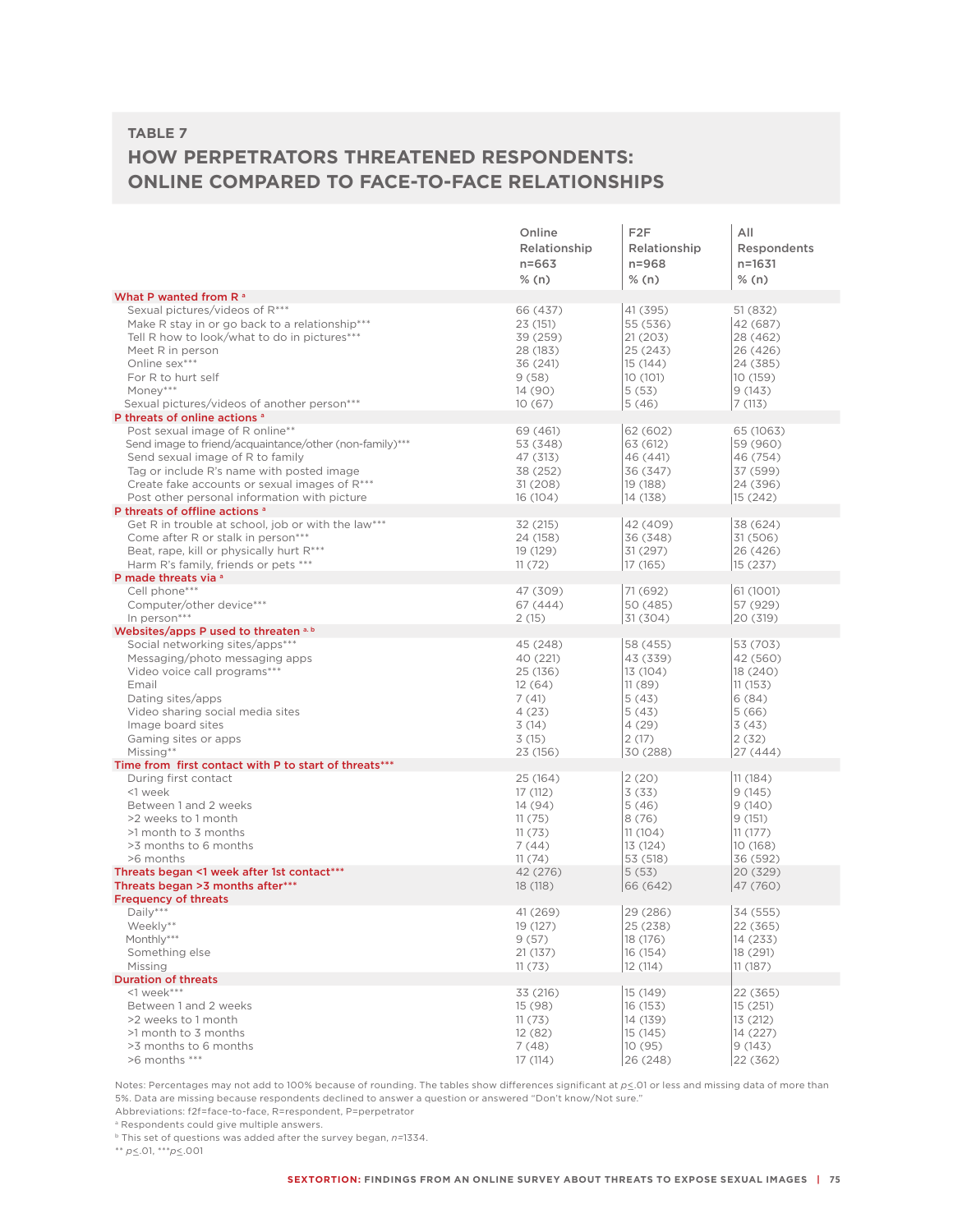## TABLE 7

## HOW PERPETRATORS THREATENED RESPONDENTS: ONLINE COMPARED TO FACE-TO-FACE RELATIONSHIPS

| | Online Relationship n=663 % (n) | F2F Relationship n=968 % (n) | All Respondents n=1631 % (n) |
|---|---|---|---|
| **What P wanted from R [a]** | | | |
| Sexual pictures/videos of R*** | 66 (437) | 41 (395) | 51 (832) |
| Make R stay in or go back to a relationship*** | 23 (151) | 55 (536) | 42 (687) |
| Tell R how to look/what to do in pictures*** | 39 (259) | 21 (203) | 28 (462) |
| Meet R in person | 28 (183) | 25 (243) | 26 (426) |
| Online sex*** | 36 (241) | 15 (144) | 24 (385) |
| For R to hurt self | 9 (58) | 10 (101) | 10 (159) |
| Money*** | 14 (90) | 5 (53) | 9 (143) |
| Sexual pictures/videos of another person*** | 10 (67) | 5 (46) | 7 (113) |
| **P threats of online actions [a]** | | | |
| Post sexual image of R online** | 69 (461) | 62 (602) | 65 (1063) |
| Send image to friend/acquaintance/other (non-family)*** | 53 (348) | 63 (612) | 59 (960) |
| Send sexual image of R to family | 47 (313) | 46 (441) | 46 (754) |
| Tag or include R's name with posted image | 38 (252) | 36 (347) | 37 (599) |
| Create fake accounts or sexual images of R*** | 31 (208) | 19 (188) | 24 (396) |
| Post other personal information with picture | 16 (104) | 14 (138) | 15 (242) |
| **P threats of offline actions [a]** | | | |
| Get R in trouble at school, job or with the law*** | 32 (215) | 42 (409) | 38 (624) |
| Come after R or stalk in person*** | 24 (158) | 36 (348) | 31 (506) |
| Beat, rape, kill or physically hurt R*** | 19 (129) | 31 (297) | 26 (426) |
| Harm R's family, friends or pets *** | 11 (72) | 17 (165) | 15 (237) |
| **P made threats via [a]** | | | |
| Cell phone*** | 47 (309) | 71 (692) | 61 (1001) |
| Computer/other device*** | 67 (444) | 50 (485) | 57 (929) |
| In person*** | 2 (15) | 31 (304) | 20 (319) |
| **Websites/apps P used to threaten [a, b]** | | | |
| Social networking sites/apps*** | 45 (248) | 58 (455) | 53 (703) |
| Messaging/photo messaging apps | 40 (221) | 43 (339) | 42 (560) |
| Video voice call programs*** | 25 (136) | 13 (104) | 18 (240) |
| Email | 12 (64) | 11 (89) | 11 (153) |
| Dating sites/apps | 7 (41) | 5 (43) | 6 (84) |
| Video sharing social media sites | 4 (23) | 5 (43) | 5 (66) |
| Image board sites | 3 (14) | 4 (29) | 3 (43) |
| Gaming sites or apps | 3 (15) | 2 (17) | 2 (32) |
| Missing** | 23 (156) | 30 (288) | 27 (444) |
| **Time from first contact with P to start of threats*** ** | | | |
| During first contact | 25 (164) | 2 (20) | 11 (184) |
| <1 week | 17 (112) | 3 (33) | 9 (145) |
| Between 1 and 2 weeks | 14 (94) | 5 (46) | 9 (140) |
| >2 weeks to 1 month | 11 (75) | 8 (76) | 9 (151) |
| >1 month to 3 months | 11 (73) | 11 (104) | 11 (177) |
| >3 months to 6 months | 7 (44) | 13 (124) | 10 (168) |
| >6 months | 11 (74) | 53 (518) | 36 (592) |
| **Threats began <1 week after 1st contact*** ** | 42 (276) | 5 (53) | 20 (329) |
| **Threats began >3 months after*** ** | 18 (118) | 66 (642) | 47 (760) |
| **Frequency of threats** | | | |
| Daily*** | 41 (269) | 29 (286) | 34 (555) |
| Weekly** | 19 (127) | 25 (238) | 22 (365) |
| Monthly*** | 9 (57) | 18 (176) | 14 (233) |
| Something else | 21 (137) | 16 (154) | 18 (291) |
| Missing | 11 (73) | 12 (114) | 11 (187) |
| **Duration of threats** | | | |
| <1 week*** | 33 (216) | 15 (149) | 22 (365) |
| Between 1 and 2 weeks | 15 (98) | 16 (153) | 15 (251) |
| >2 weeks to 1 month | 11 (73) | 14 (139) | 13 (212) |
| >1 month to 3 months | 12 (82) | 15 (145) | 14 (227) |
| >3 months to 6 months | 7 (48) | 10 (95) | 9 (143) |
| >6 months *** | 17 (114) | 26 (248) | 22 (362) |

Notes: Percentages may not add to 100% because of rounding. The tables show differences significant at $p \leq .01$ or less and missing data of more than 5%. Data are missing because respondents declined to answer a question or answered "Don't know/Not sure."

Abbreviations: f2f=face-to-face, R=respondent, P=perpetrator

[a] Respondents could give multiple answers.

[b] This set of questions was added after the survey began, *n*=1334.

** $p \leq .01$, *** $p \leq .001$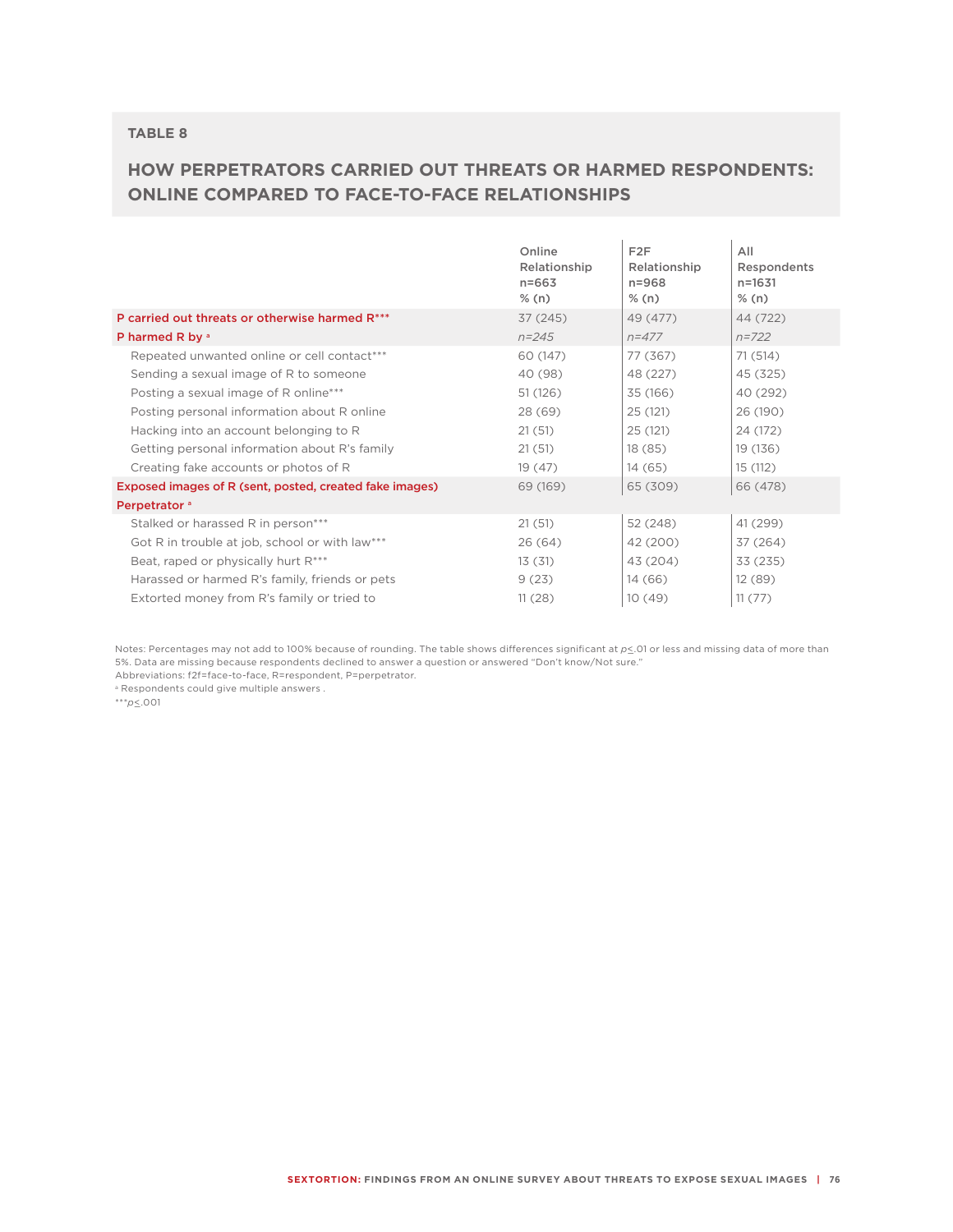## TABLE 8

## HOW PERPETRATORS CARRIED OUT THREATS OR HARMED RESPONDENTS: ONLINE COMPARED TO FACE-TO-FACE RELATIONSHIPS

| | Online Relationship n=663 % (n) | F2F Relationship n=968 % (n) | All Respondents n=1631 % (n) |
|---|---|---|---|
| **P carried out threats or otherwise harmed R*** ** | 37 (245) | 49 (477) | 44 (722) |
| **P harmed R by [a]** | *n=245* | *n=477* | *n=722* |
| Repeated unwanted online or cell contact*** | 60 (147) | 77 (367) | 71 (514) |
| Sending a sexual image of R to someone | 40 (98) | 48 (227) | 45 (325) |
| Posting a sexual image of R online*** | 51 (126) | 35 (166) | 40 (292) |
| Posting personal information about R online | 28 (69) | 25 (121) | 26 (190) |
| Hacking into an account belonging to R | 21 (51) | 25 (121) | 24 (172) |
| Getting personal information about R's family | 21 (51) | 18 (85) | 19 (136) |
| Creating fake accounts or photos of R | 19 (47) | 14 (65) | 15 (112) |
| **Exposed images of R (sent, posted, created fake images)** | 69 (169) | 65 (309) | 66 (478) |
| **Perpetrator [a]** | | | |
| Stalked or harassed R in person*** | 21 (51) | 52 (248) | 41 (299) |
| Got R in trouble at job, school or with law*** | 26 (64) | 42 (200) | 37 (264) |
| Beat, raped or physically hurt R*** | 13 (31) | 43 (204) | 33 (235) |
| Harassed or harmed R's family, friends or pets | 9 (23) | 14 (66) | 12 (89) |
| Extorted money from R's family or tried to | 11 (28) | 10 (49) | 11 (77) |

Notes: Percentages may not add to 100% because of rounding. The table shows differences significant at $p \leq .01$ or less and missing data of more than 5%. Data are missing because respondents declined to answer a question or answered "Don't know/Not sure."
Abbreviations: f2f=face-to-face, R=respondent, P=perpetrator.
[a] Respondents could give multiple answers .
***$p \leq .001$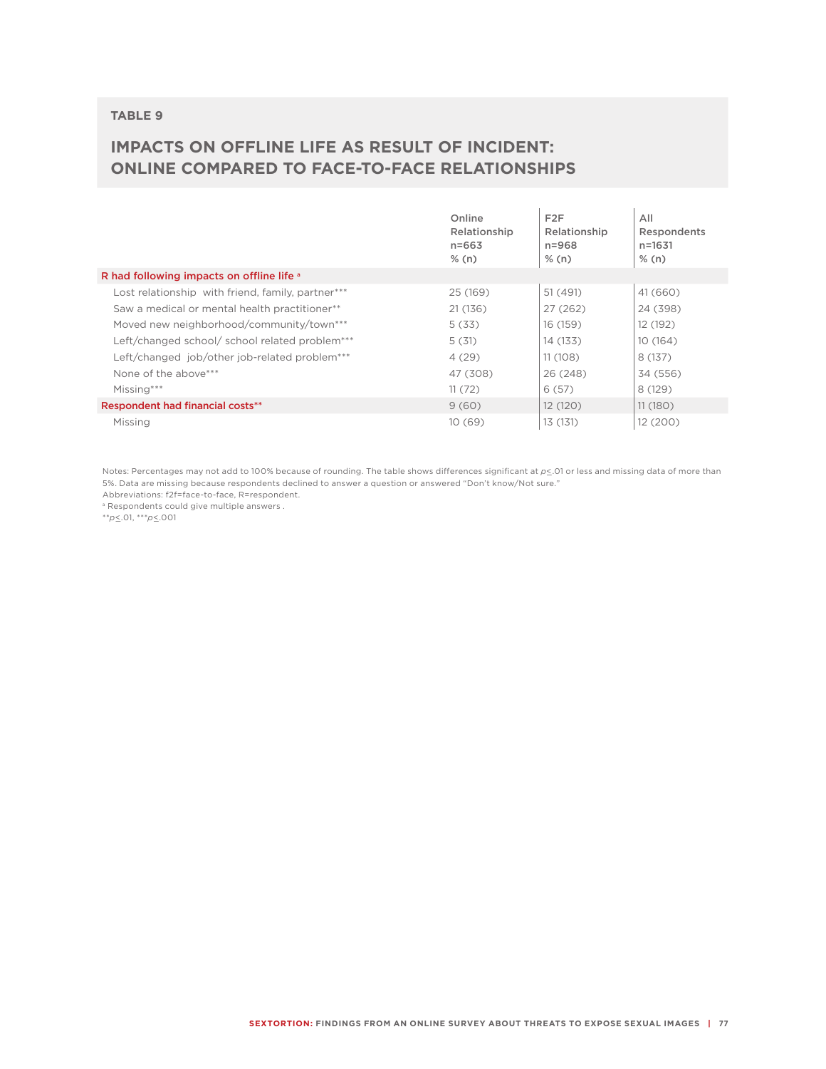TABLE 9

## IMPACTS ON OFFLINE LIFE AS RESULT OF INCIDENT: ONLINE COMPARED TO FACE-TO-FACE RELATIONSHIPS

| | Online Relationship n=663 % (n) | F2F Relationship n=968 % (n) | All Respondents n=1631 % (n) |
|---|---|---|---|
| R had following impacts on offline life [a] | | | |
| Lost relationship with friend, family, partner*** | 25 (169) | 51 (491) | 41 (660) |
| Saw a medical or mental health practitioner** | 21 (136) | 27 (262) | 24 (398) |
| Moved new neighborhood/community/town*** | 5 (33) | 16 (159) | 12 (192) |
| Left/changed school/ school related problem*** | 5 (31) | 14 (133) | 10 (164) |
| Left/changed job/other job-related problem*** | 4 (29) | 11 (108) | 8 (137) |
| None of the above*** | 47 (308) | 26 (248) | 34 (556) |
| Missing*** | 11 (72) | 6 (57) | 8 (129) |
| Respondent had financial costs** | 9 (60) | 12 (120) | 11 (180) |
| Missing | 10 (69) | 13 (131) | 12 (200) |

Notes: Percentages may not add to 100% because of rounding. The table shows differences significant at $p \leq .01$ or less and missing data of more than 5%. Data are missing because respondents declined to answer a question or answered "Don't know/Not sure."
Abbreviations: f2f=face-to-face, R=respondent.
[a] Respondents could give multiple answers .
$^{**}p \leq .01$, $^{***}p \leq .001$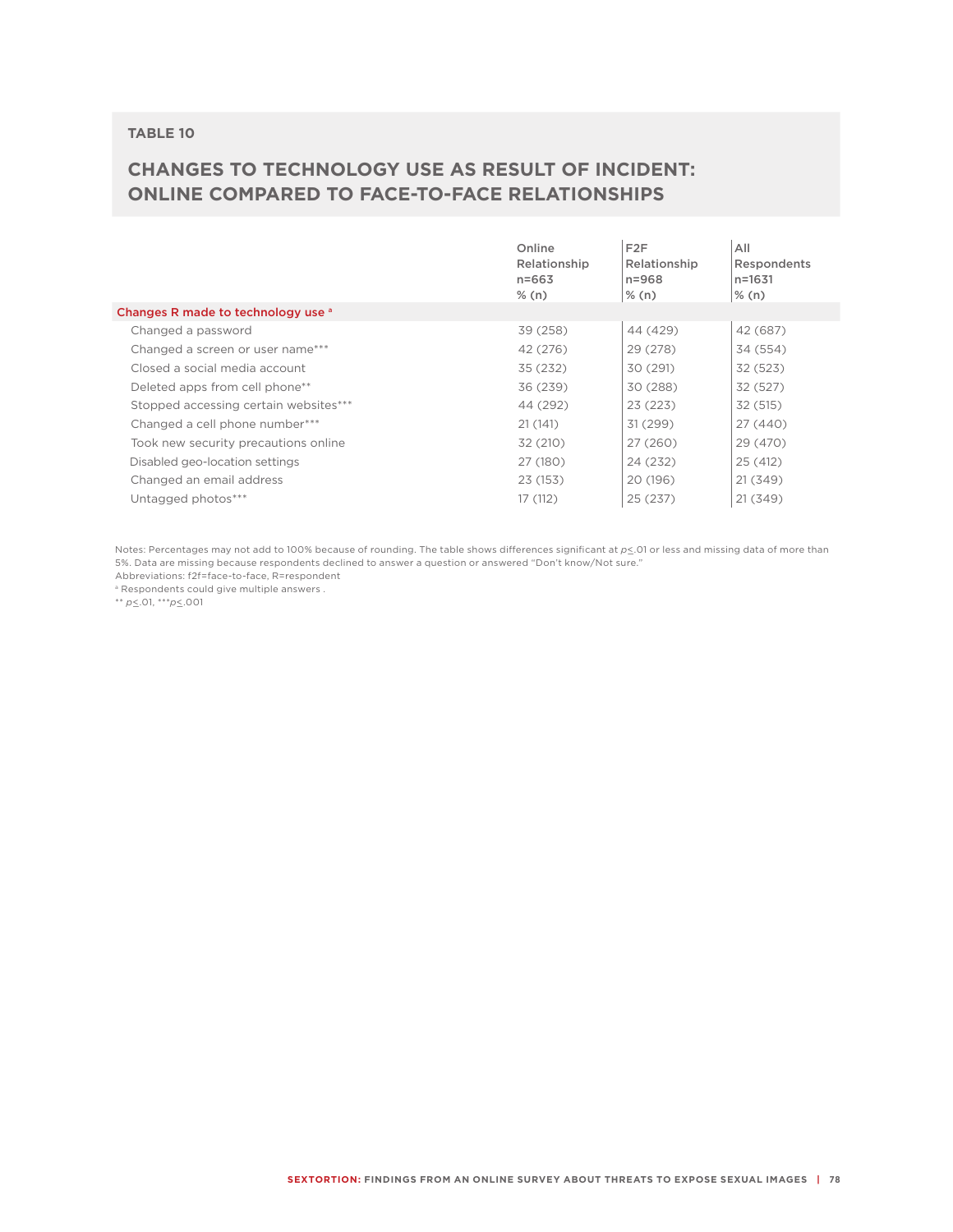## TABLE 10

## CHANGES TO TECHNOLOGY USE AS RESULT OF INCIDENT: ONLINE COMPARED TO FACE-TO-FACE RELATIONSHIPS

| | Online Relationship n=663 % (n) | F2F Relationship n=968 % (n) | All Respondents n=1631 % (n) |
|---|---|---|---|
| **Changes R made to technology use [a]** | | | |
| Changed a password | 39 (258) | 44 (429) | 42 (687) |
| Changed a screen or user name*** | 42 (276) | 29 (278) | 34 (554) |
| Closed a social media account | 35 (232) | 30 (291) | 32 (523) |
| Deleted apps from cell phone** | 36 (239) | 30 (288) | 32 (527) |
| Stopped accessing certain websites*** | 44 (292) | 23 (223) | 32 (515) |
| Changed a cell phone number*** | 21 (141) | 31 (299) | 27 (440) |
| Took new security precautions online | 32 (210) | 27 (260) | 29 (470) |
| Disabled geo-location settings | 27 (180) | 24 (232) | 25 (412) |
| Changed an email address | 23 (153) | 20 (196) | 21 (349) |
| Untagged photos*** | 17 (112) | 25 (237) | 21 (349) |

Notes: Percentages may not add to 100% because of rounding. The table shows differences significant at $p \leq .01$ or less and missing data of more than 5%. Data are missing because respondents declined to answer a question or answered "Don't know/Not sure."

Abbreviations: f2f=face-to-face, R=respondent

[a] Respondents could give multiple answers .

** $p \leq .01$, *** $p \leq .001$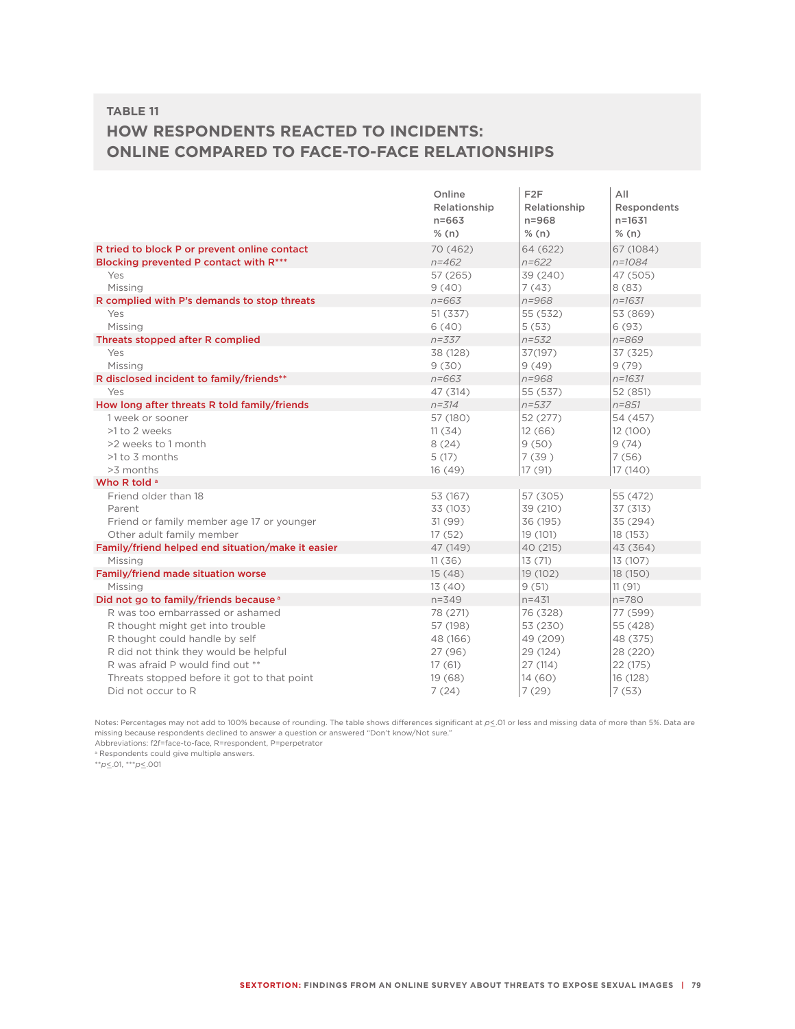## TABLE 11

# HOW RESPONDENTS REACTED TO INCIDENTS: ONLINE COMPARED TO FACE-TO-FACE RELATIONSHIPS

| | Online Relationship n=663 % (n) | F2F Relationship n=968 % (n) | All Respondents n=1631 % (n) |
|---|---|---|---|
| **R tried to block P or prevent online contact** | 70 (462) | 64 (622) | 67 (1084) |
| **Blocking prevented P contact with R\*\*\*** | *n=462* | *n=622* | *n=1084* |
| Yes | 57 (265) | 39 (240) | 47 (505) |
| Missing | 9 (40) | 7 (43) | 8 (83) |
| **R complied with P's demands to stop threats** | *n=663* | *n=968* | *n=1631* |
| Yes | 51 (337) | 55 (532) | 53 (869) |
| Missing | 6 (40) | 5 (53) | 6 (93) |
| **Threats stopped after R complied** | *n=337* | *n=532* | *n=869* |
| Yes | 38 (128) | 37(197) | 37 (325) |
| Missing | 9 (30) | 9 (49) | 9 (79) |
| **R disclosed incident to family/friends\*\*** | *n=663* | *n=968* | *n=1631* |
| Yes | 47 (314) | 55 (537) | 52 (851) |
| **How long after threats R told family/friends** | *n=314* | *n=537* | *n=851* |
| 1 week or sooner | 57 (180) | 52 (277) | 54 (457) |
| >1 to 2 weeks | 11 (34) | 12 (66) | 12 (100) |
| >2 weeks to 1 month | 8 (24) | 9 (50) | 9 (74) |
| >1 to 3 months | 5 (17) | 7 (39 ) | 7 (56) |
| >3 months | 16 (49) | 17 (91) | 17 (140) |
| **Who R told [a]** | | | |
| Friend older than 18 | 53 (167) | 57 (305) | 55 (472) |
| Parent | 33 (103) | 39 (210) | 37 (313) |
| Friend or family member age 17 or younger | 31 (99) | 36 (195) | 35 (294) |
| Other adult family member | 17 (52) | 19 (101) | 18 (153) |
| **Family/friend helped end situation/make it easier** | 47 (149) | 40 (215) | 43 (364) |
| Missing | 11 (36) | 13 (71) | 13 (107) |
| **Family/friend made situation worse** | 15 (48) | 19 (102) | 18 (150) |
| Missing | 13 (40) | 9 (51) | 11 (91) |
| **Did not go to family/friends because [a]** | n=349 | n=431 | n=780 |
| R was too embarrassed or ashamed | 78 (271) | 76 (328) | 77 (599) |
| R thought might get into trouble | 57 (198) | 53 (230) | 55 (428) |
| R thought could handle by self | 48 (166) | 49 (209) | 48 (375) |
| R did not think they would be helpful | 27 (96) | 29 (124) | 28 (220) |
| R was afraid P would find out \*\* | 17 (61) | 27 (114) | 22 (175) |
| Threats stopped before it got to that point | 19 (68) | 14 (60) | 16 (128) |
| Did not occur to R | 7 (24) | 7 (29) | 7 (53) |

Notes: Percentages may not add to 100% because of rounding. The table shows differences significant at $p \leq .01$ or less and missing data of more than 5%. Data are missing because respondents declined to answer a question or answered "Don't know/Not sure."
Abbreviations: f2f=face-to-face, R=respondent, P=perpetrator
[a] Respondents could give multiple answers.
\*\*$p \leq .01$, \*\*\*$p \leq .001$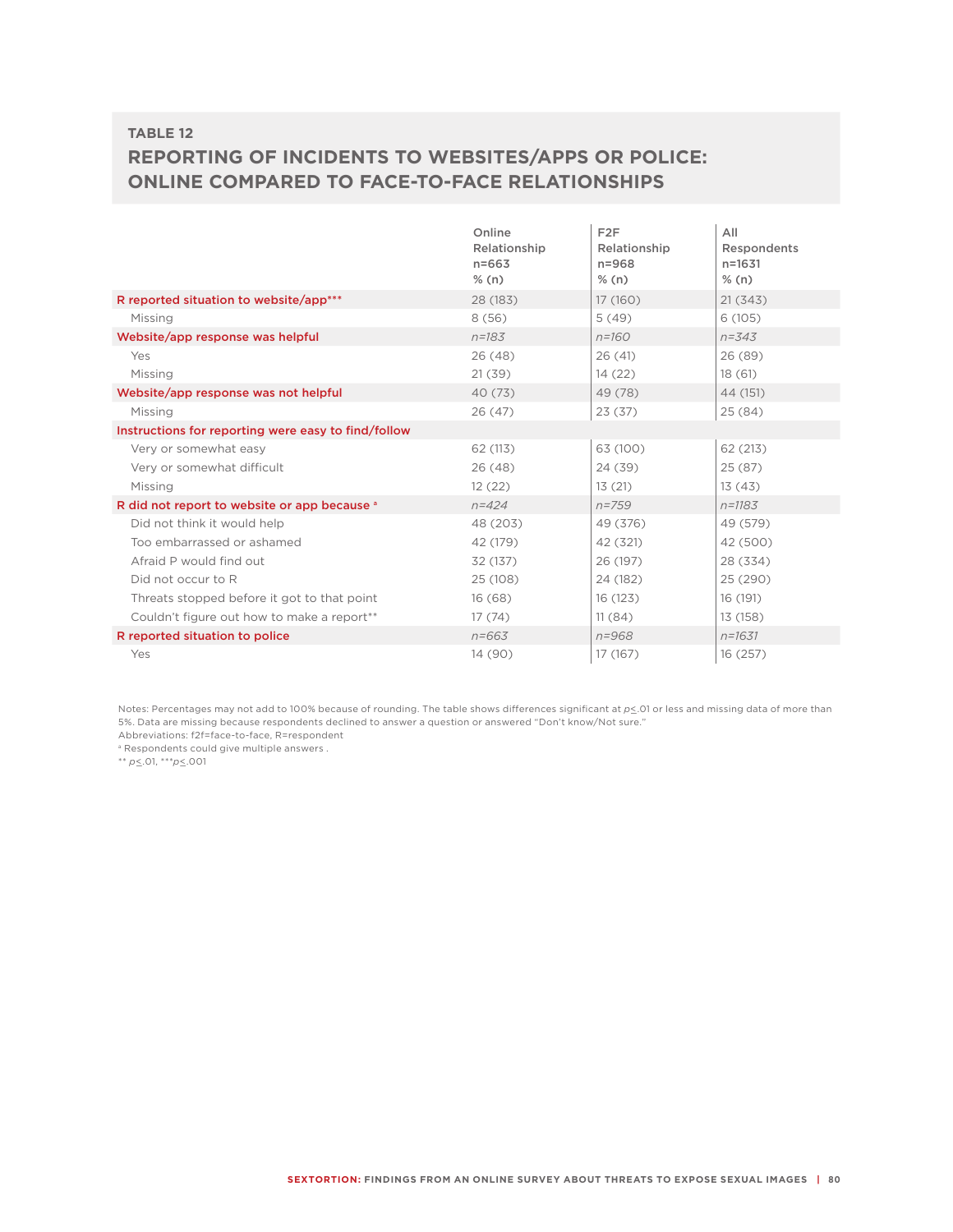## TABLE 12

## REPORTING OF INCIDENTS TO WEBSITES/APPS OR POLICE: ONLINE COMPARED TO FACE-TO-FACE RELATIONSHIPS

| | Online Relationship n=663 % (n) | F2F Relationship n=968 % (n) | All Respondents n=1631 % (n) |
|---|---|---|---|
| **R reported situation to website/app*** ** | 28 (183) | 17 (160) | 21 (343) |
| Missing | 8 (56) | 5 (49) | 6 (105) |
| **Website/app response was helpful** | *n=183* | *n=160* | *n=343* |
| Yes | 26 (48) | 26 (41) | 26 (89) |
| Missing | 21 (39) | 14 (22) | 18 (61) |
| **Website/app response was not helpful** | 40 (73) | 49 (78) | 44 (151) |
| Missing | 26 (47) | 23 (37) | 25 (84) |
| **Instructions for reporting were easy to find/follow** | | | |
| Very or somewhat easy | 62 (113) | 63 (100) | 62 (213) |
| Very or somewhat difficult | 26 (48) | 24 (39) | 25 (87) |
| Missing | 12 (22) | 13 (21) | 13 (43) |
| **R did not report to website or app because [a]** | *n=424* | *n=759* | *n=1183* |
| Did not think it would help | 48 (203) | 49 (376) | 49 (579) |
| Too embarrassed or ashamed | 42 (179) | 42 (321) | 42 (500) |
| Afraid P would find out | 32 (137) | 26 (197) | 28 (334) |
| Did not occur to R | 25 (108) | 24 (182) | 25 (290) |
| Threats stopped before it got to that point | 16 (68) | 16 (123) | 16 (191) |
| Couldn't figure out how to make a report** | 17 (74) | 11 (84) | 13 (158) |
| **R reported situation to police** | *n=663* | *n=968* | *n=1631* |
| Yes | 14 (90) | 17 (167) | 16 (257) |

Notes: Percentages may not add to 100% because of rounding. The table shows differences significant at $p \leq .01$ or less and missing data of more than 5%. Data are missing because respondents declined to answer a question or answered "Don't know/Not sure."

Abbreviations: f2f=face-to-face, R=respondent

[a] Respondents could give multiple answers .

** $p \leq .01$, *** $p \leq .001$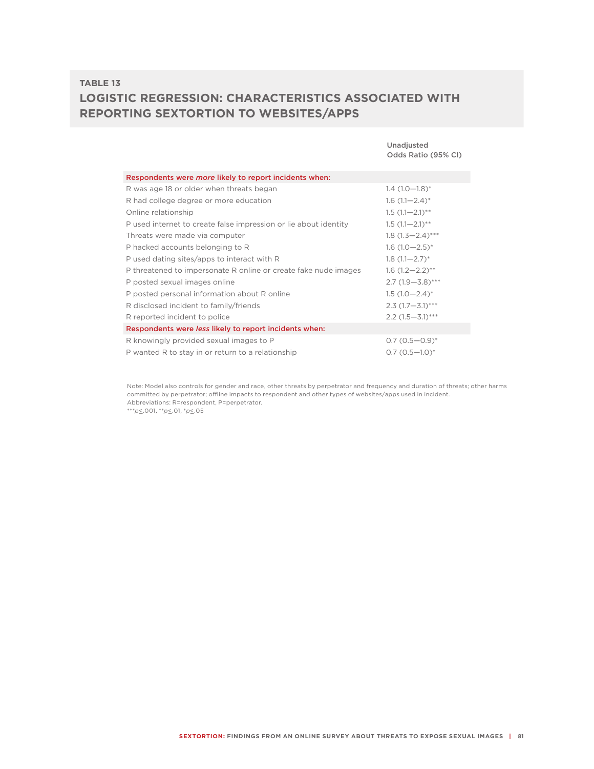## TABLE 13

# LOGISTIC REGRESSION: CHARACTERISTICS ASSOCIATED WITH REPORTING SEXTORTION TO WEBSITES/APPS

| | Unadjusted Odds Ratio (95% CI) |
|---|---|
| **Respondents were *more* likely to report incidents when:** | |
| R was age 18 or older when threats began | 1.4 (1.0—1.8)* |
| R had college degree or more education | 1.6 (1.1—2.4)* |
| Online relationship | 1.5 (1.1—2.1)** |
| P used internet to create false impression or lie about identity | 1.5 (1.1—2.1)** |
| Threats were made via computer | 1.8 (1.3—2.4)*** |
| P hacked accounts belonging to R | 1.6 (1.0—2.5)* |
| P used dating sites/apps to interact with R | 1.8 (1.1—2.7)* |
| P threatened to impersonate R online or create fake nude images | 1.6 (1.2—2.2)** |
| P posted sexual images online | 2.7 (1.9—3.8)*** |
| P posted personal information about R online | 1.5 (1.0—2.4)* |
| R disclosed incident to family/friends | 2.3 (1.7—3.1)*** |
| R reported incident to police | 2.2 (1.5—3.1)*** |
| **Respondents were *less* likely to report incidents when:** | |
| R knowingly provided sexual images to P | 0.7 (0.5—0.9)* |
| P wanted R to stay in or return to a relationship | 0.7 (0.5—1.0)* |

Note: Model also controls for gender and race, other threats by perpetrator and frequency and duration of threats; other harms committed by perpetrator; offline impacts to respondent and other types of websites/apps used in incident.
Abbreviations: R=respondent, P=perpetrator.
***$p \leq .001$, **$p \leq .01$, *$p \leq .05$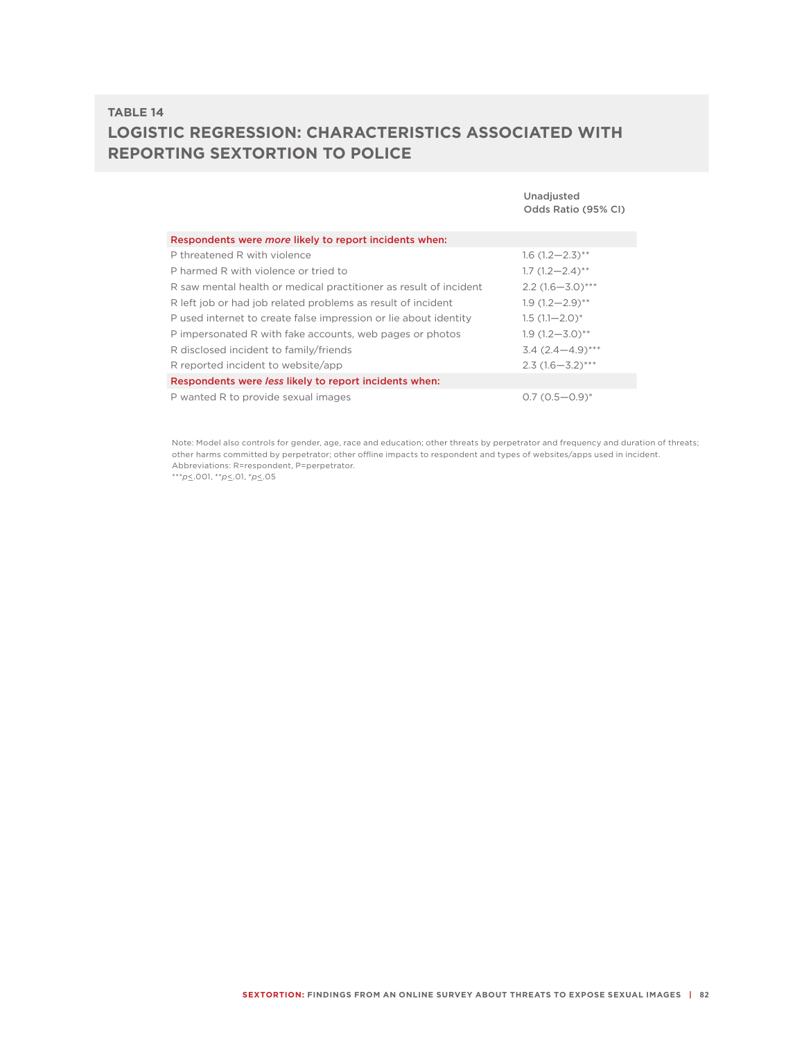## TABLE 14

# LOGISTIC REGRESSION: CHARACTERISTICS ASSOCIATED WITH REPORTING SEXTORTION TO POLICE

| | Unadjusted Odds Ratio (95% CI) |
|---|---|
| Respondents were *more* likely to report incidents when: | |
| P threatened R with violence | 1.6 (1.2—2.3)** |
| P harmed R with violence or tried to | 1.7 (1.2—2.4)** |
| R saw mental health or medical practitioner as result of incident | 2.2 (1.6—3.0)*** |
| R left job or had job related problems as result of incident | 1.9 (1.2—2.9)** |
| P used internet to create false impression or lie about identity | 1.5 (1.1—2.0)* |
| P impersonated R with fake accounts, web pages or photos | 1.9 (1.2—3.0)** |
| R disclosed incident to family/friends | 3.4 (2.4—4.9)*** |
| R reported incident to website/app | 2.3 (1.6—3.2)*** |
| Respondents were *less* likely to report incidents when: | |
| P wanted R to provide sexual images | 0.7 (0.5—0.9)* |

Note: Model also controls for gender, age, race and education; other threats by perpetrator and frequency and duration of threats; other harms committed by perpetrator; other offline impacts to respondent and types of websites/apps used in incident.
Abbreviations: R=respondent, P=perpetrator.
***$p \leq .001$, **$p \leq .01$, *$p \leq .05$